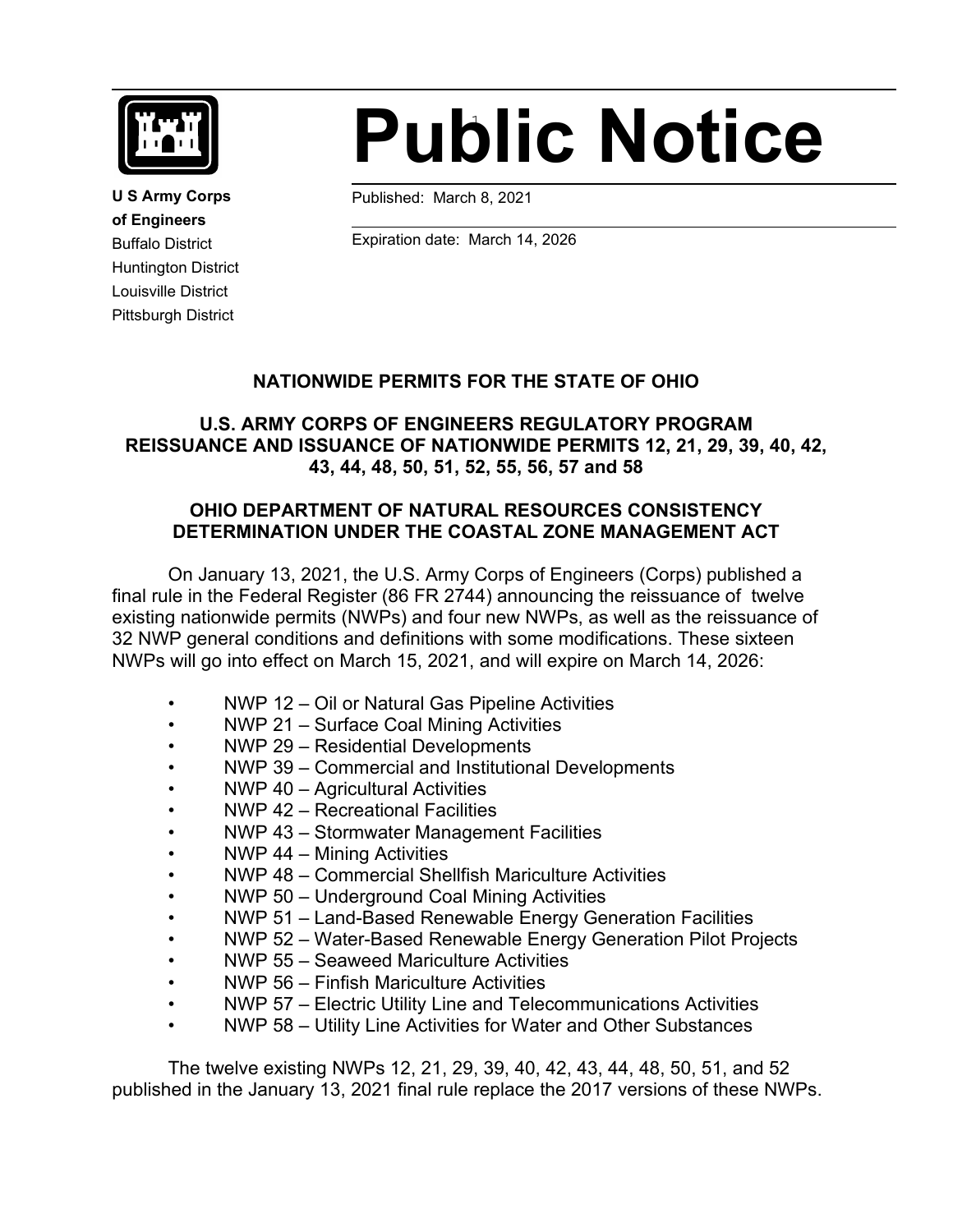# Public Notice

**U S Army Corps of Engineers**
Buffalo District
Huntington District
Louisville District
Pittsburgh District

Published: March 8, 2021

Expiration date: March 14, 2026

## NATIONWIDE PERMITS FOR THE STATE OF OHIO

## U.S. ARMY CORPS OF ENGINEERS REGULATORY PROGRAM REISSUANCE AND ISSUANCE OF NATIONWIDE PERMITS 12, 21, 29, 39, 40, 42, 43, 44, 48, 50, 51, 52, 55, 56, 57 and 58

## OHIO DEPARTMENT OF NATURAL RESOURCES CONSISTENCY DETERMINATION UNDER THE COASTAL ZONE MANAGEMENT ACT

On January 13, 2021, the U.S. Army Corps of Engineers (Corps) published a final rule in the Federal Register (86 FR 2744) announcing the reissuance of twelve existing nationwide permits (NWPs) and four new NWPs, as well as the reissuance of 32 NWP general conditions and definitions with some modifications. These sixteen NWPs will go into effect on March 15, 2021, and will expire on March 14, 2026:

- NWP 12 – Oil or Natural Gas Pipeline Activities
- NWP 21 – Surface Coal Mining Activities
- NWP 29 – Residential Developments
- NWP 39 – Commercial and Institutional Developments
- NWP 40 – Agricultural Activities
- NWP 42 – Recreational Facilities
- NWP 43 – Stormwater Management Facilities
- NWP 44 – Mining Activities
- NWP 48 – Commercial Shellfish Mariculture Activities
- NWP 50 – Underground Coal Mining Activities
- NWP 51 – Land-Based Renewable Energy Generation Facilities
- NWP 52 – Water-Based Renewable Energy Generation Pilot Projects
- NWP 55 – Seaweed Mariculture Activities
- NWP 56 – Finfish Mariculture Activities
- NWP 57 – Electric Utility Line and Telecommunications Activities
- NWP 58 – Utility Line Activities for Water and Other Substances

The twelve existing NWPs 12, 21, 29, 39, 40, 42, 43, 44, 48, 50, 51, and 52 published in the January 13, 2021 final rule replace the 2017 versions of these NWPs.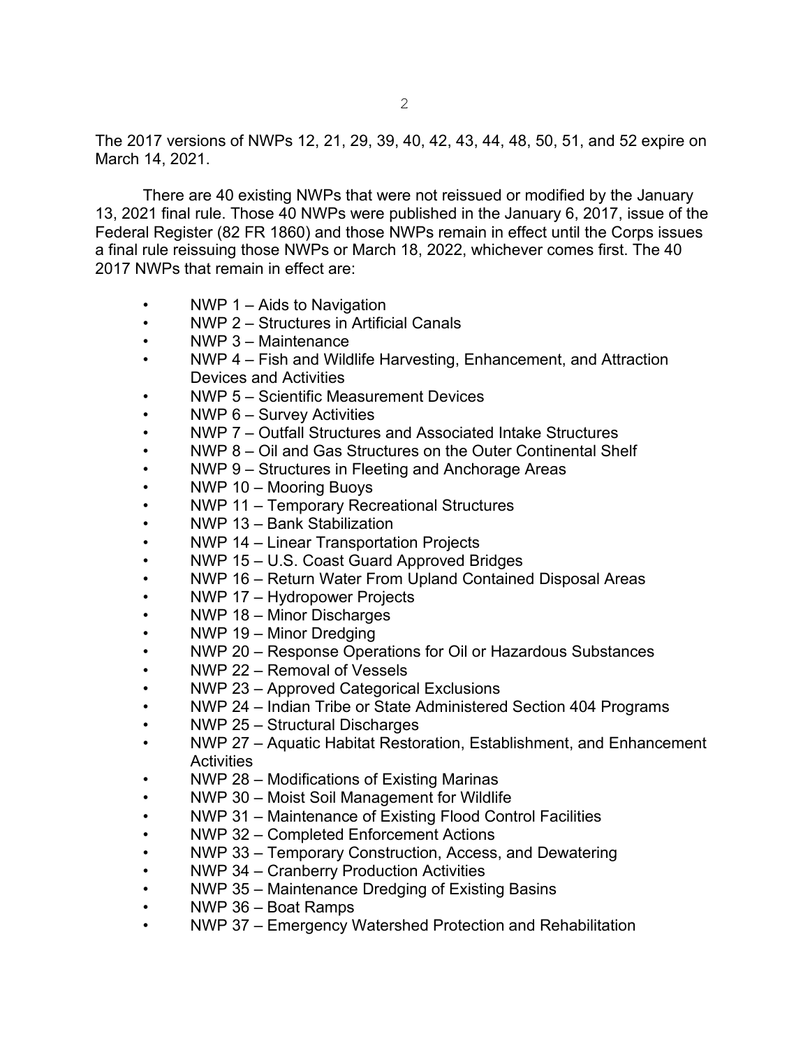The 2017 versions of NWPs 12, 21, 29, 39, 40, 42, 43, 44, 48, 50, 51, and 52 expire on March 14, 2021.

There are 40 existing NWPs that were not reissued or modified by the January 13, 2021 final rule. Those 40 NWPs were published in the January 6, 2017, issue of the Federal Register (82 FR 1860) and those NWPs remain in effect until the Corps issues a final rule reissuing those NWPs or March 18, 2022, whichever comes first. The 40 2017 NWPs that remain in effect are:

- NWP 1 – Aids to Navigation
- NWP 2 – Structures in Artificial Canals
- NWP 3 – Maintenance
- NWP 4 – Fish and Wildlife Harvesting, Enhancement, and Attraction Devices and Activities
- NWP 5 – Scientific Measurement Devices
- NWP 6 – Survey Activities
- NWP 7 – Outfall Structures and Associated Intake Structures
- NWP 8 – Oil and Gas Structures on the Outer Continental Shelf
- NWP 9 – Structures in Fleeting and Anchorage Areas
- NWP 10 – Mooring Buoys
- NWP 11 – Temporary Recreational Structures
- NWP 13 – Bank Stabilization
- NWP 14 – Linear Transportation Projects
- NWP 15 – U.S. Coast Guard Approved Bridges
- NWP 16 – Return Water From Upland Contained Disposal Areas
- NWP 17 – Hydropower Projects
- NWP 18 – Minor Discharges
- NWP 19 – Minor Dredging
- NWP 20 – Response Operations for Oil or Hazardous Substances
- NWP 22 – Removal of Vessels
- NWP 23 – Approved Categorical Exclusions
- NWP 24 – Indian Tribe or State Administered Section 404 Programs
- NWP 25 – Structural Discharges
- NWP 27 – Aquatic Habitat Restoration, Establishment, and Enhancement Activities
- NWP 28 – Modifications of Existing Marinas
- NWP 30 – Moist Soil Management for Wildlife
- NWP 31 – Maintenance of Existing Flood Control Facilities
- NWP 32 – Completed Enforcement Actions
- NWP 33 – Temporary Construction, Access, and Dewatering
- NWP 34 – Cranberry Production Activities
- NWP 35 – Maintenance Dredging of Existing Basins
- NWP 36 – Boat Ramps
- NWP 37 – Emergency Watershed Protection and Rehabilitation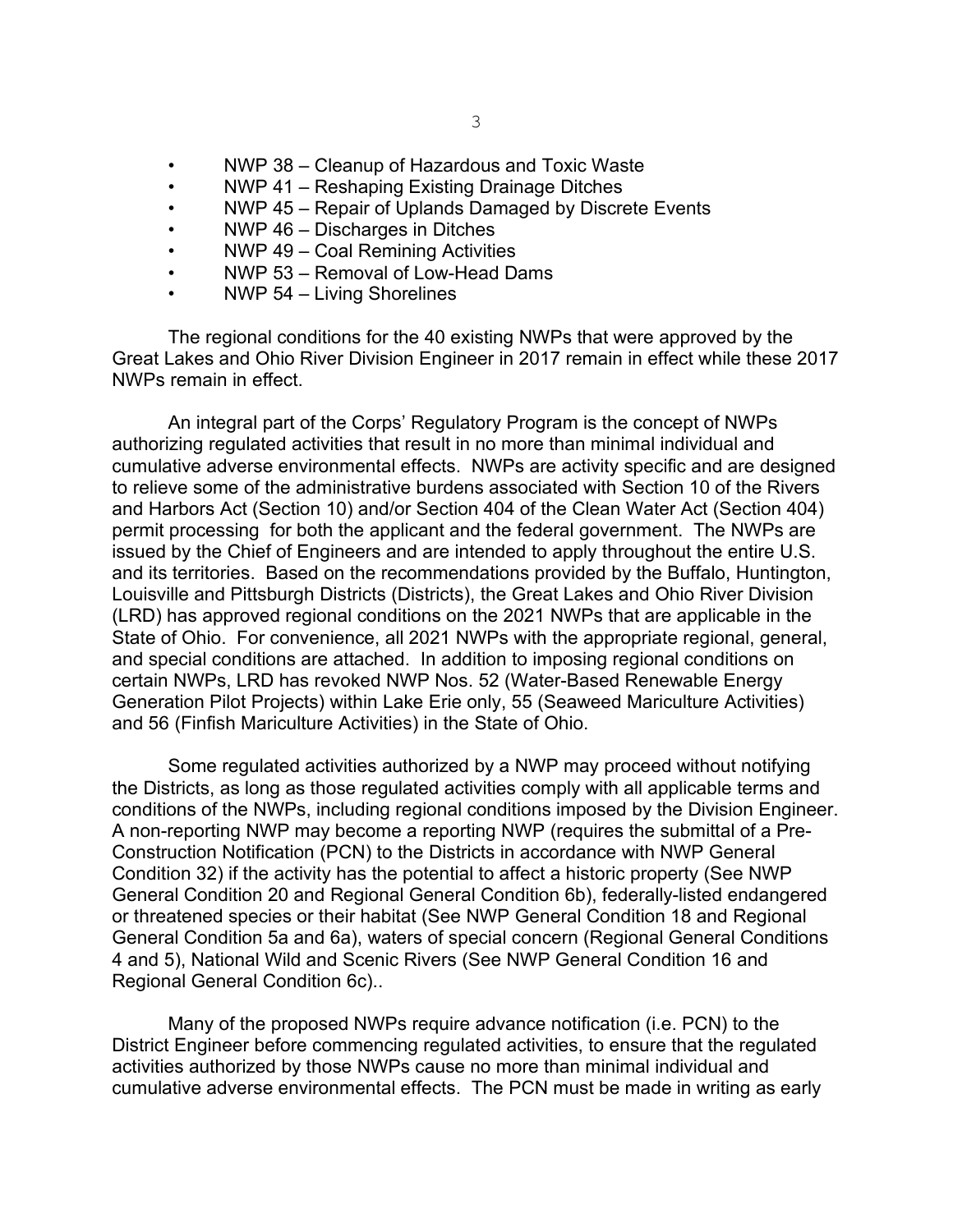- NWP 38 – Cleanup of Hazardous and Toxic Waste
- NWP 41 – Reshaping Existing Drainage Ditches
- NWP 45 – Repair of Uplands Damaged by Discrete Events
- NWP 46 – Discharges in Ditches
- NWP 49 – Coal Remining Activities
- NWP 53 – Removal of Low-Head Dams
- NWP 54 – Living Shorelines

The regional conditions for the 40 existing NWPs that were approved by the Great Lakes and Ohio River Division Engineer in 2017 remain in effect while these 2017 NWPs remain in effect.

An integral part of the Corps' Regulatory Program is the concept of NWPs authorizing regulated activities that result in no more than minimal individual and cumulative adverse environmental effects. NWPs are activity specific and are designed to relieve some of the administrative burdens associated with Section 10 of the Rivers and Harbors Act (Section 10) and/or Section 404 of the Clean Water Act (Section 404) permit processing for both the applicant and the federal government. The NWPs are issued by the Chief of Engineers and are intended to apply throughout the entire U.S. and its territories. Based on the recommendations provided by the Buffalo, Huntington, Louisville and Pittsburgh Districts (Districts), the Great Lakes and Ohio River Division (LRD) has approved regional conditions on the 2021 NWPs that are applicable in the State of Ohio. For convenience, all 2021 NWPs with the appropriate regional, general, and special conditions are attached. In addition to imposing regional conditions on certain NWPs, LRD has revoked NWP Nos. 52 (Water-Based Renewable Energy Generation Pilot Projects) within Lake Erie only, 55 (Seaweed Mariculture Activities) and 56 (Finfish Mariculture Activities) in the State of Ohio.

Some regulated activities authorized by a NWP may proceed without notifying the Districts, as long as those regulated activities comply with all applicable terms and conditions of the NWPs, including regional conditions imposed by the Division Engineer. A non-reporting NWP may become a reporting NWP (requires the submittal of a Pre-Construction Notification (PCN) to the Districts in accordance with NWP General Condition 32) if the activity has the potential to affect a historic property (See NWP General Condition 20 and Regional General Condition 6b), federally-listed endangered or threatened species or their habitat (See NWP General Condition 18 and Regional General Condition 5a and 6a), waters of special concern (Regional General Conditions 4 and 5), National Wild and Scenic Rivers (See NWP General Condition 16 and Regional General Condition 6c)..

Many of the proposed NWPs require advance notification (i.e. PCN) to the District Engineer before commencing regulated activities, to ensure that the regulated activities authorized by those NWPs cause no more than minimal individual and cumulative adverse environmental effects. The PCN must be made in writing as early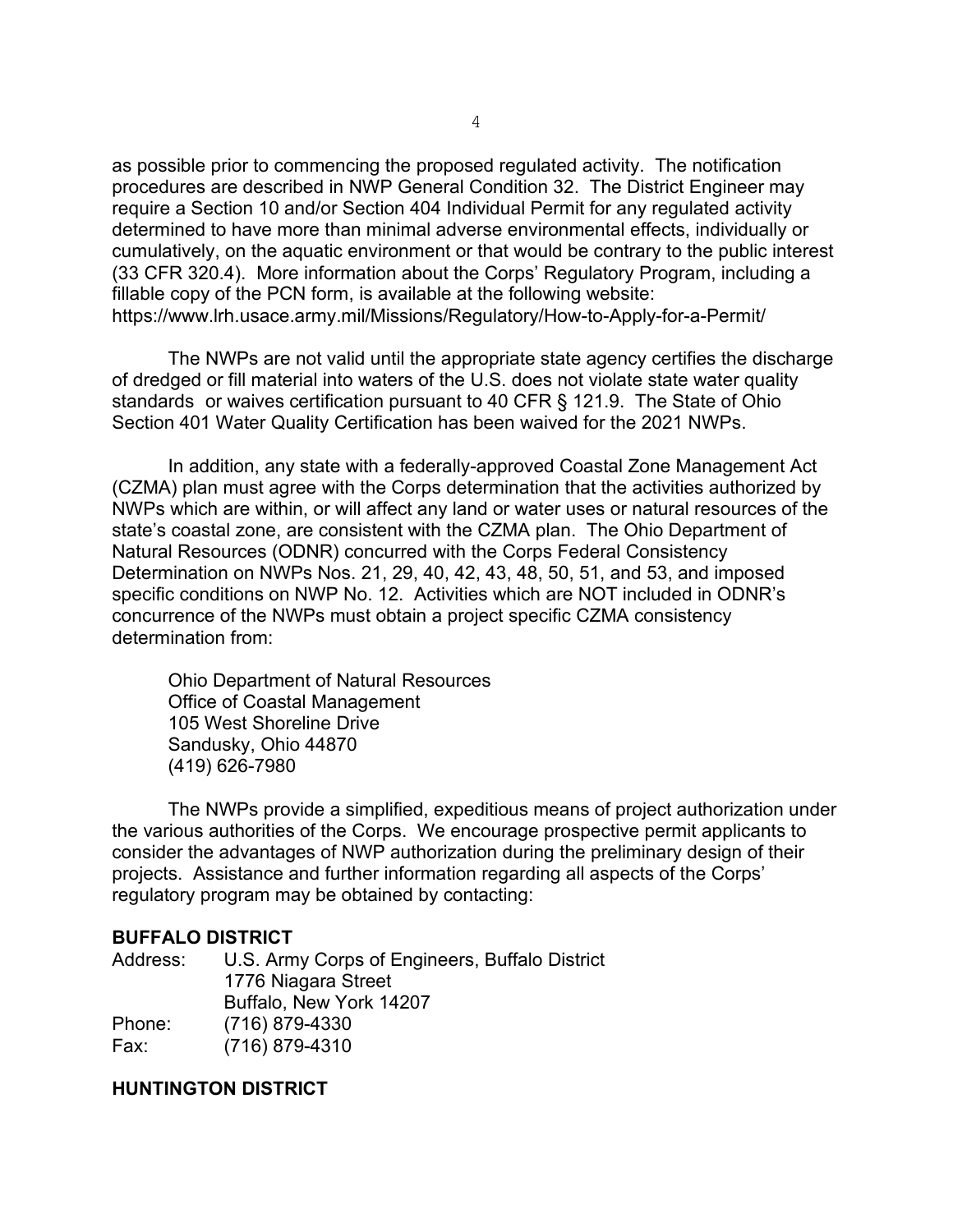as possible prior to commencing the proposed regulated activity. The notification procedures are described in NWP General Condition 32. The District Engineer may require a Section 10 and/or Section 404 Individual Permit for any regulated activity determined to have more than minimal adverse environmental effects, individually or cumulatively, on the aquatic environment or that would be contrary to the public interest (33 CFR 320.4). More information about the Corps' Regulatory Program, including a fillable copy of the PCN form, is available at the following website: https://www.lrh.usace.army.mil/Missions/Regulatory/How-to-Apply-for-a-Permit/

The NWPs are not valid until the appropriate state agency certifies the discharge of dredged or fill material into waters of the U.S. does not violate state water quality standards or waives certification pursuant to 40 CFR § 121.9. The State of Ohio Section 401 Water Quality Certification has been waived for the 2021 NWPs.

In addition, any state with a federally-approved Coastal Zone Management Act (CZMA) plan must agree with the Corps determination that the activities authorized by NWPs which are within, or will affect any land or water uses or natural resources of the state's coastal zone, are consistent with the CZMA plan. The Ohio Department of Natural Resources (ODNR) concurred with the Corps Federal Consistency Determination on NWPs Nos. 21, 29, 40, 42, 43, 48, 50, 51, and 53, and imposed specific conditions on NWP No. 12. Activities which are NOT included in ODNR's concurrence of the NWPs must obtain a project specific CZMA consistency determination from:

Ohio Department of Natural Resources
Office of Coastal Management
105 West Shoreline Drive
Sandusky, Ohio 44870
(419) 626-7980

The NWPs provide a simplified, expeditious means of project authorization under the various authorities of the Corps. We encourage prospective permit applicants to consider the advantages of NWP authorization during the preliminary design of their projects. Assistance and further information regarding all aspects of the Corps' regulatory program may be obtained by contacting:

**BUFFALO DISTRICT**

Address: U.S. Army Corps of Engineers, Buffalo District
1776 Niagara Street
Buffalo, New York 14207
Phone: (716) 879-4330
Fax: (716) 879-4310

**HUNTINGTON DISTRICT**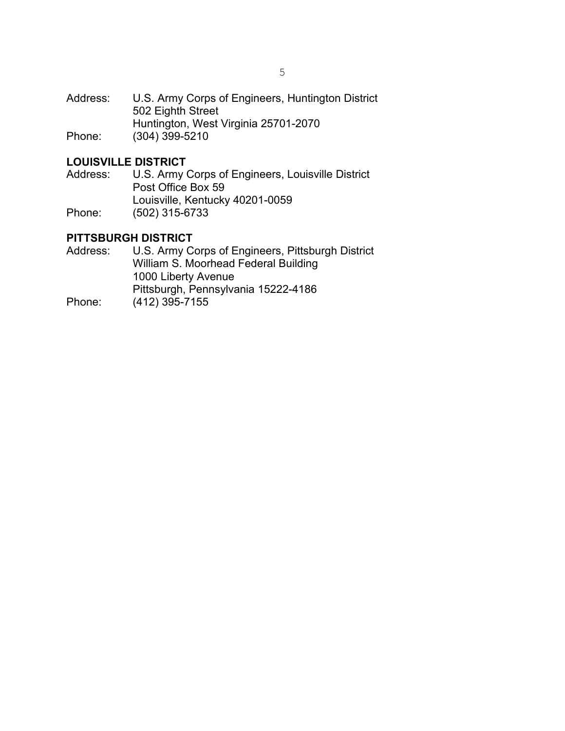Address: U.S. Army Corps of Engineers, Huntington District
502 Eighth Street
Huntington, West Virginia 25701-2070
Phone: (304) 399-5210

**LOUISVILLE DISTRICT**

Address: U.S. Army Corps of Engineers, Louisville District
Post Office Box 59
Louisville, Kentucky 40201-0059
Phone: (502) 315-6733

**PITTSBURGH DISTRICT**

Address: U.S. Army Corps of Engineers, Pittsburgh District
William S. Moorhead Federal Building
1000 Liberty Avenue
Pittsburgh, Pennsylvania 15222-4186
Phone: (412) 395-7155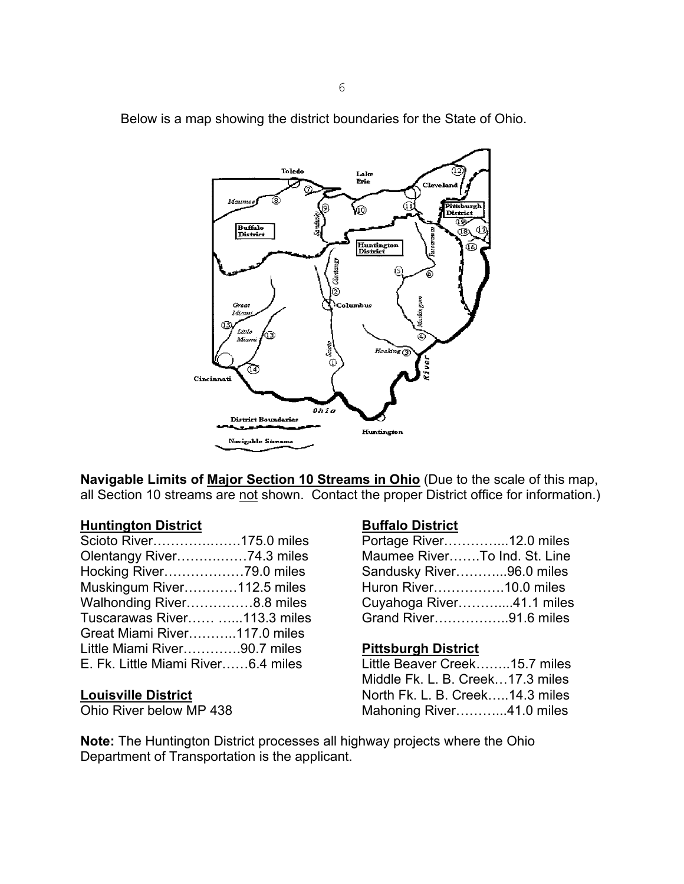Below is a map showing the district boundaries for the State of Ohio.

**Navigable Limits of Major Section 10 Streams in Ohio** (Due to the scale of this map, all Section 10 streams are not shown. Contact the proper District office for information.)

**Huntington District**

Scioto River……………….175.0 miles
Olentangy River……….……74.3 miles
Hocking River………………79.0 miles
Muskingum River…………112.5 miles
Walhonding River……………8.8 miles
Tuscarawas River…… …...113.3 miles
Great Miami River………..117.0 miles
Little Miami River………….90.7 miles
E. Fk. Little Miami River……6.4 miles

**Louisville District**

Ohio River below MP 438

**Buffalo District**

Portage River…………...12.0 miles
Maumee River…….To Ind. St. Line
Sandusky River………...96.0 miles
Huron River…………….10.0 miles
Cuyahoga River……….....41.1 miles
Grand River……………..91.6 miles

**Pittsburgh District**

Little Beaver Creek……..15.7 miles
Middle Fk. L. B. Creek…17.3 miles
North Fk. L. B. Creek…..14.3 miles
Mahoning River………..41.0 miles

**Note:** The Huntington District processes all highway projects where the Ohio Department of Transportation is the applicant.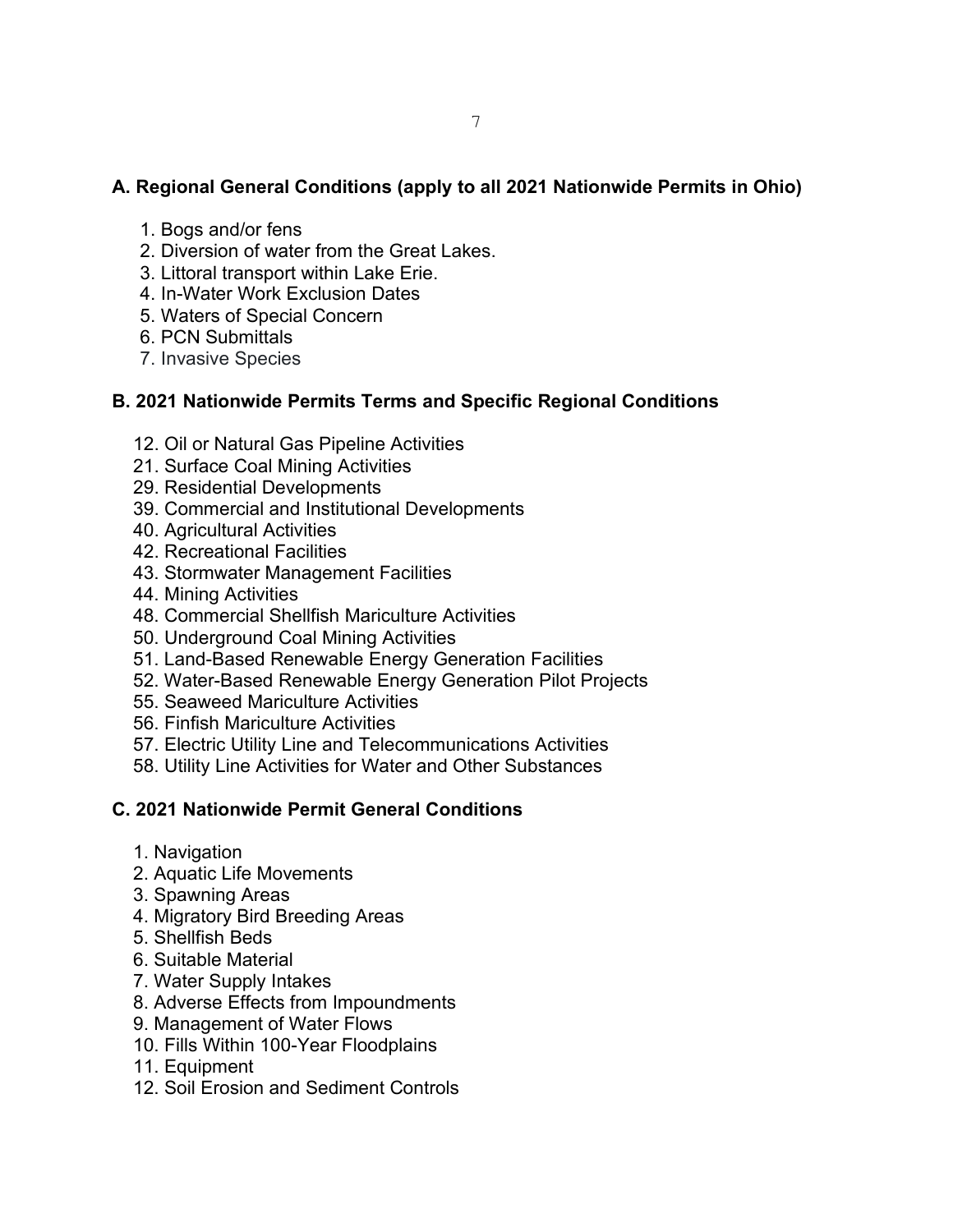## A. Regional General Conditions (apply to all 2021 Nationwide Permits in Ohio)

1. Bogs and/or fens
2. Diversion of water from the Great Lakes.
3. Littoral transport within Lake Erie.
4. In-Water Work Exclusion Dates
5. Waters of Special Concern
6. PCN Submittals
7. Invasive Species

## B. 2021 Nationwide Permits Terms and Specific Regional Conditions

12. Oil or Natural Gas Pipeline Activities
21. Surface Coal Mining Activities
29. Residential Developments
39. Commercial and Institutional Developments
40. Agricultural Activities
42. Recreational Facilities
43. Stormwater Management Facilities
44. Mining Activities
48. Commercial Shellfish Mariculture Activities
50. Underground Coal Mining Activities
51. Land-Based Renewable Energy Generation Facilities
52. Water-Based Renewable Energy Generation Pilot Projects
55. Seaweed Mariculture Activities
56. Finfish Mariculture Activities
57. Electric Utility Line and Telecommunications Activities
58. Utility Line Activities for Water and Other Substances

## C. 2021 Nationwide Permit General Conditions

1. Navigation
2. Aquatic Life Movements
3. Spawning Areas
4. Migratory Bird Breeding Areas
5. Shellfish Beds
6. Suitable Material
7. Water Supply Intakes
8. Adverse Effects from Impoundments
9. Management of Water Flows
10. Fills Within 100-Year Floodplains
11. Equipment
12. Soil Erosion and Sediment Controls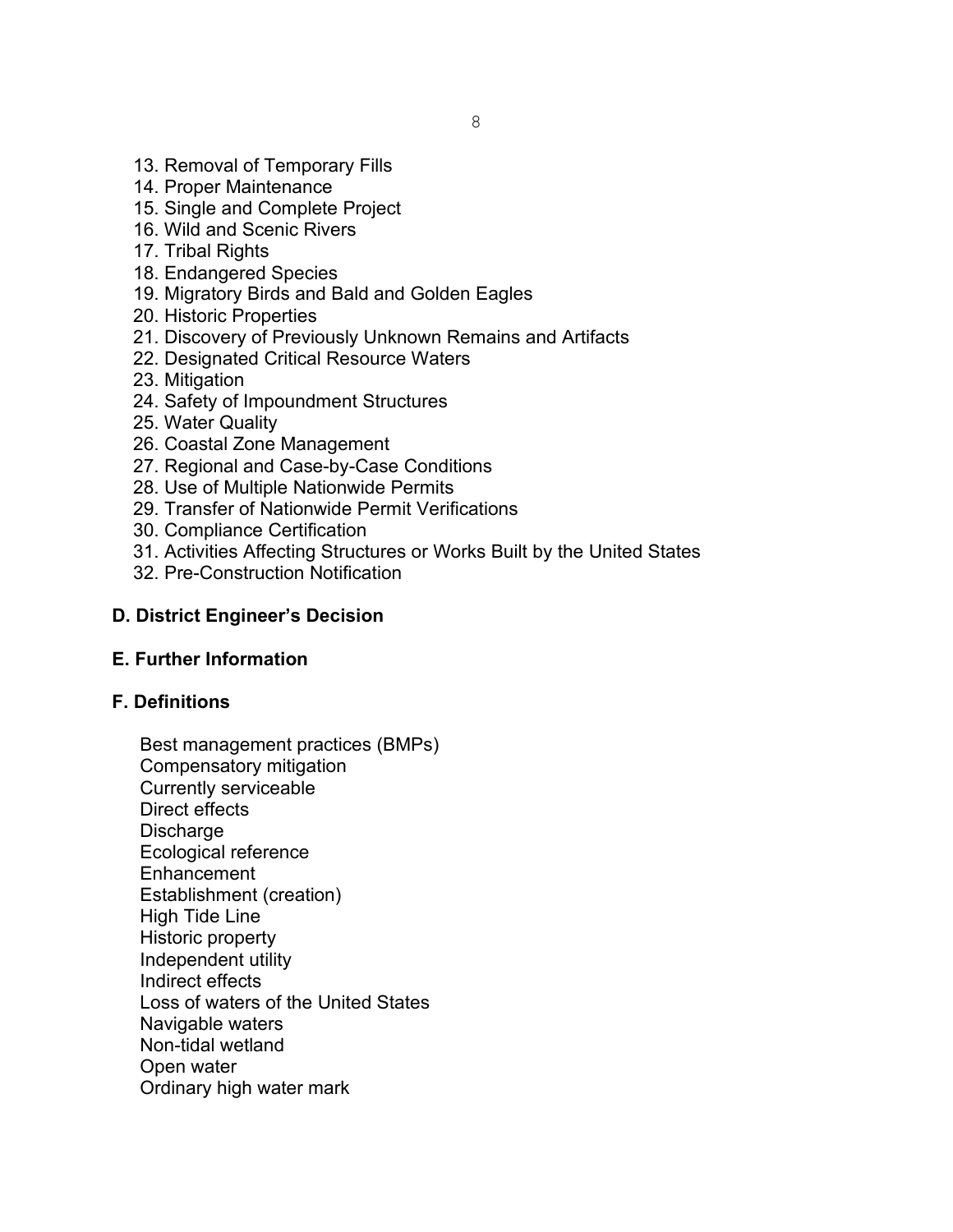13. Removal of Temporary Fills
14. Proper Maintenance
15. Single and Complete Project
16. Wild and Scenic Rivers
17. Tribal Rights
18. Endangered Species
19. Migratory Birds and Bald and Golden Eagles
20. Historic Properties
21. Discovery of Previously Unknown Remains and Artifacts
22. Designated Critical Resource Waters
23. Mitigation
24. Safety of Impoundment Structures
25. Water Quality
26. Coastal Zone Management
27. Regional and Case-by-Case Conditions
28. Use of Multiple Nationwide Permits
29. Transfer of Nationwide Permit Verifications
30. Compliance Certification
31. Activities Affecting Structures or Works Built by the United States
32. Pre-Construction Notification

**D. District Engineer's Decision**

**E. Further Information**

**F. Definitions**

Best management practices (BMPs)
Compensatory mitigation
Currently serviceable
Direct effects
Discharge
Ecological reference
Enhancement
Establishment (creation)
High Tide Line
Historic property
Independent utility
Indirect effects
Loss of waters of the United States
Navigable waters
Non-tidal wetland
Open water
Ordinary high water mark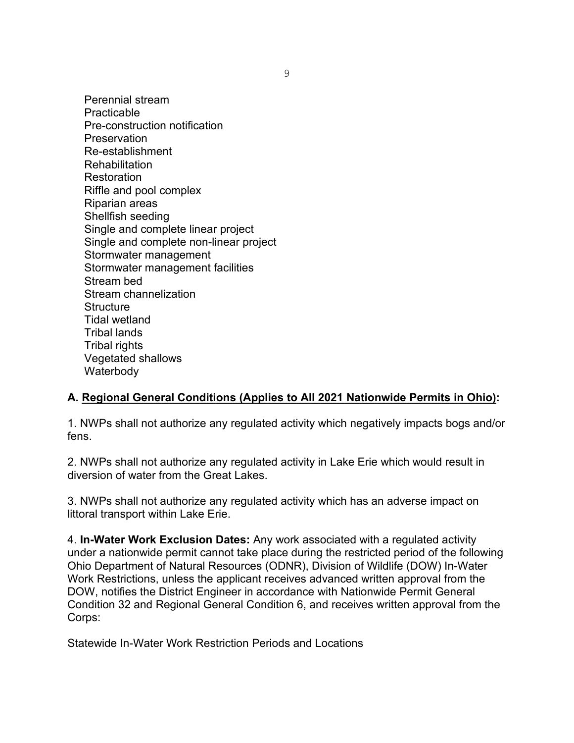Perennial stream
Practicable
Pre-construction notification
Preservation
Re-establishment
Rehabilitation
Restoration
Riffle and pool complex
Riparian areas
Shellfish seeding
Single and complete linear project
Single and complete non-linear project
Stormwater management
Stormwater management facilities
Stream bed
Stream channelization
Structure
Tidal wetland
Tribal lands
Tribal rights
Vegetated shallows
Waterbody

**A. Regional General Conditions (Applies to All 2021 Nationwide Permits in Ohio):**

1. NWPs shall not authorize any regulated activity which negatively impacts bogs and/or fens.

2. NWPs shall not authorize any regulated activity in Lake Erie which would result in diversion of water from the Great Lakes.

3. NWPs shall not authorize any regulated activity which has an adverse impact on littoral transport within Lake Erie.

4. **In-Water Work Exclusion Dates:** Any work associated with a regulated activity under a nationwide permit cannot take place during the restricted period of the following Ohio Department of Natural Resources (ODNR), Division of Wildlife (DOW) In-Water Work Restrictions, unless the applicant receives advanced written approval from the DOW, notifies the District Engineer in accordance with Nationwide Permit General Condition 32 and Regional General Condition 6, and receives written approval from the Corps:

Statewide In-Water Work Restriction Periods and Locations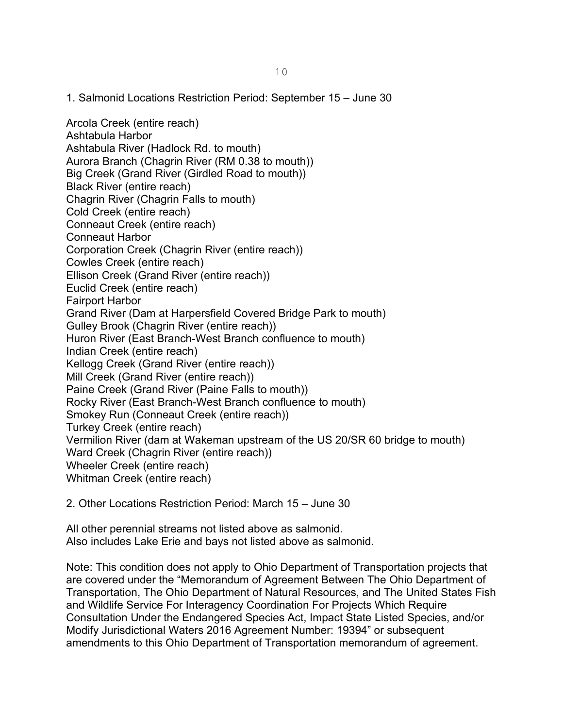1. Salmonid Locations Restriction Period: September 15 – June 30

Arcola Creek (entire reach)
Ashtabula Harbor
Ashtabula River (Hadlock Rd. to mouth)
Aurora Branch (Chagrin River (RM 0.38 to mouth))
Big Creek (Grand River (Girdled Road to mouth))
Black River (entire reach)
Chagrin River (Chagrin Falls to mouth)
Cold Creek (entire reach)
Conneaut Creek (entire reach)
Conneaut Harbor
Corporation Creek (Chagrin River (entire reach))
Cowles Creek (entire reach)
Ellison Creek (Grand River (entire reach))
Euclid Creek (entire reach)
Fairport Harbor
Grand River (Dam at Harpersfield Covered Bridge Park to mouth)
Gulley Brook (Chagrin River (entire reach))
Huron River (East Branch-West Branch confluence to mouth)
Indian Creek (entire reach)
Kellogg Creek (Grand River (entire reach))
Mill Creek (Grand River (entire reach))
Paine Creek (Grand River (Paine Falls to mouth))
Rocky River (East Branch-West Branch confluence to mouth)
Smokey Run (Conneaut Creek (entire reach))
Turkey Creek (entire reach)
Vermilion River (dam at Wakeman upstream of the US 20/SR 60 bridge to mouth)
Ward Creek (Chagrin River (entire reach))
Wheeler Creek (entire reach)
Whitman Creek (entire reach)

2. Other Locations Restriction Period: March 15 – June 30

All other perennial streams not listed above as salmonid.
Also includes Lake Erie and bays not listed above as salmonid.

Note: This condition does not apply to Ohio Department of Transportation projects that are covered under the "Memorandum of Agreement Between The Ohio Department of Transportation, The Ohio Department of Natural Resources, and The United States Fish and Wildlife Service For Interagency Coordination For Projects Which Require Consultation Under the Endangered Species Act, Impact State Listed Species, and/or Modify Jurisdictional Waters 2016 Agreement Number: 19394" or subsequent amendments to this Ohio Department of Transportation memorandum of agreement.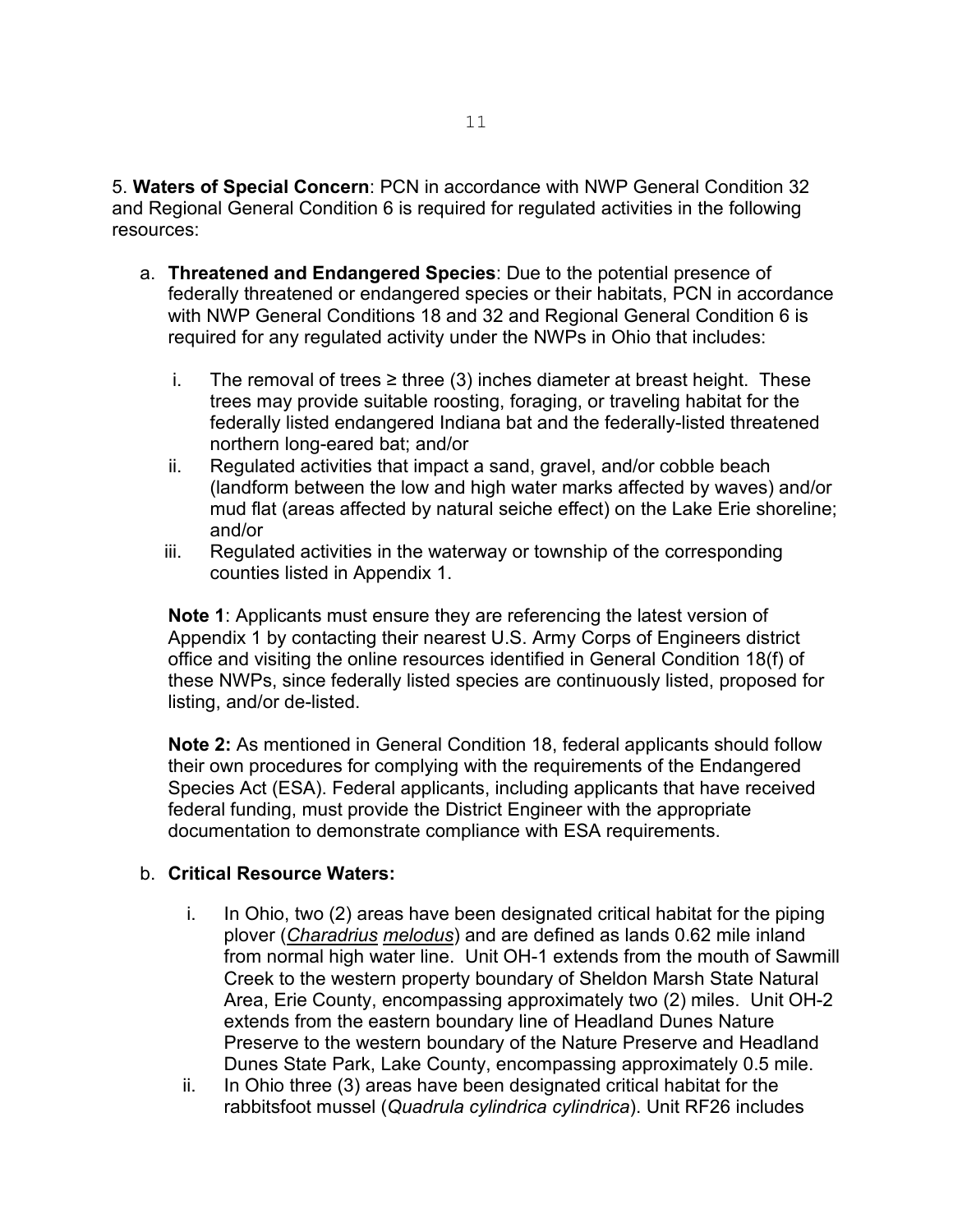5. **Waters of Special Concern**: PCN in accordance with NWP General Condition 32 and Regional General Condition 6 is required for regulated activities in the following resources:

a. **Threatened and Endangered Species**: Due to the potential presence of federally threatened or endangered species or their habitats, PCN in accordance with NWP General Conditions 18 and 32 and Regional General Condition 6 is required for any regulated activity under the NWPs in Ohio that includes:

   i. The removal of trees ≥ three (3) inches diameter at breast height. These trees may provide suitable roosting, foraging, or traveling habitat for the federally listed endangered Indiana bat and the federally-listed threatened northern long-eared bat; and/or

   ii. Regulated activities that impact a sand, gravel, and/or cobble beach (landform between the low and high water marks affected by waves) and/or mud flat (areas affected by natural seiche effect) on the Lake Erie shoreline; and/or

   iii. Regulated activities in the waterway or township of the corresponding counties listed in Appendix 1.

   **Note 1**: Applicants must ensure they are referencing the latest version of Appendix 1 by contacting their nearest U.S. Army Corps of Engineers district office and visiting the online resources identified in General Condition 18(f) of these NWPs, since federally listed species are continuously listed, proposed for listing, and/or de-listed.

   **Note 2:** As mentioned in General Condition 18, federal applicants should follow their own procedures for complying with the requirements of the Endangered Species Act (ESA). Federal applicants, including applicants that have received federal funding, must provide the District Engineer with the appropriate documentation to demonstrate compliance with ESA requirements.

b. **Critical Resource Waters:**

   i. In Ohio, two (2) areas have been designated critical habitat for the piping plover (*Charadrius melodus*) and are defined as lands 0.62 mile inland from normal high water line. Unit OH-1 extends from the mouth of Sawmill Creek to the western property boundary of Sheldon Marsh State Natural Area, Erie County, encompassing approximately two (2) miles. Unit OH-2 extends from the eastern boundary line of Headland Dunes Nature Preserve to the western boundary of the Nature Preserve and Headland Dunes State Park, Lake County, encompassing approximately 0.5 mile.

   ii. In Ohio three (3) areas have been designated critical habitat for the rabbitsfoot mussel (*Quadrula cylindrica cylindrica*). Unit RF26 includes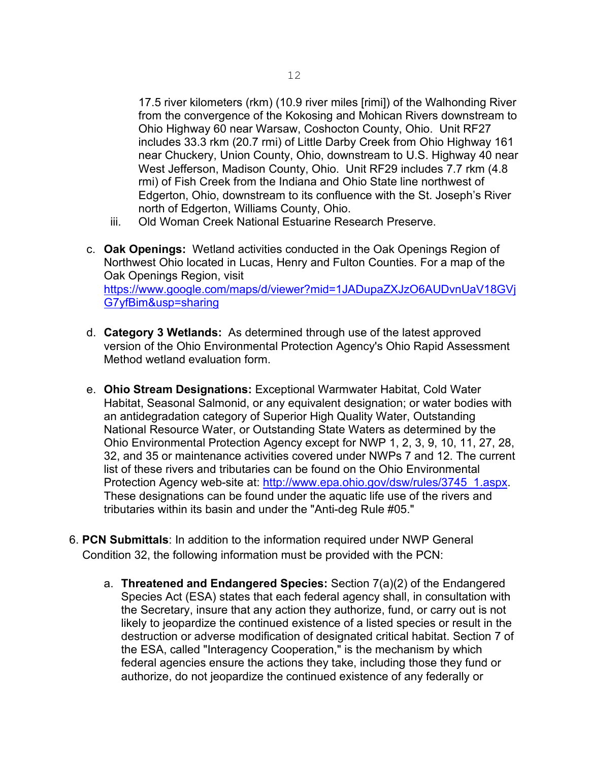17.5 river kilometers (rkm) (10.9 river miles [rimi]) of the Walhonding River from the convergence of the Kokosing and Mohican Rivers downstream to Ohio Highway 60 near Warsaw, Coshocton County, Ohio. Unit RF27 includes 33.3 rkm (20.7 rmi) of Little Darby Creek from Ohio Highway 161 near Chuckery, Union County, Ohio, downstream to U.S. Highway 40 near West Jefferson, Madison County, Ohio. Unit RF29 includes 7.7 rkm (4.8 rmi) of Fish Creek from the Indiana and Ohio State line northwest of Edgerton, Ohio, downstream to its confluence with the St. Joseph's River north of Edgerton, Williams County, Ohio.

   iii. Old Woman Creek National Estuarine Research Preserve.

c. **Oak Openings:** Wetland activities conducted in the Oak Openings Region of Northwest Ohio located in Lucas, Henry and Fulton Counties. For a map of the Oak Openings Region, visit https://www.google.com/maps/d/viewer?mid=1JADupaZXJzO6AUDvnUaV18GVjG7yfBim&usp=sharing

d. **Category 3 Wetlands:** As determined through use of the latest approved version of the Ohio Environmental Protection Agency's Ohio Rapid Assessment Method wetland evaluation form.

e. **Ohio Stream Designations:** Exceptional Warmwater Habitat, Cold Water Habitat, Seasonal Salmonid, or any equivalent designation; or water bodies with an antidegradation category of Superior High Quality Water, Outstanding National Resource Water, or Outstanding State Waters as determined by the Ohio Environmental Protection Agency except for NWP 1, 2, 3, 9, 10, 11, 27, 28, 32, and 35 or maintenance activities covered under NWPs 7 and 12. The current list of these rivers and tributaries can be found on the Ohio Environmental Protection Agency web-site at: http://www.epa.ohio.gov/dsw/rules/3745_1.aspx. These designations can be found under the aquatic life use of the rivers and tributaries within its basin and under the "Anti-deg Rule #05."

6. **PCN Submittals**: In addition to the information required under NWP General Condition 32, the following information must be provided with the PCN:

   a. **Threatened and Endangered Species:** Section 7(a)(2) of the Endangered Species Act (ESA) states that each federal agency shall, in consultation with the Secretary, insure that any action they authorize, fund, or carry out is not likely to jeopardize the continued existence of a listed species or result in the destruction or adverse modification of designated critical habitat. Section 7 of the ESA, called "Interagency Cooperation," is the mechanism by which federal agencies ensure the actions they take, including those they fund or authorize, do not jeopardize the continued existence of any federally or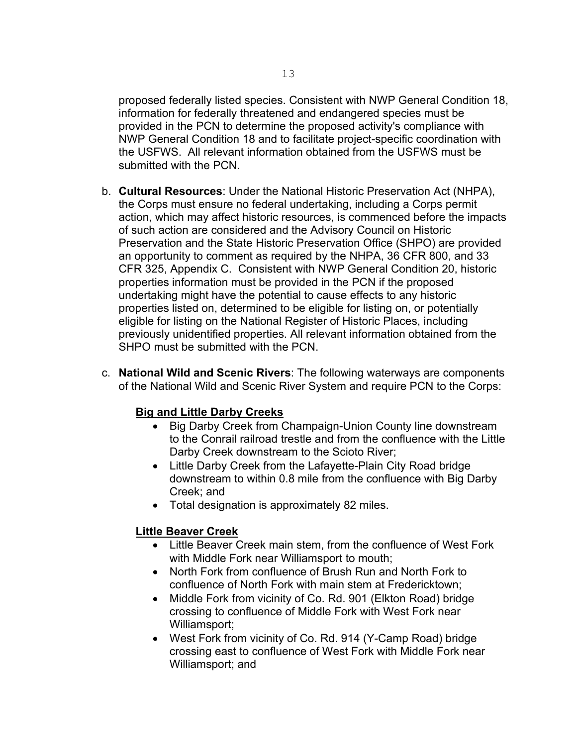proposed federally listed species. Consistent with NWP General Condition 18, information for federally threatened and endangered species must be provided in the PCN to determine the proposed activity's compliance with NWP General Condition 18 and to facilitate project-specific coordination with the USFWS. All relevant information obtained from the USFWS must be submitted with the PCN.

b. **Cultural Resources**: Under the National Historic Preservation Act (NHPA), the Corps must ensure no federal undertaking, including a Corps permit action, which may affect historic resources, is commenced before the impacts of such action are considered and the Advisory Council on Historic Preservation and the State Historic Preservation Office (SHPO) are provided an opportunity to comment as required by the NHPA, 36 CFR 800, and 33 CFR 325, Appendix C. Consistent with NWP General Condition 20, historic properties information must be provided in the PCN if the proposed undertaking might have the potential to cause effects to any historic properties listed on, determined to be eligible for listing on, or potentially eligible for listing on the National Register of Historic Places, including previously unidentified properties. All relevant information obtained from the SHPO must be submitted with the PCN.

c. **National Wild and Scenic Rivers**: The following waterways are components of the National Wild and Scenic River System and require PCN to the Corps:

**<u>Big and Little Darby Creeks</u>**

- Big Darby Creek from Champaign-Union County line downstream to the Conrail railroad trestle and from the confluence with the Little Darby Creek downstream to the Scioto River;
- Little Darby Creek from the Lafayette-Plain City Road bridge downstream to within 0.8 mile from the confluence with Big Darby Creek; and
- Total designation is approximately 82 miles.

**<u>Little Beaver Creek</u>**

- Little Beaver Creek main stem, from the confluence of West Fork with Middle Fork near Williamsport to mouth;
- North Fork from confluence of Brush Run and North Fork to confluence of North Fork with main stem at Fredericktown;
- Middle Fork from vicinity of Co. Rd. 901 (Elkton Road) bridge crossing to confluence of Middle Fork with West Fork near Williamsport;
- West Fork from vicinity of Co. Rd. 914 (Y-Camp Road) bridge crossing east to confluence of West Fork with Middle Fork near Williamsport; and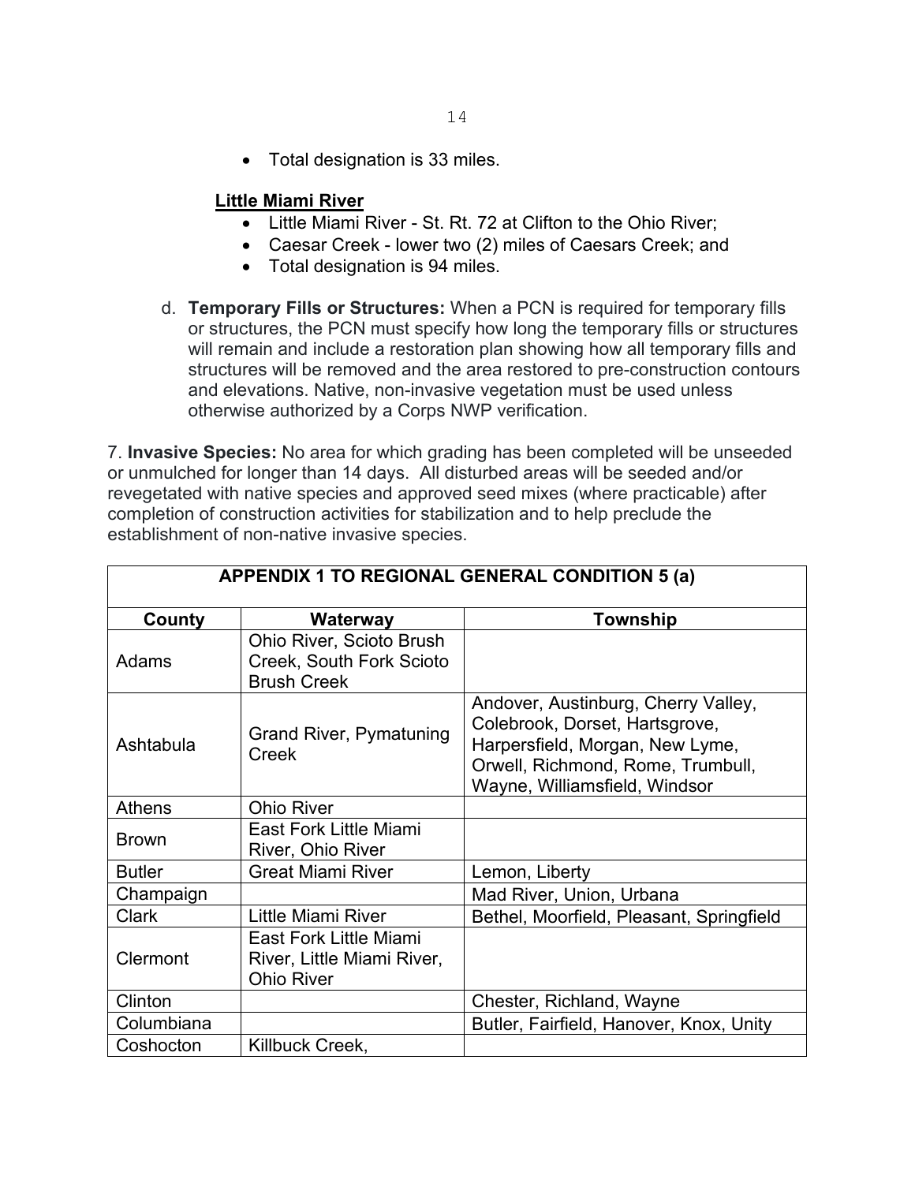- Total designation is 33 miles.

**Little Miami River**

- Little Miami River - St. Rt. 72 at Clifton to the Ohio River;
- Caesar Creek - lower two (2) miles of Caesars Creek; and
- Total designation is 94 miles.

d. **Temporary Fills or Structures:** When a PCN is required for temporary fills or structures, the PCN must specify how long the temporary fills or structures will remain and include a restoration plan showing how all temporary fills and structures will be removed and the area restored to pre-construction contours and elevations. Native, non-invasive vegetation must be used unless otherwise authorized by a Corps NWP verification.

7. **Invasive Species:** No area for which grading has been completed will be unseeded or unmulched for longer than 14 days. All disturbed areas will be seeded and/or revegetated with native species and approved seed mixes (where practicable) after completion of construction activities for stabilization and to help preclude the establishment of non-native invasive species.

| APPENDIX 1 TO REGIONAL GENERAL CONDITION 5 (a) | | |
|---|---|---|
| **County** | **Waterway** | **Township** |
| Adams | Ohio River, Scioto Brush Creek, South Fork Scioto Brush Creek | |
| Ashtabula | Grand River, Pymatuning Creek | Andover, Austinburg, Cherry Valley, Colebrook, Dorset, Hartsgrove, Harpersfield, Morgan, New Lyme, Orwell, Richmond, Rome, Trumbull, Wayne, Williamsfield, Windsor |
| Athens | Ohio River | |
| Brown | East Fork Little Miami River, Ohio River | |
| Butler | Great Miami River | Lemon, Liberty |
| Champaign | | Mad River, Union, Urbana |
| Clark | Little Miami River | Bethel, Moorfield, Pleasant, Springfield |
| Clermont | East Fork Little Miami River, Little Miami River, Ohio River | |
| Clinton | | Chester, Richland, Wayne |
| Columbiana | | Butler, Fairfield, Hanover, Knox, Unity |
| Coshocton | Killbuck Creek, | |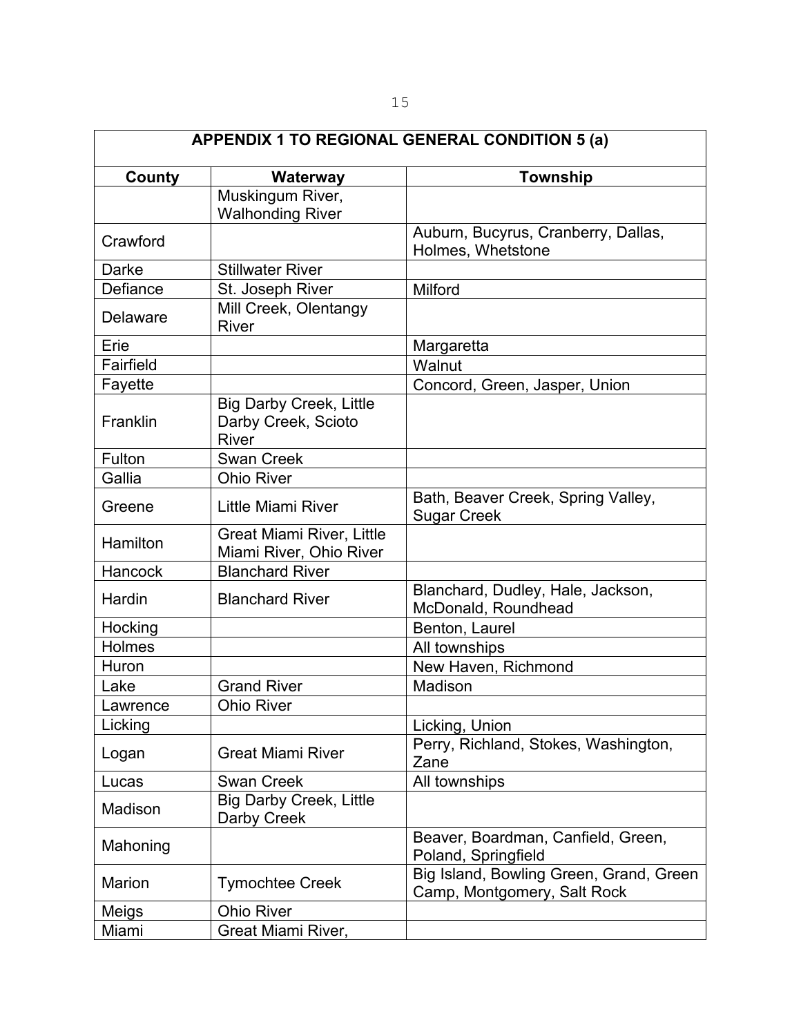| APPENDIX 1 TO REGIONAL GENERAL CONDITION 5 (a) | | |
|---|---|---|
| **County** | **Waterway** | **Township** |
| | Muskingum River, Walhonding River | |
| Crawford | | Auburn, Bucyrus, Cranberry, Dallas, Holmes, Whetstone |
| Darke | Stillwater River | |
| Defiance | St. Joseph River | Milford |
| Delaware | Mill Creek, Olentangy River | |
| Erie | | Margaretta |
| Fairfield | | Walnut |
| Fayette | | Concord, Green, Jasper, Union |
| Franklin | Big Darby Creek, Little Darby Creek, Scioto River | |
| Fulton | Swan Creek | |
| Gallia | Ohio River | |
| Greene | Little Miami River | Bath, Beaver Creek, Spring Valley, Sugar Creek |
| Hamilton | Great Miami River, Little Miami River, Ohio River | |
| Hancock | Blanchard River | |
| Hardin | Blanchard River | Blanchard, Dudley, Hale, Jackson, McDonald, Roundhead |
| Hocking | | Benton, Laurel |
| Holmes | | All townships |
| Huron | | New Haven, Richmond |
| Lake | Grand River | Madison |
| Lawrence | Ohio River | |
| Licking | | Licking, Union |
| Logan | Great Miami River | Perry, Richland, Stokes, Washington, Zane |
| Lucas | Swan Creek | All townships |
| Madison | Big Darby Creek, Little Darby Creek | |
| Mahoning | | Beaver, Boardman, Canfield, Green, Poland, Springfield |
| Marion | Tymochtee Creek | Big Island, Bowling Green, Grand, Green Camp, Montgomery, Salt Rock |
| Meigs | Ohio River | |
| Miami | Great Miami River, | |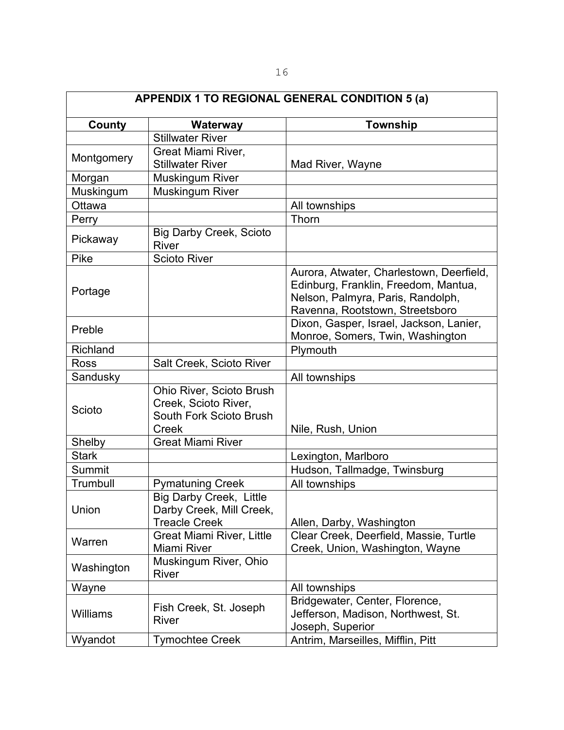| APPENDIX 1 TO REGIONAL GENERAL CONDITION 5 (a) | | |
|---|---|---|
| **County** | **Waterway** | **Township** |
| | Stillwater River | |
| Montgomery | Great Miami River, Stillwater River | Mad River, Wayne |
| Morgan | Muskingum River | |
| Muskingum | Muskingum River | |
| Ottawa | | All townships |
| Perry | | Thorn |
| Pickaway | Big Darby Creek, Scioto River | |
| Pike | Scioto River | |
| Portage | | Aurora, Atwater, Charlestown, Deerfield, Edinburg, Franklin, Freedom, Mantua, Nelson, Palmyra, Paris, Randolph, Ravenna, Rootstown, Streetsboro |
| Preble | | Dixon, Gasper, Israel, Jackson, Lanier, Monroe, Somers, Twin, Washington |
| Richland | | Plymouth |
| Ross | Salt Creek, Scioto River | |
| Sandusky | | All townships |
| Scioto | Ohio River, Scioto Brush Creek, Scioto River, South Fork Scioto Brush Creek | Nile, Rush, Union |
| Shelby | Great Miami River | |
| Stark | | Lexington, Marlboro |
| Summit | | Hudson, Tallmadge, Twinsburg |
| Trumbull | Pymatuning Creek | All townships |
| Union | Big Darby Creek, Little Darby Creek, Mill Creek, Treacle Creek | Allen, Darby, Washington |
| Warren | Great Miami River, Little Miami River | Clear Creek, Deerfield, Massie, Turtle Creek, Union, Washington, Wayne |
| Washington | Muskingum River, Ohio River | |
| Wayne | | All townships |
| Williams | Fish Creek, St. Joseph River | Bridgewater, Center, Florence, Jefferson, Madison, Northwest, St. Joseph, Superior |
| Wyandot | Tymochtee Creek | Antrim, Marseilles, Mifflin, Pitt |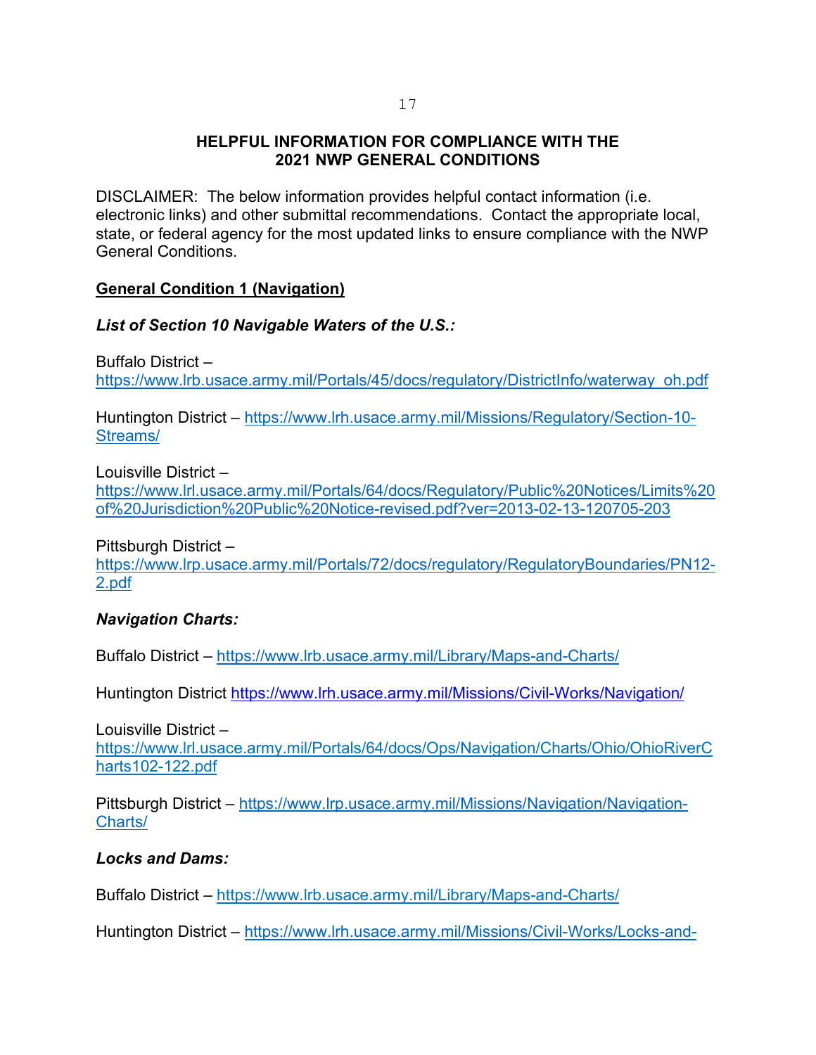# HELPFUL INFORMATION FOR COMPLIANCE WITH THE 2021 NWP GENERAL CONDITIONS

DISCLAIMER: The below information provides helpful contact information (i.e. electronic links) and other submittal recommendations. Contact the appropriate local, state, or federal agency for the most updated links to ensure compliance with the NWP General Conditions.

## General Condition 1 (Navigation)

### *List of Section 10 Navigable Waters of the U.S.:*

Buffalo District – https://www.lrb.usace.army.mil/Portals/45/docs/regulatory/DistrictInfo/waterway_oh.pdf

Huntington District – https://www.lrh.usace.army.mil/Missions/Regulatory/Section-10-Streams/

Louisville District – https://www.lrl.usace.army.mil/Portals/64/docs/Regulatory/Public%20Notices/Limits%20of%20Jurisdiction%20Public%20Notice-revised.pdf?ver=2013-02-13-120705-203

Pittsburgh District – https://www.lrp.usace.army.mil/Portals/72/docs/regulatory/RegulatoryBoundaries/PN12-2.pdf

### *Navigation Charts:*

Buffalo District – https://www.lrb.usace.army.mil/Library/Maps-and-Charts/

Huntington District https://www.lrh.usace.army.mil/Missions/Civil-Works/Navigation/

Louisville District – https://www.lrl.usace.army.mil/Portals/64/docs/Ops/Navigation/Charts/Ohio/OhioRiverCharts102-122.pdf

Pittsburgh District – https://www.lrp.usace.army.mil/Missions/Navigation/Navigation-Charts/

### *Locks and Dams:*

Buffalo District – https://www.lrb.usace.army.mil/Library/Maps-and-Charts/

Huntington District – https://www.lrh.usace.army.mil/Missions/Civil-Works/Locks-and-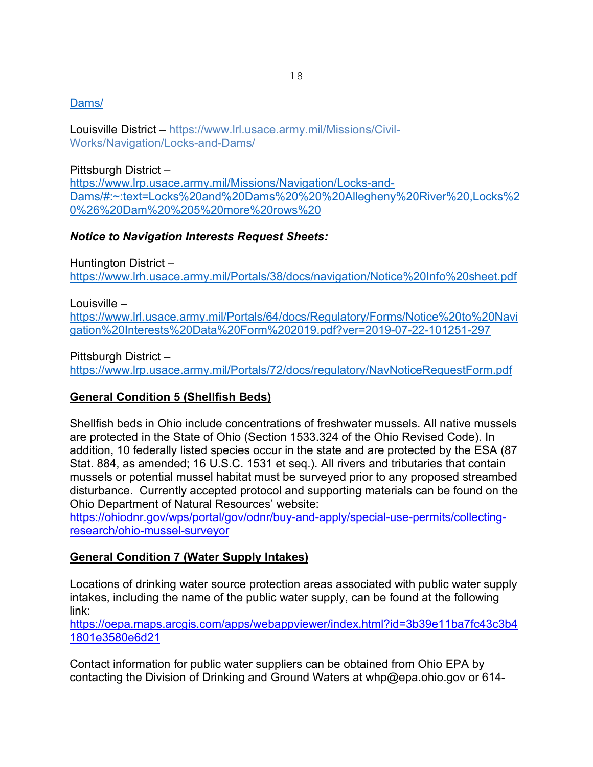Dams/

Louisville District – https://www.lrl.usace.army.mil/Missions/Civil-Works/Navigation/Locks-and-Dams/

Pittsburgh District –
https://www.lrp.usace.army.mil/Missions/Navigation/Locks-and-Dams/#:~:text=Locks%20and%20Dams%20%20%20Allegheny%20River%20,Locks%20%26%20Dam%20%205%20more%20rows%20

***Notice to Navigation Interests Request Sheets:***

Huntington District –
https://www.lrh.usace.army.mil/Portals/38/docs/navigation/Notice%20Info%20sheet.pdf

Louisville –
https://www.lrl.usace.army.mil/Portals/64/docs/Regulatory/Forms/Notice%20to%20Navigation%20Interests%20Data%20Form%202019.pdf?ver=2019-07-22-101251-297

Pittsburgh District –
https://www.lrp.usace.army.mil/Portals/72/docs/regulatory/NavNoticeRequestForm.pdf

**General Condition 5 (Shellfish Beds)**

Shellfish beds in Ohio include concentrations of freshwater mussels. All native mussels are protected in the State of Ohio (Section 1533.324 of the Ohio Revised Code). In addition, 10 federally listed species occur in the state and are protected by the ESA (87 Stat. 884, as amended; 16 U.S.C. 1531 et seq.). All rivers and tributaries that contain mussels or potential mussel habitat must be surveyed prior to any proposed streambed disturbance. Currently accepted protocol and supporting materials can be found on the Ohio Department of Natural Resources' website:
https://ohiodnr.gov/wps/portal/gov/odnr/buy-and-apply/special-use-permits/collecting-research/ohio-mussel-surveyor

**General Condition 7 (Water Supply Intakes)**

Locations of drinking water source protection areas associated with public water supply intakes, including the name of the public water supply, can be found at the following link:
https://oepa.maps.arcgis.com/apps/webappviewer/index.html?id=3b39e11ba7fc43c3b41801e3580e6d21

Contact information for public water suppliers can be obtained from Ohio EPA by contacting the Division of Drinking and Ground Waters at whp@epa.ohio.gov or 614-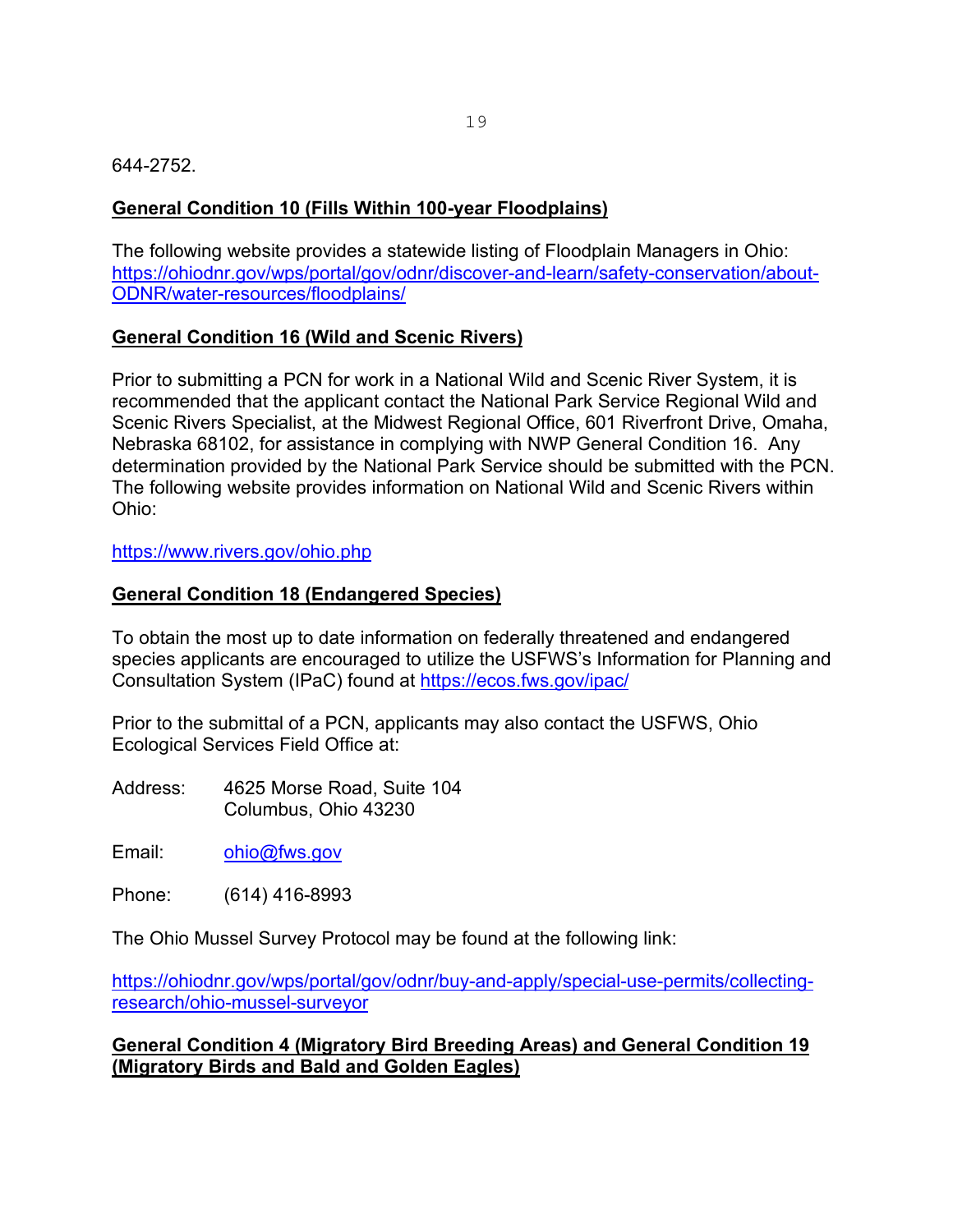644-2752.

**General Condition 10 (Fills Within 100-year Floodplains)**

The following website provides a statewide listing of Floodplain Managers in Ohio: https://ohiodnr.gov/wps/portal/gov/odnr/discover-and-learn/safety-conservation/about-ODNR/water-resources/floodplains/

**General Condition 16 (Wild and Scenic Rivers)**

Prior to submitting a PCN for work in a National Wild and Scenic River System, it is recommended that the applicant contact the National Park Service Regional Wild and Scenic Rivers Specialist, at the Midwest Regional Office, 601 Riverfront Drive, Omaha, Nebraska 68102, for assistance in complying with NWP General Condition 16. Any determination provided by the National Park Service should be submitted with the PCN. The following website provides information on National Wild and Scenic Rivers within Ohio:

https://www.rivers.gov/ohio.php

**General Condition 18 (Endangered Species)**

To obtain the most up to date information on federally threatened and endangered species applicants are encouraged to utilize the USFWS's Information for Planning and Consultation System (IPaC) found at https://ecos.fws.gov/ipac/

Prior to the submittal of a PCN, applicants may also contact the USFWS, Ohio Ecological Services Field Office at:

Address: 4625 Morse Road, Suite 104
Columbus, Ohio 43230

Email: ohio@fws.gov

Phone: (614) 416-8993

The Ohio Mussel Survey Protocol may be found at the following link:

https://ohiodnr.gov/wps/portal/gov/odnr/buy-and-apply/special-use-permits/collecting-research/ohio-mussel-surveyor

**General Condition 4 (Migratory Bird Breeding Areas) and General Condition 19 (Migratory Birds and Bald and Golden Eagles)**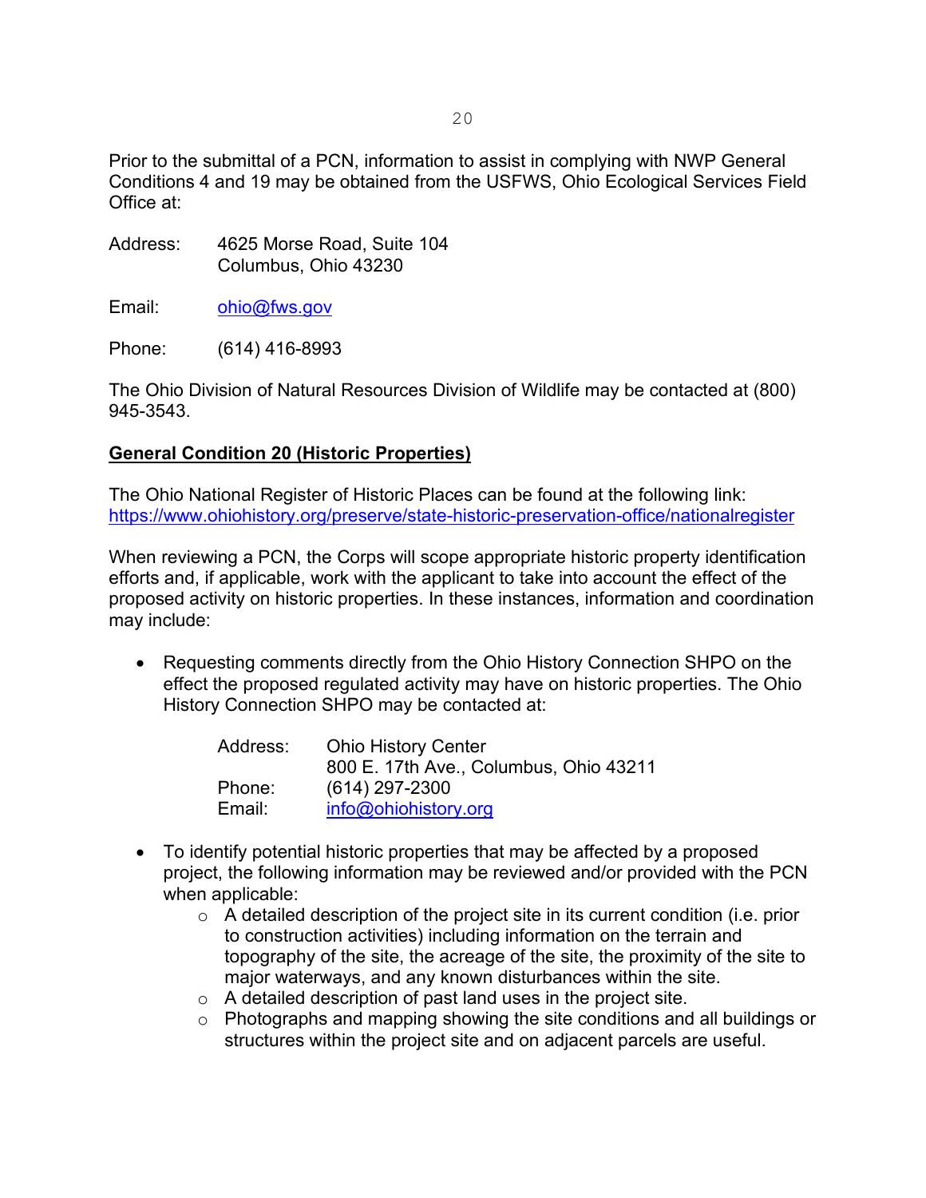Prior to the submittal of a PCN, information to assist in complying with NWP General Conditions 4 and 19 may be obtained from the USFWS, Ohio Ecological Services Field Office at:

Address: 4625 Morse Road, Suite 104
Columbus, Ohio 43230

Email: ohio@fws.gov

Phone: (614) 416-8993

The Ohio Division of Natural Resources Division of Wildlife may be contacted at (800) 945-3543.

**General Condition 20 (Historic Properties)**

The Ohio National Register of Historic Places can be found at the following link:
https://www.ohiohistory.org/preserve/state-historic-preservation-office/nationalregister

When reviewing a PCN, the Corps will scope appropriate historic property identification efforts and, if applicable, work with the applicant to take into account the effect of the proposed activity on historic properties. In these instances, information and coordination may include:

- Requesting comments directly from the Ohio History Connection SHPO on the effect the proposed regulated activity may have on historic properties. The Ohio History Connection SHPO may be contacted at:

  Address: Ohio History Center
  800 E. 17th Ave., Columbus, Ohio 43211
  Phone: (614) 297-2300
  Email: info@ohiohistory.org

- To identify potential historic properties that may be affected by a proposed project, the following information may be reviewed and/or provided with the PCN when applicable:
  - A detailed description of the project site in its current condition (i.e. prior to construction activities) including information on the terrain and topography of the site, the acreage of the site, the proximity of the site to major waterways, and any known disturbances within the site.
  - A detailed description of past land uses in the project site.
  - Photographs and mapping showing the site conditions and all buildings or structures within the project site and on adjacent parcels are useful.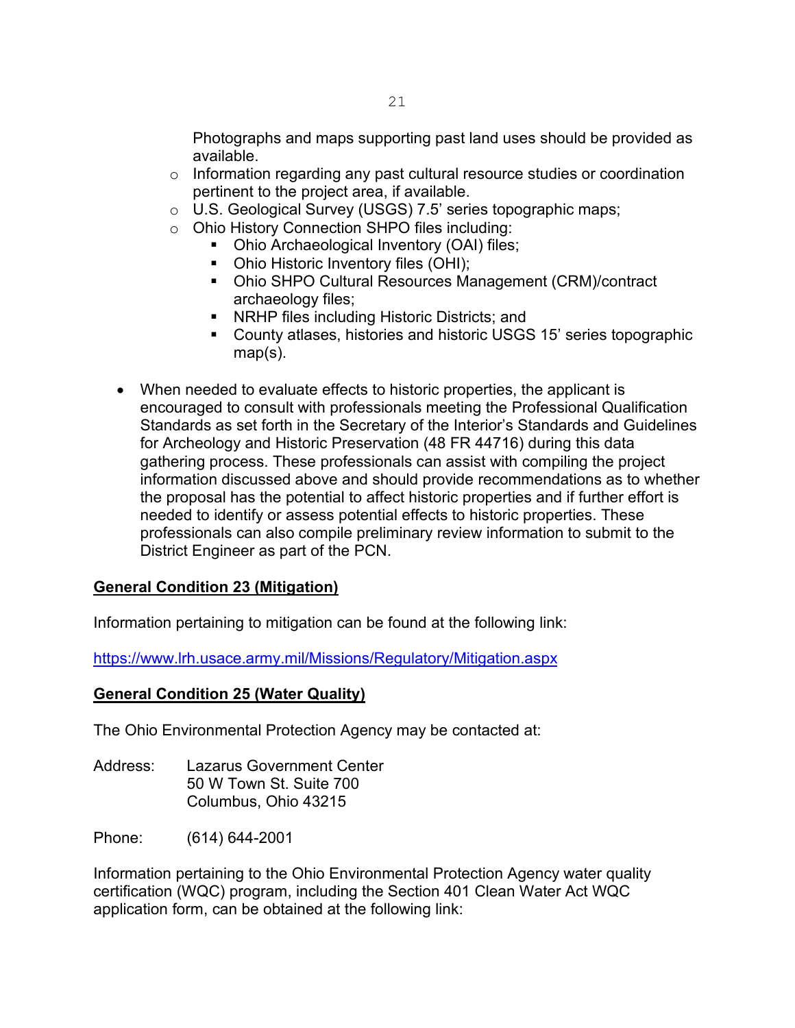Photographs and maps supporting past land uses should be provided as available.

  - Information regarding any past cultural resource studies or coordination pertinent to the project area, if available.
  - U.S. Geological Survey (USGS) 7.5' series topographic maps;
  - Ohio History Connection SHPO files including:
    - Ohio Archaeological Inventory (OAI) files;
    - Ohio Historic Inventory files (OHI);
    - Ohio SHPO Cultural Resources Management (CRM)/contract archaeology files;
    - NRHP files including Historic Districts; and
    - County atlases, histories and historic USGS 15' series topographic map(s).

- When needed to evaluate effects to historic properties, the applicant is encouraged to consult with professionals meeting the Professional Qualification Standards as set forth in the Secretary of the Interior's Standards and Guidelines for Archeology and Historic Preservation (48 FR 44716) during this data gathering process. These professionals can assist with compiling the project information discussed above and should provide recommendations as to whether the proposal has the potential to affect historic properties and if further effort is needed to identify or assess potential effects to historic properties. These professionals can also compile preliminary review information to submit to the District Engineer as part of the PCN.

**General Condition 23 (Mitigation)**

Information pertaining to mitigation can be found at the following link:

https://www.lrh.usace.army.mil/Missions/Regulatory/Mitigation.aspx

**General Condition 25 (Water Quality)**

The Ohio Environmental Protection Agency may be contacted at:

Address: Lazarus Government Center
50 W Town St. Suite 700
Columbus, Ohio 43215

Phone: (614) 644-2001

Information pertaining to the Ohio Environmental Protection Agency water quality certification (WQC) program, including the Section 401 Clean Water Act WQC application form, can be obtained at the following link: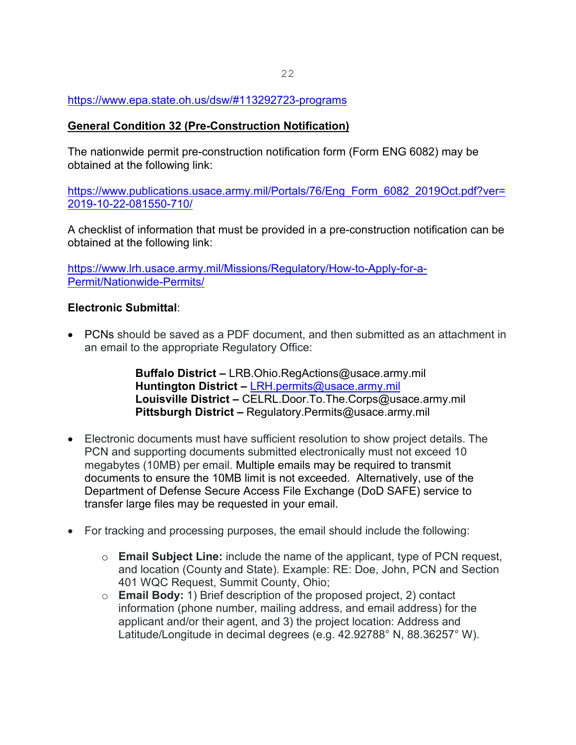https://www.epa.state.oh.us/dsw/#113292723-programs

**General Condition 32 (Pre-Construction Notification)**

The nationwide permit pre-construction notification form (Form ENG 6082) may be obtained at the following link:

https://www.publications.usace.army.mil/Portals/76/Eng_Form_6082_2019Oct.pdf?ver=2019-10-22-081550-710/

A checklist of information that must be provided in a pre-construction notification can be obtained at the following link:

https://www.lrh.usace.army.mil/Missions/Regulatory/How-to-Apply-for-a-Permit/Nationwide-Permits/

**Electronic Submittal**:

- PCNs should be saved as a PDF document, and then submitted as an attachment in an email to the appropriate Regulatory Office:

  **Buffalo District –** LRB.Ohio.RegActions@usace.army.mil
  **Huntington District –** LRH.permits@usace.army.mil
  **Louisville District –** CELRL.Door.To.The.Corps@usace.army.mil
  **Pittsburgh District –** Regulatory.Permits@usace.army.mil

- Electronic documents must have sufficient resolution to show project details. The PCN and supporting documents submitted electronically must not exceed 10 megabytes (10MB) per email. Multiple emails may be required to transmit documents to ensure the 10MB limit is not exceeded. Alternatively, use of the Department of Defense Secure Access File Exchange (DoD SAFE) service to transfer large files may be requested in your email.

- For tracking and processing purposes, the email should include the following:
  - **Email Subject Line:** include the name of the applicant, type of PCN request, and location (County and State). Example: RE: Doe, John, PCN and Section 401 WQC Request, Summit County, Ohio;
  - **Email Body:** 1) Brief description of the proposed project, 2) contact information (phone number, mailing address, and email address) for the applicant and/or their agent, and 3) the project location: Address and Latitude/Longitude in decimal degrees (e.g. 42.92788° N, 88.36257° W).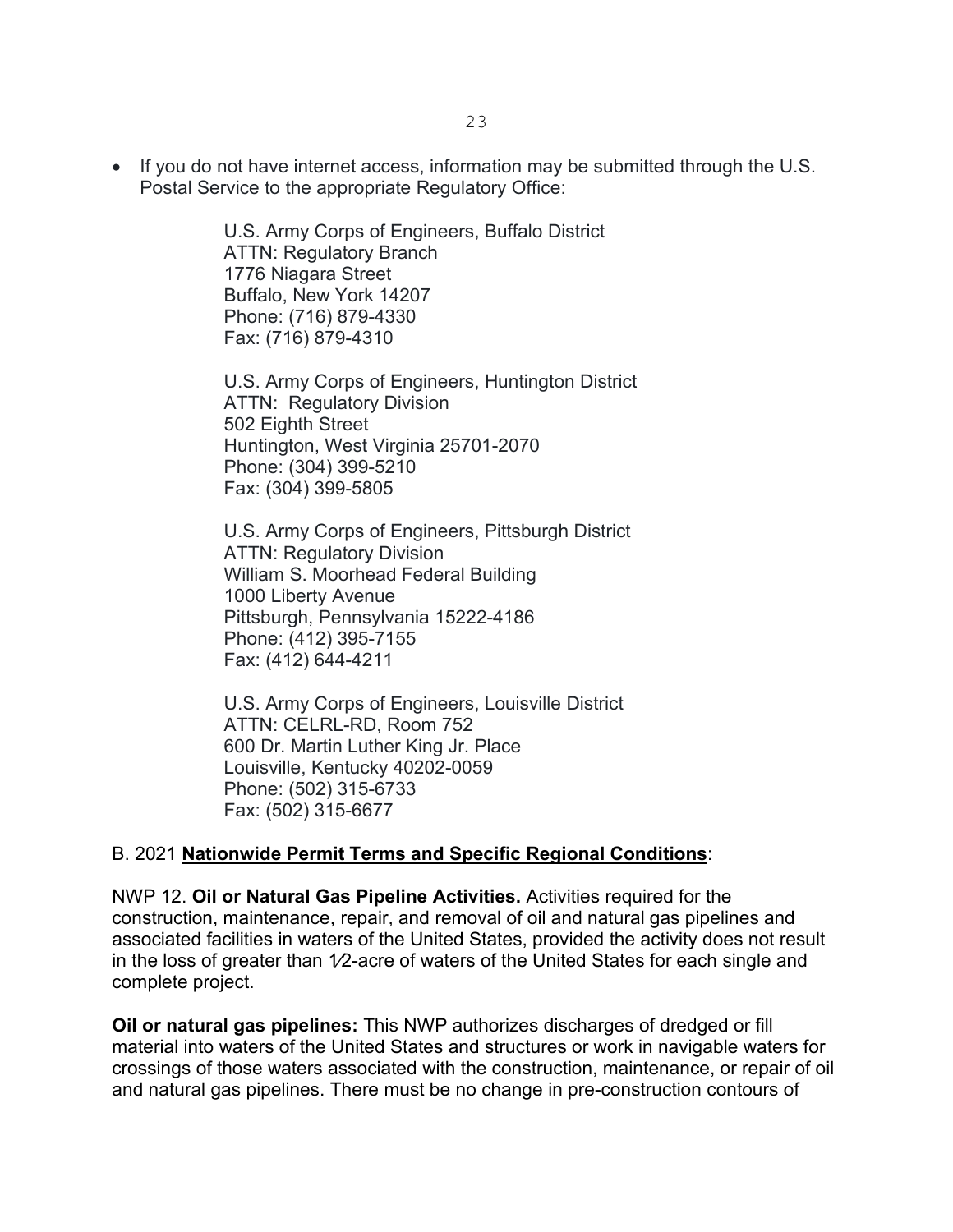- If you do not have internet access, information may be submitted through the U.S. Postal Service to the appropriate Regulatory Office:

  U.S. Army Corps of Engineers, Buffalo District
  ATTN: Regulatory Branch
  1776 Niagara Street
  Buffalo, New York 14207
  Phone: (716) 879-4330
  Fax: (716) 879-4310

  U.S. Army Corps of Engineers, Huntington District
  ATTN: Regulatory Division
  502 Eighth Street
  Huntington, West Virginia 25701-2070
  Phone: (304) 399-5210
  Fax: (304) 399-5805

  U.S. Army Corps of Engineers, Pittsburgh District
  ATTN: Regulatory Division
  William S. Moorhead Federal Building
  1000 Liberty Avenue
  Pittsburgh, Pennsylvania 15222-4186
  Phone: (412) 395-7155
  Fax: (412) 644-4211

  U.S. Army Corps of Engineers, Louisville District
  ATTN: CELRL-RD, Room 752
  600 Dr. Martin Luther King Jr. Place
  Louisville, Kentucky 40202-0059
  Phone: (502) 315-6733
  Fax: (502) 315-6677

B. 2021 **Nationwide Permit Terms and Specific Regional Conditions**:

NWP 12. **Oil or Natural Gas Pipeline Activities.** Activities required for the construction, maintenance, repair, and removal of oil and natural gas pipelines and associated facilities in waters of the United States, provided the activity does not result in the loss of greater than 1⁄2-acre of waters of the United States for each single and complete project.

**Oil or natural gas pipelines:** This NWP authorizes discharges of dredged or fill material into waters of the United States and structures or work in navigable waters for crossings of those waters associated with the construction, maintenance, or repair of oil and natural gas pipelines. There must be no change in pre-construction contours of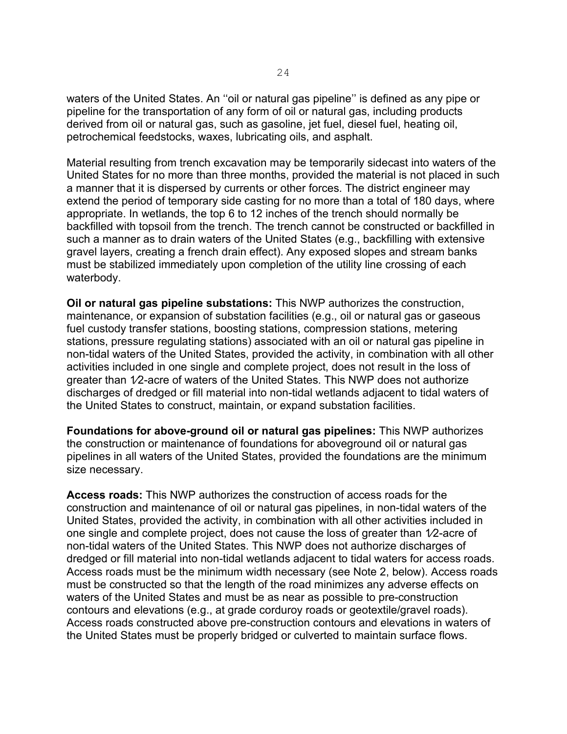waters of the United States. An ''oil or natural gas pipeline'' is defined as any pipe or pipeline for the transportation of any form of oil or natural gas, including products derived from oil or natural gas, such as gasoline, jet fuel, diesel fuel, heating oil, petrochemical feedstocks, waxes, lubricating oils, and asphalt.

Material resulting from trench excavation may be temporarily sidecast into waters of the United States for no more than three months, provided the material is not placed in such a manner that it is dispersed by currents or other forces. The district engineer may extend the period of temporary side casting for no more than a total of 180 days, where appropriate. In wetlands, the top 6 to 12 inches of the trench should normally be backfilled with topsoil from the trench. The trench cannot be constructed or backfilled in such a manner as to drain waters of the United States (e.g., backfilling with extensive gravel layers, creating a french drain effect). Any exposed slopes and stream banks must be stabilized immediately upon completion of the utility line crossing of each waterbody.

**Oil or natural gas pipeline substations:** This NWP authorizes the construction, maintenance, or expansion of substation facilities (e.g., oil or natural gas or gaseous fuel custody transfer stations, boosting stations, compression stations, metering stations, pressure regulating stations) associated with an oil or natural gas pipeline in non-tidal waters of the United States, provided the activity, in combination with all other activities included in one single and complete project, does not result in the loss of greater than 1⁄2-acre of waters of the United States. This NWP does not authorize discharges of dredged or fill material into non-tidal wetlands adjacent to tidal waters of the United States to construct, maintain, or expand substation facilities.

**Foundations for above-ground oil or natural gas pipelines:** This NWP authorizes the construction or maintenance of foundations for aboveground oil or natural gas pipelines in all waters of the United States, provided the foundations are the minimum size necessary.

**Access roads:** This NWP authorizes the construction of access roads for the construction and maintenance of oil or natural gas pipelines, in non-tidal waters of the United States, provided the activity, in combination with all other activities included in one single and complete project, does not cause the loss of greater than 1⁄2-acre of non-tidal waters of the United States. This NWP does not authorize discharges of dredged or fill material into non-tidal wetlands adjacent to tidal waters for access roads. Access roads must be the minimum width necessary (see Note 2, below). Access roads must be constructed so that the length of the road minimizes any adverse effects on waters of the United States and must be as near as possible to pre-construction contours and elevations (e.g., at grade corduroy roads or geotextile/gravel roads). Access roads constructed above pre-construction contours and elevations in waters of the United States must be properly bridged or culverted to maintain surface flows.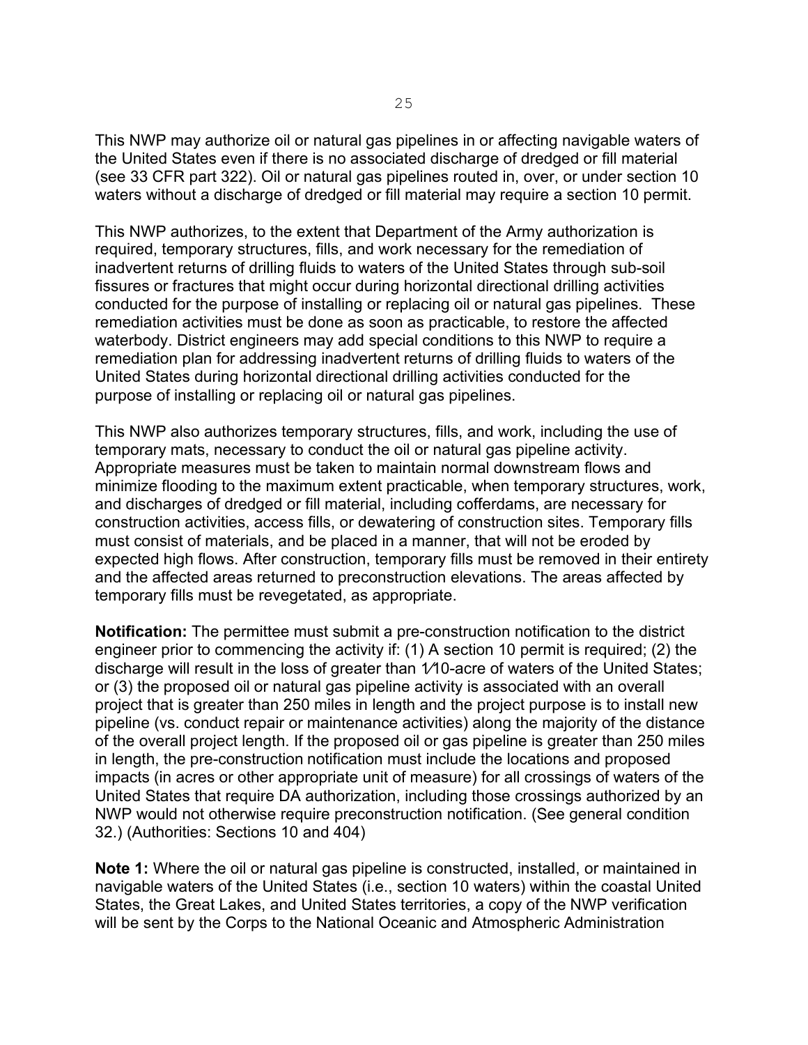This NWP may authorize oil or natural gas pipelines in or affecting navigable waters of the United States even if there is no associated discharge of dredged or fill material (see 33 CFR part 322). Oil or natural gas pipelines routed in, over, or under section 10 waters without a discharge of dredged or fill material may require a section 10 permit.

This NWP authorizes, to the extent that Department of the Army authorization is required, temporary structures, fills, and work necessary for the remediation of inadvertent returns of drilling fluids to waters of the United States through sub-soil fissures or fractures that might occur during horizontal directional drilling activities conducted for the purpose of installing or replacing oil or natural gas pipelines. These remediation activities must be done as soon as practicable, to restore the affected waterbody. District engineers may add special conditions to this NWP to require a remediation plan for addressing inadvertent returns of drilling fluids to waters of the United States during horizontal directional drilling activities conducted for the purpose of installing or replacing oil or natural gas pipelines.

This NWP also authorizes temporary structures, fills, and work, including the use of temporary mats, necessary to conduct the oil or natural gas pipeline activity. Appropriate measures must be taken to maintain normal downstream flows and minimize flooding to the maximum extent practicable, when temporary structures, work, and discharges of dredged or fill material, including cofferdams, are necessary for construction activities, access fills, or dewatering of construction sites. Temporary fills must consist of materials, and be placed in a manner, that will not be eroded by expected high flows. After construction, temporary fills must be removed in their entirety and the affected areas returned to preconstruction elevations. The areas affected by temporary fills must be revegetated, as appropriate.

**Notification:** The permittee must submit a pre-construction notification to the district engineer prior to commencing the activity if: (1) A section 10 permit is required; (2) the discharge will result in the loss of greater than 1⁄10-acre of waters of the United States; or (3) the proposed oil or natural gas pipeline activity is associated with an overall project that is greater than 250 miles in length and the project purpose is to install new pipeline (vs. conduct repair or maintenance activities) along the majority of the distance of the overall project length. If the proposed oil or gas pipeline is greater than 250 miles in length, the pre-construction notification must include the locations and proposed impacts (in acres or other appropriate unit of measure) for all crossings of waters of the United States that require DA authorization, including those crossings authorized by an NWP would not otherwise require preconstruction notification. (See general condition 32.) (Authorities: Sections 10 and 404)

**Note 1:** Where the oil or natural gas pipeline is constructed, installed, or maintained in navigable waters of the United States (i.e., section 10 waters) within the coastal United States, the Great Lakes, and United States territories, a copy of the NWP verification will be sent by the Corps to the National Oceanic and Atmospheric Administration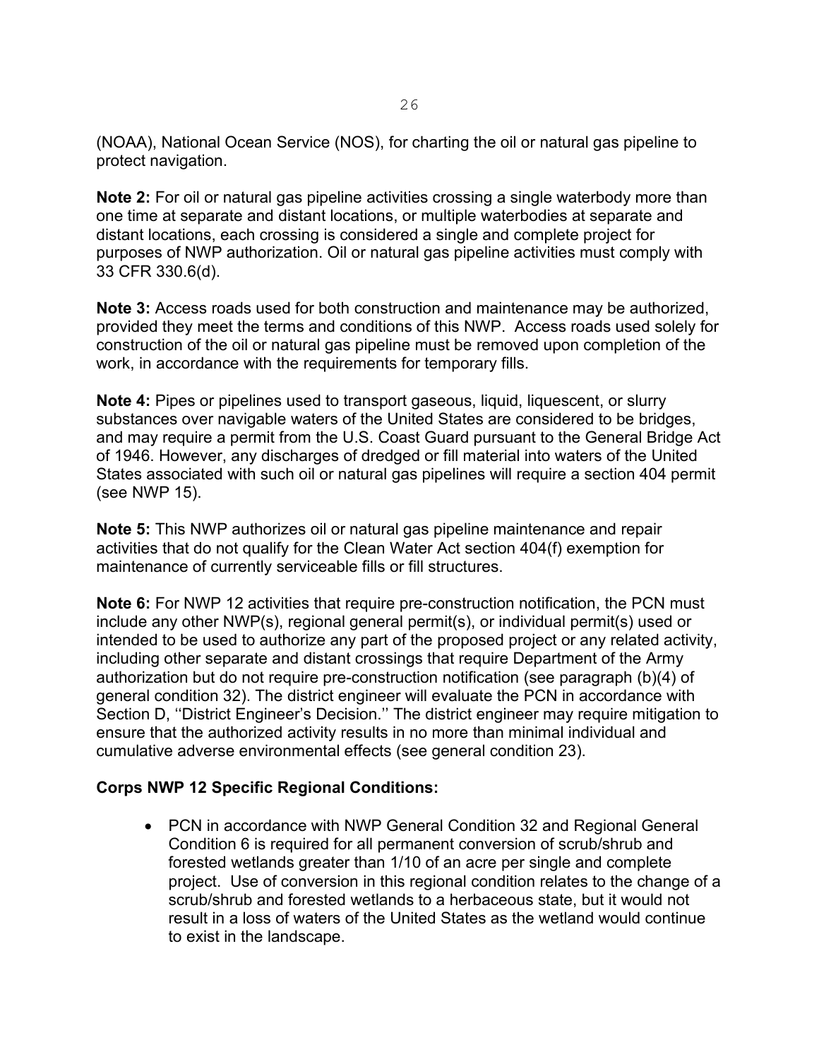(NOAA), National Ocean Service (NOS), for charting the oil or natural gas pipeline to protect navigation.

**Note 2:** For oil or natural gas pipeline activities crossing a single waterbody more than one time at separate and distant locations, or multiple waterbodies at separate and distant locations, each crossing is considered a single and complete project for purposes of NWP authorization. Oil or natural gas pipeline activities must comply with 33 CFR 330.6(d).

**Note 3:** Access roads used for both construction and maintenance may be authorized, provided they meet the terms and conditions of this NWP. Access roads used solely for construction of the oil or natural gas pipeline must be removed upon completion of the work, in accordance with the requirements for temporary fills.

**Note 4:** Pipes or pipelines used to transport gaseous, liquid, liquescent, or slurry substances over navigable waters of the United States are considered to be bridges, and may require a permit from the U.S. Coast Guard pursuant to the General Bridge Act of 1946. However, any discharges of dredged or fill material into waters of the United States associated with such oil or natural gas pipelines will require a section 404 permit (see NWP 15).

**Note 5:** This NWP authorizes oil or natural gas pipeline maintenance and repair activities that do not qualify for the Clean Water Act section 404(f) exemption for maintenance of currently serviceable fills or fill structures.

**Note 6:** For NWP 12 activities that require pre-construction notification, the PCN must include any other NWP(s), regional general permit(s), or individual permit(s) used or intended to be used to authorize any part of the proposed project or any related activity, including other separate and distant crossings that require Department of the Army authorization but do not require pre-construction notification (see paragraph (b)(4) of general condition 32). The district engineer will evaluate the PCN in accordance with Section D, ''District Engineer's Decision.'' The district engineer may require mitigation to ensure that the authorized activity results in no more than minimal individual and cumulative adverse environmental effects (see general condition 23).

**Corps NWP 12 Specific Regional Conditions:**

- PCN in accordance with NWP General Condition 32 and Regional General Condition 6 is required for all permanent conversion of scrub/shrub and forested wetlands greater than 1/10 of an acre per single and complete project. Use of conversion in this regional condition relates to the change of a scrub/shrub and forested wetlands to a herbaceous state, but it would not result in a loss of waters of the United States as the wetland would continue to exist in the landscape.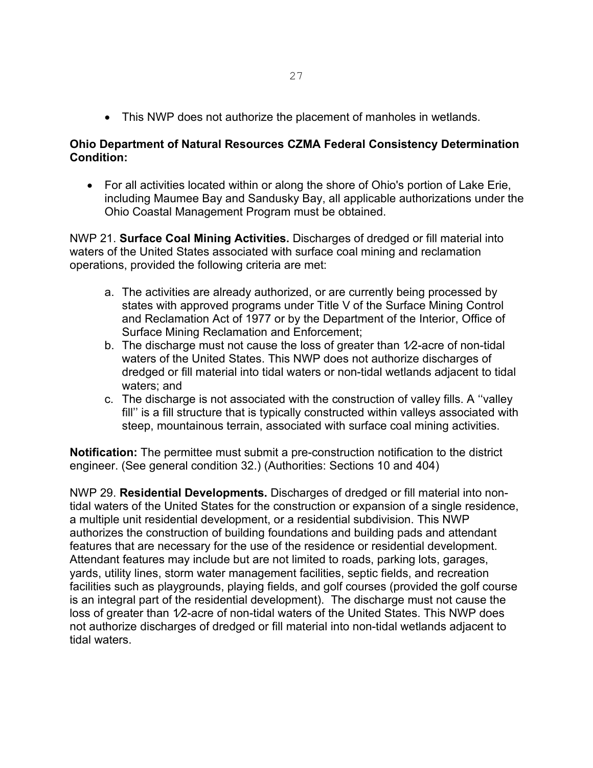- This NWP does not authorize the placement of manholes in wetlands.

**Ohio Department of Natural Resources CZMA Federal Consistency Determination Condition:**

- For all activities located within or along the shore of Ohio's portion of Lake Erie, including Maumee Bay and Sandusky Bay, all applicable authorizations under the Ohio Coastal Management Program must be obtained.

NWP 21. **Surface Coal Mining Activities.** Discharges of dredged or fill material into waters of the United States associated with surface coal mining and reclamation operations, provided the following criteria are met:

a. The activities are already authorized, or are currently being processed by states with approved programs under Title V of the Surface Mining Control and Reclamation Act of 1977 or by the Department of the Interior, Office of Surface Mining Reclamation and Enforcement;
b. The discharge must not cause the loss of greater than 1⁄2-acre of non-tidal waters of the United States. This NWP does not authorize discharges of dredged or fill material into tidal waters or non-tidal wetlands adjacent to tidal waters; and
c. The discharge is not associated with the construction of valley fills. A ''valley fill'' is a fill structure that is typically constructed within valleys associated with steep, mountainous terrain, associated with surface coal mining activities.

**Notification:** The permittee must submit a pre-construction notification to the district engineer. (See general condition 32.) (Authorities: Sections 10 and 404)

NWP 29. **Residential Developments.** Discharges of dredged or fill material into non-tidal waters of the United States for the construction or expansion of a single residence, a multiple unit residential development, or a residential subdivision. This NWP authorizes the construction of building foundations and building pads and attendant features that are necessary for the use of the residence or residential development. Attendant features may include but are not limited to roads, parking lots, garages, yards, utility lines, storm water management facilities, septic fields, and recreation facilities such as playgrounds, playing fields, and golf courses (provided the golf course is an integral part of the residential development). The discharge must not cause the loss of greater than 1⁄2-acre of non-tidal waters of the United States. This NWP does not authorize discharges of dredged or fill material into non-tidal wetlands adjacent to tidal waters.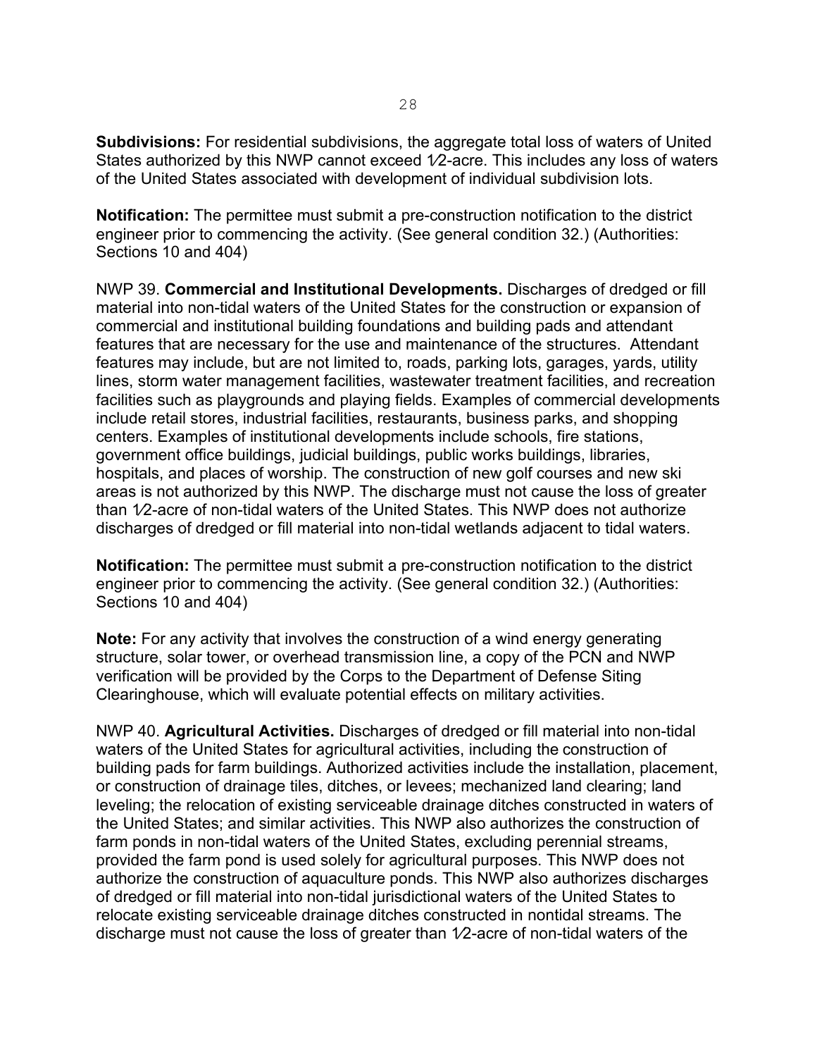**Subdivisions:** For residential subdivisions, the aggregate total loss of waters of United States authorized by this NWP cannot exceed 1⁄2-acre. This includes any loss of waters of the United States associated with development of individual subdivision lots.

**Notification:** The permittee must submit a pre-construction notification to the district engineer prior to commencing the activity. (See general condition 32.) (Authorities: Sections 10 and 404)

NWP 39. **Commercial and Institutional Developments.** Discharges of dredged or fill material into non-tidal waters of the United States for the construction or expansion of commercial and institutional building foundations and building pads and attendant features that are necessary for the use and maintenance of the structures. Attendant features may include, but are not limited to, roads, parking lots, garages, yards, utility lines, storm water management facilities, wastewater treatment facilities, and recreation facilities such as playgrounds and playing fields. Examples of commercial developments include retail stores, industrial facilities, restaurants, business parks, and shopping centers. Examples of institutional developments include schools, fire stations, government office buildings, judicial buildings, public works buildings, libraries, hospitals, and places of worship. The construction of new golf courses and new ski areas is not authorized by this NWP. The discharge must not cause the loss of greater than 1⁄2-acre of non-tidal waters of the United States. This NWP does not authorize discharges of dredged or fill material into non-tidal wetlands adjacent to tidal waters.

**Notification:** The permittee must submit a pre-construction notification to the district engineer prior to commencing the activity. (See general condition 32.) (Authorities: Sections 10 and 404)

**Note:** For any activity that involves the construction of a wind energy generating structure, solar tower, or overhead transmission line, a copy of the PCN and NWP verification will be provided by the Corps to the Department of Defense Siting Clearinghouse, which will evaluate potential effects on military activities.

NWP 40. **Agricultural Activities.** Discharges of dredged or fill material into non-tidal waters of the United States for agricultural activities, including the construction of building pads for farm buildings. Authorized activities include the installation, placement, or construction of drainage tiles, ditches, or levees; mechanized land clearing; land leveling; the relocation of existing serviceable drainage ditches constructed in waters of the United States; and similar activities. This NWP also authorizes the construction of farm ponds in non-tidal waters of the United States, excluding perennial streams, provided the farm pond is used solely for agricultural purposes. This NWP does not authorize the construction of aquaculture ponds. This NWP also authorizes discharges of dredged or fill material into non-tidal jurisdictional waters of the United States to relocate existing serviceable drainage ditches constructed in nontidal streams. The discharge must not cause the loss of greater than 1⁄2-acre of non-tidal waters of the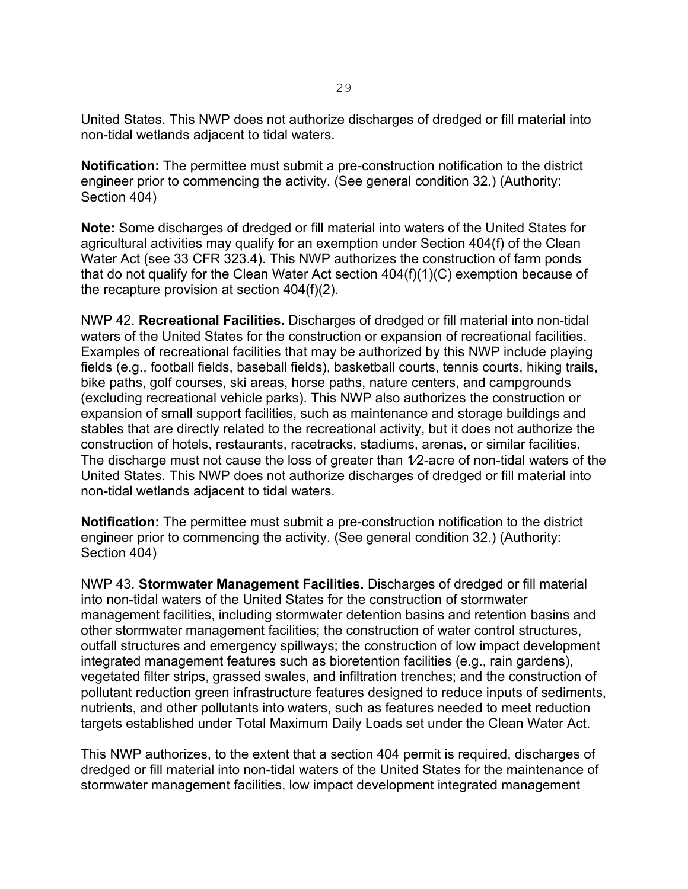United States. This NWP does not authorize discharges of dredged or fill material into non-tidal wetlands adjacent to tidal waters.

**Notification:** The permittee must submit a pre-construction notification to the district engineer prior to commencing the activity. (See general condition 32.) (Authority: Section 404)

**Note:** Some discharges of dredged or fill material into waters of the United States for agricultural activities may qualify for an exemption under Section 404(f) of the Clean Water Act (see 33 CFR 323.4). This NWP authorizes the construction of farm ponds that do not qualify for the Clean Water Act section 404(f)(1)(C) exemption because of the recapture provision at section 404(f)(2).

NWP 42. **Recreational Facilities.** Discharges of dredged or fill material into non-tidal waters of the United States for the construction or expansion of recreational facilities. Examples of recreational facilities that may be authorized by this NWP include playing fields (e.g., football fields, baseball fields), basketball courts, tennis courts, hiking trails, bike paths, golf courses, ski areas, horse paths, nature centers, and campgrounds (excluding recreational vehicle parks). This NWP also authorizes the construction or expansion of small support facilities, such as maintenance and storage buildings and stables that are directly related to the recreational activity, but it does not authorize the construction of hotels, restaurants, racetracks, stadiums, arenas, or similar facilities. The discharge must not cause the loss of greater than 1⁄2-acre of non-tidal waters of the United States. This NWP does not authorize discharges of dredged or fill material into non-tidal wetlands adjacent to tidal waters.

**Notification:** The permittee must submit a pre-construction notification to the district engineer prior to commencing the activity. (See general condition 32.) (Authority: Section 404)

NWP 43. **Stormwater Management Facilities.** Discharges of dredged or fill material into non-tidal waters of the United States for the construction of stormwater management facilities, including stormwater detention basins and retention basins and other stormwater management facilities; the construction of water control structures, outfall structures and emergency spillways; the construction of low impact development integrated management features such as bioretention facilities (e.g., rain gardens), vegetated filter strips, grassed swales, and infiltration trenches; and the construction of pollutant reduction green infrastructure features designed to reduce inputs of sediments, nutrients, and other pollutants into waters, such as features needed to meet reduction targets established under Total Maximum Daily Loads set under the Clean Water Act.

This NWP authorizes, to the extent that a section 404 permit is required, discharges of dredged or fill material into non-tidal waters of the United States for the maintenance of stormwater management facilities, low impact development integrated management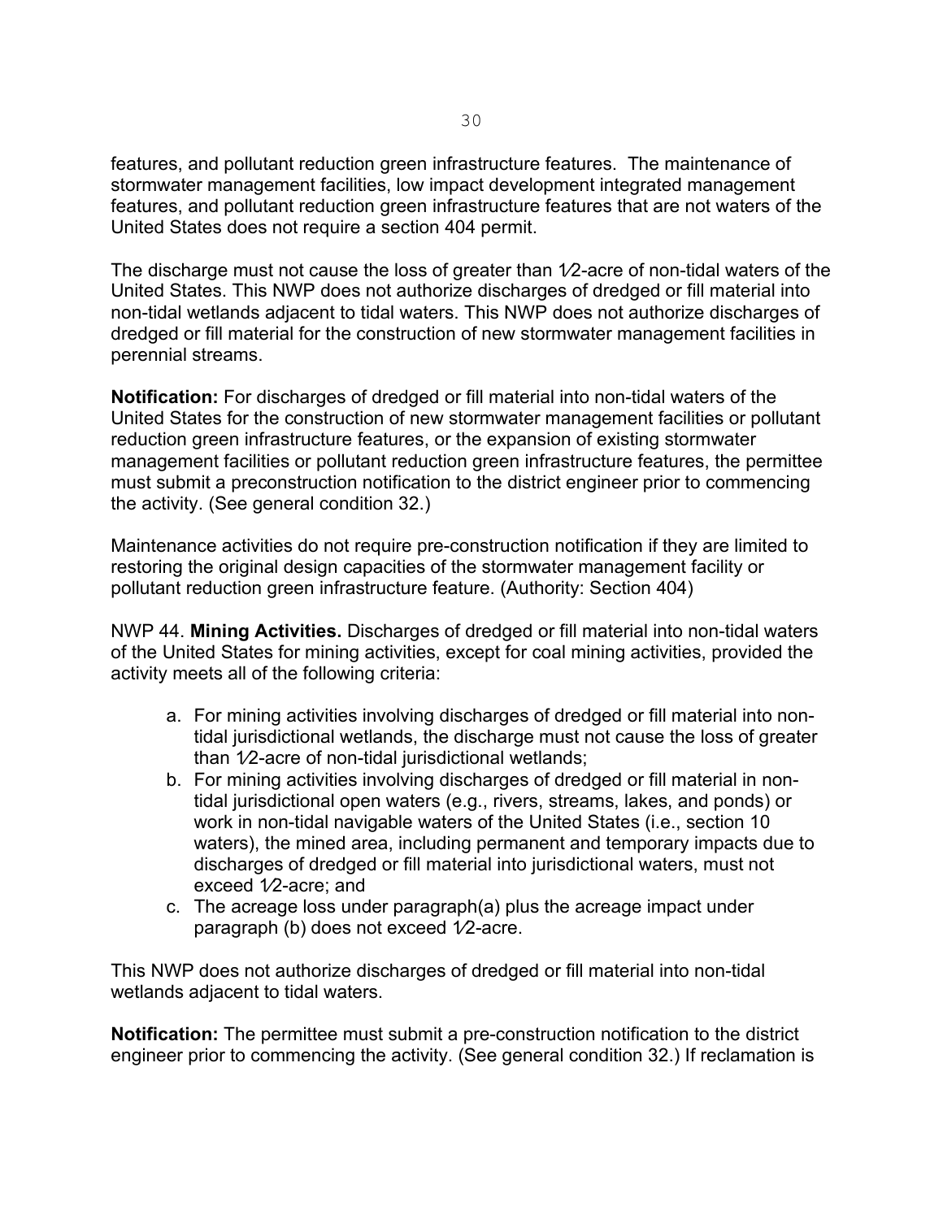features, and pollutant reduction green infrastructure features. The maintenance of stormwater management facilities, low impact development integrated management features, and pollutant reduction green infrastructure features that are not waters of the United States does not require a section 404 permit.

The discharge must not cause the loss of greater than 1⁄2-acre of non-tidal waters of the United States. This NWP does not authorize discharges of dredged or fill material into non-tidal wetlands adjacent to tidal waters. This NWP does not authorize discharges of dredged or fill material for the construction of new stormwater management facilities in perennial streams.

**Notification:** For discharges of dredged or fill material into non-tidal waters of the United States for the construction of new stormwater management facilities or pollutant reduction green infrastructure features, or the expansion of existing stormwater management facilities or pollutant reduction green infrastructure features, the permittee must submit a preconstruction notification to the district engineer prior to commencing the activity. (See general condition 32.)

Maintenance activities do not require pre-construction notification if they are limited to restoring the original design capacities of the stormwater management facility or pollutant reduction green infrastructure feature. (Authority: Section 404)

NWP 44. **Mining Activities.** Discharges of dredged or fill material into non-tidal waters of the United States for mining activities, except for coal mining activities, provided the activity meets all of the following criteria:

a. For mining activities involving discharges of dredged or fill material into non-tidal jurisdictional wetlands, the discharge must not cause the loss of greater than 1⁄2-acre of non-tidal jurisdictional wetlands;
b. For mining activities involving discharges of dredged or fill material in non-tidal jurisdictional open waters (e.g., rivers, streams, lakes, and ponds) or work in non-tidal navigable waters of the United States (i.e., section 10 waters), the mined area, including permanent and temporary impacts due to discharges of dredged or fill material into jurisdictional waters, must not exceed 1⁄2-acre; and
c. The acreage loss under paragraph(a) plus the acreage impact under paragraph (b) does not exceed 1⁄2-acre.

This NWP does not authorize discharges of dredged or fill material into non-tidal wetlands adjacent to tidal waters.

**Notification:** The permittee must submit a pre-construction notification to the district engineer prior to commencing the activity. (See general condition 32.) If reclamation is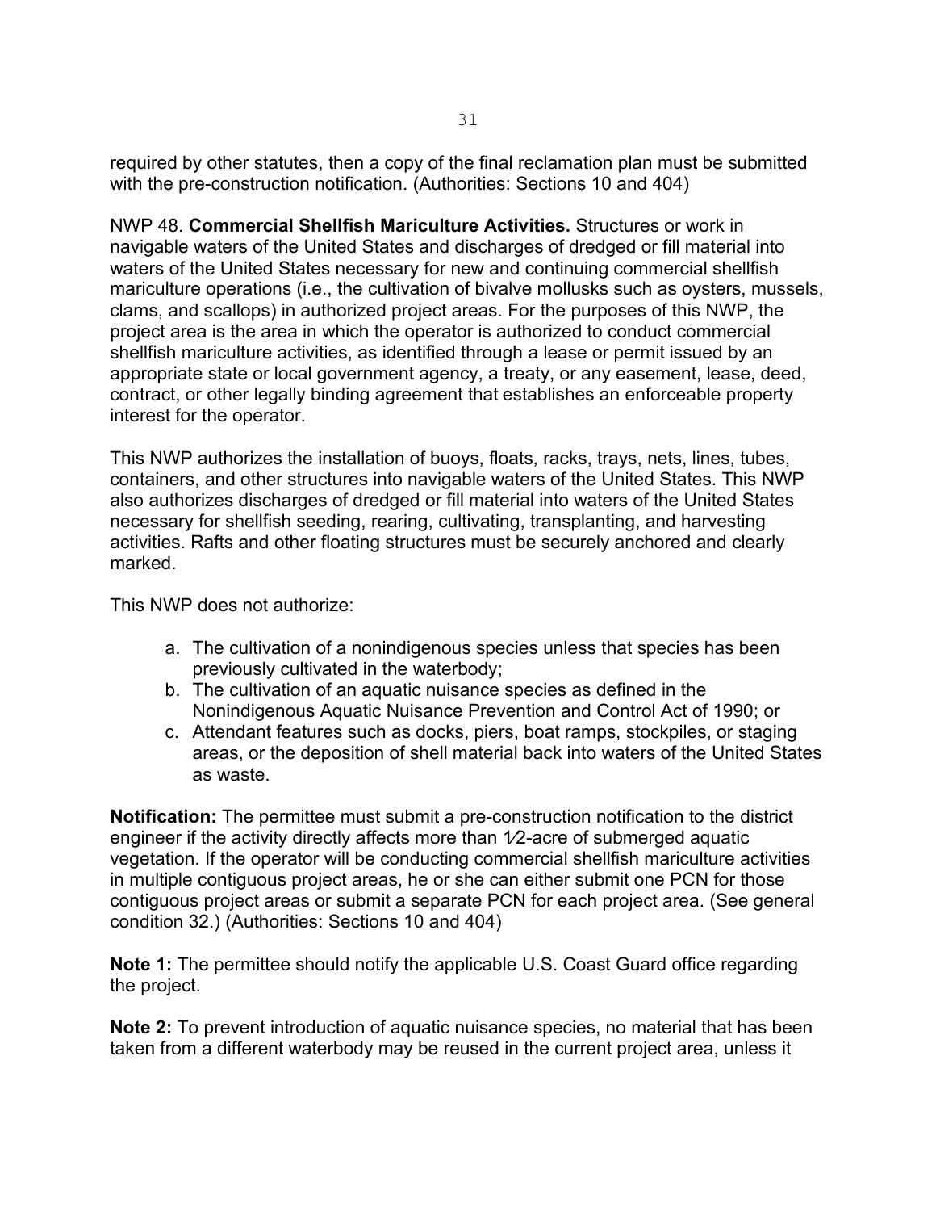required by other statutes, then a copy of the final reclamation plan must be submitted with the pre-construction notification. (Authorities: Sections 10 and 404)

NWP 48. **Commercial Shellfish Mariculture Activities.** Structures or work in navigable waters of the United States and discharges of dredged or fill material into waters of the United States necessary for new and continuing commercial shellfish mariculture operations (i.e., the cultivation of bivalve mollusks such as oysters, mussels, clams, and scallops) in authorized project areas. For the purposes of this NWP, the project area is the area in which the operator is authorized to conduct commercial shellfish mariculture activities, as identified through a lease or permit issued by an appropriate state or local government agency, a treaty, or any easement, lease, deed, contract, or other legally binding agreement that establishes an enforceable property interest for the operator.

This NWP authorizes the installation of buoys, floats, racks, trays, nets, lines, tubes, containers, and other structures into navigable waters of the United States. This NWP also authorizes discharges of dredged or fill material into waters of the United States necessary for shellfish seeding, rearing, cultivating, transplanting, and harvesting activities. Rafts and other floating structures must be securely anchored and clearly marked.

This NWP does not authorize:

a. The cultivation of a nonindigenous species unless that species has been previously cultivated in the waterbody;
b. The cultivation of an aquatic nuisance species as defined in the Nonindigenous Aquatic Nuisance Prevention and Control Act of 1990; or
c. Attendant features such as docks, piers, boat ramps, stockpiles, or staging areas, or the deposition of shell material back into waters of the United States as waste.

**Notification:** The permittee must submit a pre-construction notification to the district engineer if the activity directly affects more than 1⁄2-acre of submerged aquatic vegetation. If the operator will be conducting commercial shellfish mariculture activities in multiple contiguous project areas, he or she can either submit one PCN for those contiguous project areas or submit a separate PCN for each project area. (See general condition 32.) (Authorities: Sections 10 and 404)

**Note 1:** The permittee should notify the applicable U.S. Coast Guard office regarding the project.

**Note 2:** To prevent introduction of aquatic nuisance species, no material that has been taken from a different waterbody may be reused in the current project area, unless it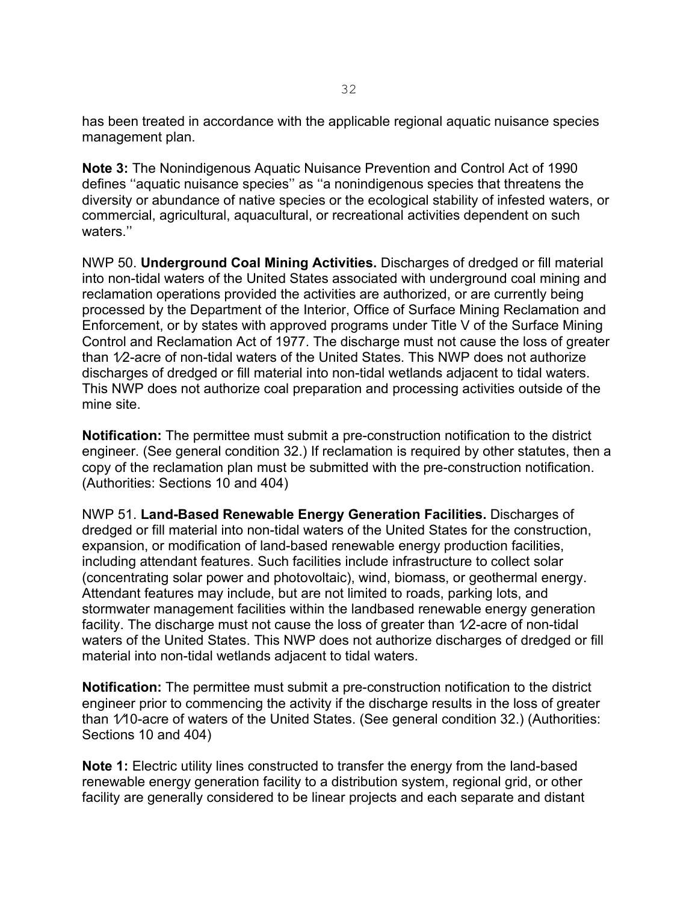has been treated in accordance with the applicable regional aquatic nuisance species management plan.

**Note 3:** The Nonindigenous Aquatic Nuisance Prevention and Control Act of 1990 defines ''aquatic nuisance species'' as ''a nonindigenous species that threatens the diversity or abundance of native species or the ecological stability of infested waters, or commercial, agricultural, aquacultural, or recreational activities dependent on such waters.''

NWP 50. **Underground Coal Mining Activities.** Discharges of dredged or fill material into non-tidal waters of the United States associated with underground coal mining and reclamation operations provided the activities are authorized, or are currently being processed by the Department of the Interior, Office of Surface Mining Reclamation and Enforcement, or by states with approved programs under Title V of the Surface Mining Control and Reclamation Act of 1977. The discharge must not cause the loss of greater than 1⁄2-acre of non-tidal waters of the United States. This NWP does not authorize discharges of dredged or fill material into non-tidal wetlands adjacent to tidal waters. This NWP does not authorize coal preparation and processing activities outside of the mine site.

**Notification:** The permittee must submit a pre-construction notification to the district engineer. (See general condition 32.) If reclamation is required by other statutes, then a copy of the reclamation plan must be submitted with the pre-construction notification. (Authorities: Sections 10 and 404)

NWP 51. **Land-Based Renewable Energy Generation Facilities.** Discharges of dredged or fill material into non-tidal waters of the United States for the construction, expansion, or modification of land-based renewable energy production facilities, including attendant features. Such facilities include infrastructure to collect solar (concentrating solar power and photovoltaic), wind, biomass, or geothermal energy. Attendant features may include, but are not limited to roads, parking lots, and stormwater management facilities within the landbased renewable energy generation facility. The discharge must not cause the loss of greater than 1⁄2-acre of non-tidal waters of the United States. This NWP does not authorize discharges of dredged or fill material into non-tidal wetlands adjacent to tidal waters.

**Notification:** The permittee must submit a pre-construction notification to the district engineer prior to commencing the activity if the discharge results in the loss of greater than 1⁄10-acre of waters of the United States. (See general condition 32.) (Authorities: Sections 10 and 404)

**Note 1:** Electric utility lines constructed to transfer the energy from the land-based renewable energy generation facility to a distribution system, regional grid, or other facility are generally considered to be linear projects and each separate and distant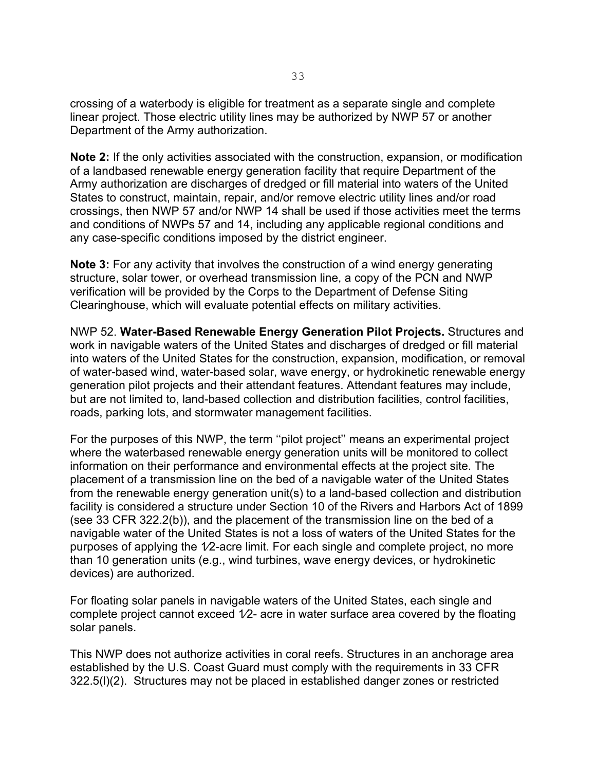crossing of a waterbody is eligible for treatment as a separate single and complete linear project. Those electric utility lines may be authorized by NWP 57 or another Department of the Army authorization.

**Note 2:** If the only activities associated with the construction, expansion, or modification of a landbased renewable energy generation facility that require Department of the Army authorization are discharges of dredged or fill material into waters of the United States to construct, maintain, repair, and/or remove electric utility lines and/or road crossings, then NWP 57 and/or NWP 14 shall be used if those activities meet the terms and conditions of NWPs 57 and 14, including any applicable regional conditions and any case-specific conditions imposed by the district engineer.

**Note 3:** For any activity that involves the construction of a wind energy generating structure, solar tower, or overhead transmission line, a copy of the PCN and NWP verification will be provided by the Corps to the Department of Defense Siting Clearinghouse, which will evaluate potential effects on military activities.

NWP 52. **Water-Based Renewable Energy Generation Pilot Projects.** Structures and work in navigable waters of the United States and discharges of dredged or fill material into waters of the United States for the construction, expansion, modification, or removal of water-based wind, water-based solar, wave energy, or hydrokinetic renewable energy generation pilot projects and their attendant features. Attendant features may include, but are not limited to, land-based collection and distribution facilities, control facilities, roads, parking lots, and stormwater management facilities.

For the purposes of this NWP, the term ''pilot project'' means an experimental project where the waterbased renewable energy generation units will be monitored to collect information on their performance and environmental effects at the project site. The placement of a transmission line on the bed of a navigable water of the United States from the renewable energy generation unit(s) to a land-based collection and distribution facility is considered a structure under Section 10 of the Rivers and Harbors Act of 1899 (see 33 CFR 322.2(b)), and the placement of the transmission line on the bed of a navigable water of the United States is not a loss of waters of the United States for the purposes of applying the 1⁄2-acre limit. For each single and complete project, no more than 10 generation units (e.g., wind turbines, wave energy devices, or hydrokinetic devices) are authorized.

For floating solar panels in navigable waters of the United States, each single and complete project cannot exceed 1⁄2- acre in water surface area covered by the floating solar panels.

This NWP does not authorize activities in coral reefs. Structures in an anchorage area established by the U.S. Coast Guard must comply with the requirements in 33 CFR 322.5(l)(2). Structures may not be placed in established danger zones or restricted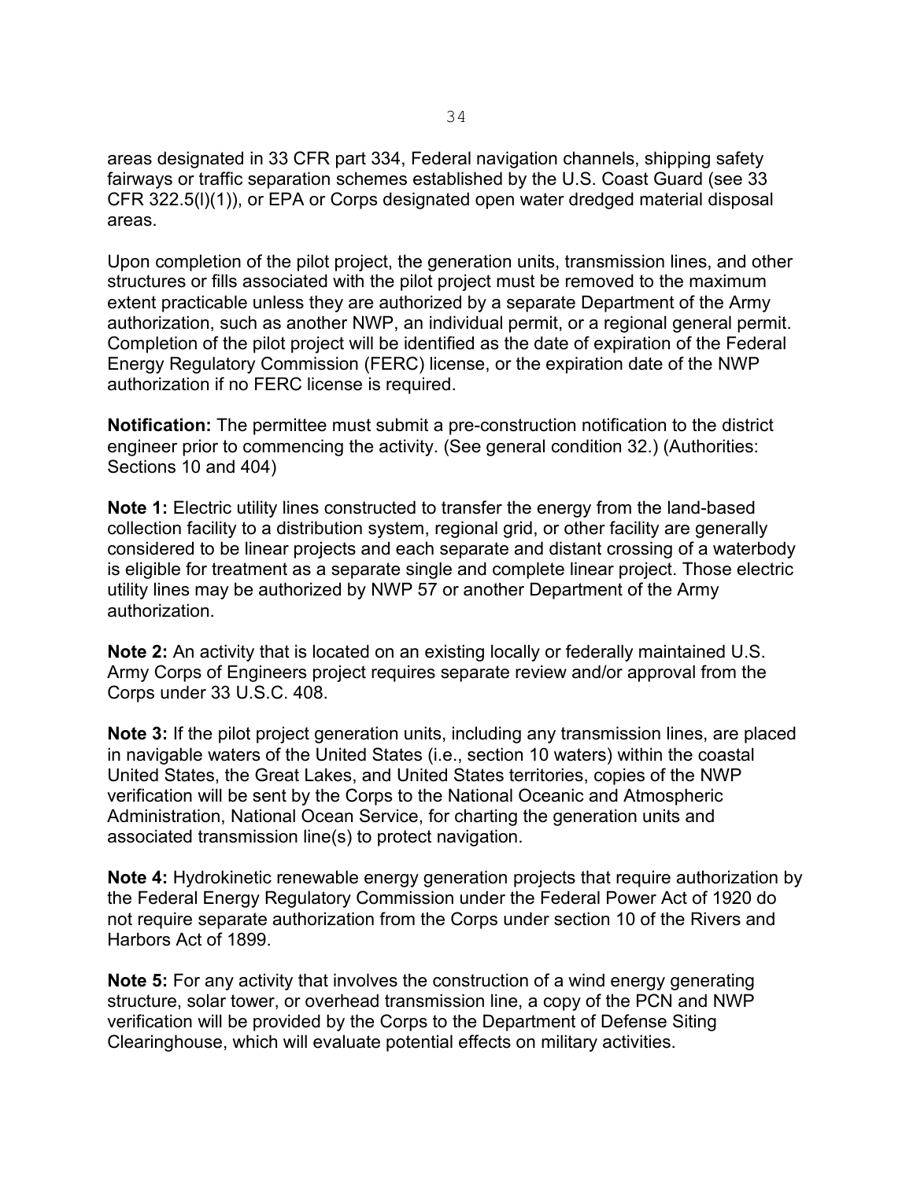areas designated in 33 CFR part 334, Federal navigation channels, shipping safety fairways or traffic separation schemes established by the U.S. Coast Guard (see 33 CFR 322.5(l)(1)), or EPA or Corps designated open water dredged material disposal areas.

Upon completion of the pilot project, the generation units, transmission lines, and other structures or fills associated with the pilot project must be removed to the maximum extent practicable unless they are authorized by a separate Department of the Army authorization, such as another NWP, an individual permit, or a regional general permit. Completion of the pilot project will be identified as the date of expiration of the Federal Energy Regulatory Commission (FERC) license, or the expiration date of the NWP authorization if no FERC license is required.

**Notification:** The permittee must submit a pre-construction notification to the district engineer prior to commencing the activity. (See general condition 32.) (Authorities: Sections 10 and 404)

**Note 1:** Electric utility lines constructed to transfer the energy from the land-based collection facility to a distribution system, regional grid, or other facility are generally considered to be linear projects and each separate and distant crossing of a waterbody is eligible for treatment as a separate single and complete linear project. Those electric utility lines may be authorized by NWP 57 or another Department of the Army authorization.

**Note 2:** An activity that is located on an existing locally or federally maintained U.S. Army Corps of Engineers project requires separate review and/or approval from the Corps under 33 U.S.C. 408.

**Note 3:** If the pilot project generation units, including any transmission lines, are placed in navigable waters of the United States (i.e., section 10 waters) within the coastal United States, the Great Lakes, and United States territories, copies of the NWP verification will be sent by the Corps to the National Oceanic and Atmospheric Administration, National Ocean Service, for charting the generation units and associated transmission line(s) to protect navigation.

**Note 4:** Hydrokinetic renewable energy generation projects that require authorization by the Federal Energy Regulatory Commission under the Federal Power Act of 1920 do not require separate authorization from the Corps under section 10 of the Rivers and Harbors Act of 1899.

**Note 5:** For any activity that involves the construction of a wind energy generating structure, solar tower, or overhead transmission line, a copy of the PCN and NWP verification will be provided by the Corps to the Department of Defense Siting Clearinghouse, which will evaluate potential effects on military activities.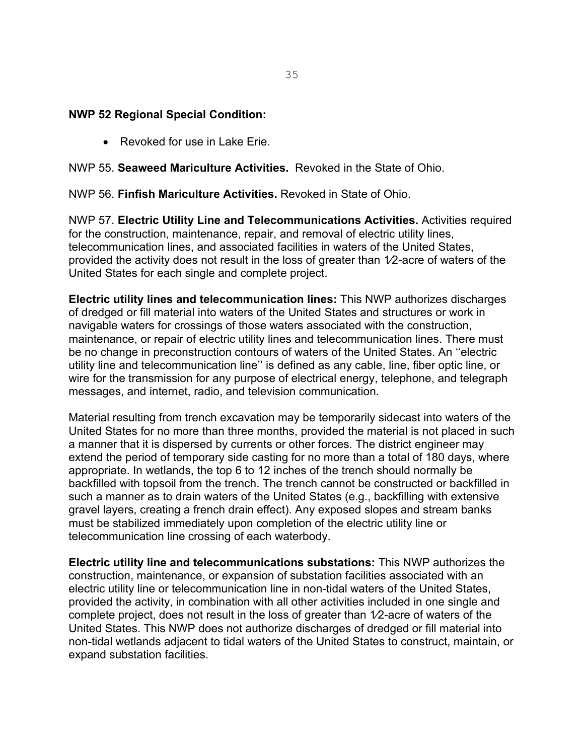**NWP 52 Regional Special Condition:**

- Revoked for use in Lake Erie.

NWP 55. **Seaweed Mariculture Activities.** Revoked in the State of Ohio.

NWP 56. **Finfish Mariculture Activities.** Revoked in State of Ohio.

NWP 57. **Electric Utility Line and Telecommunications Activities.** Activities required for the construction, maintenance, repair, and removal of electric utility lines, telecommunication lines, and associated facilities in waters of the United States, provided the activity does not result in the loss of greater than 1⁄2-acre of waters of the United States for each single and complete project.

**Electric utility lines and telecommunication lines:** This NWP authorizes discharges of dredged or fill material into waters of the United States and structures or work in navigable waters for crossings of those waters associated with the construction, maintenance, or repair of electric utility lines and telecommunication lines. There must be no change in preconstruction contours of waters of the United States. An ''electric utility line and telecommunication line'' is defined as any cable, line, fiber optic line, or wire for the transmission for any purpose of electrical energy, telephone, and telegraph messages, and internet, radio, and television communication.

Material resulting from trench excavation may be temporarily sidecast into waters of the United States for no more than three months, provided the material is not placed in such a manner that it is dispersed by currents or other forces. The district engineer may extend the period of temporary side casting for no more than a total of 180 days, where appropriate. In wetlands, the top 6 to 12 inches of the trench should normally be backfilled with topsoil from the trench. The trench cannot be constructed or backfilled in such a manner as to drain waters of the United States (e.g., backfilling with extensive gravel layers, creating a french drain effect). Any exposed slopes and stream banks must be stabilized immediately upon completion of the electric utility line or telecommunication line crossing of each waterbody.

**Electric utility line and telecommunications substations:** This NWP authorizes the construction, maintenance, or expansion of substation facilities associated with an electric utility line or telecommunication line in non-tidal waters of the United States, provided the activity, in combination with all other activities included in one single and complete project, does not result in the loss of greater than 1⁄2-acre of waters of the United States. This NWP does not authorize discharges of dredged or fill material into non-tidal wetlands adjacent to tidal waters of the United States to construct, maintain, or expand substation facilities.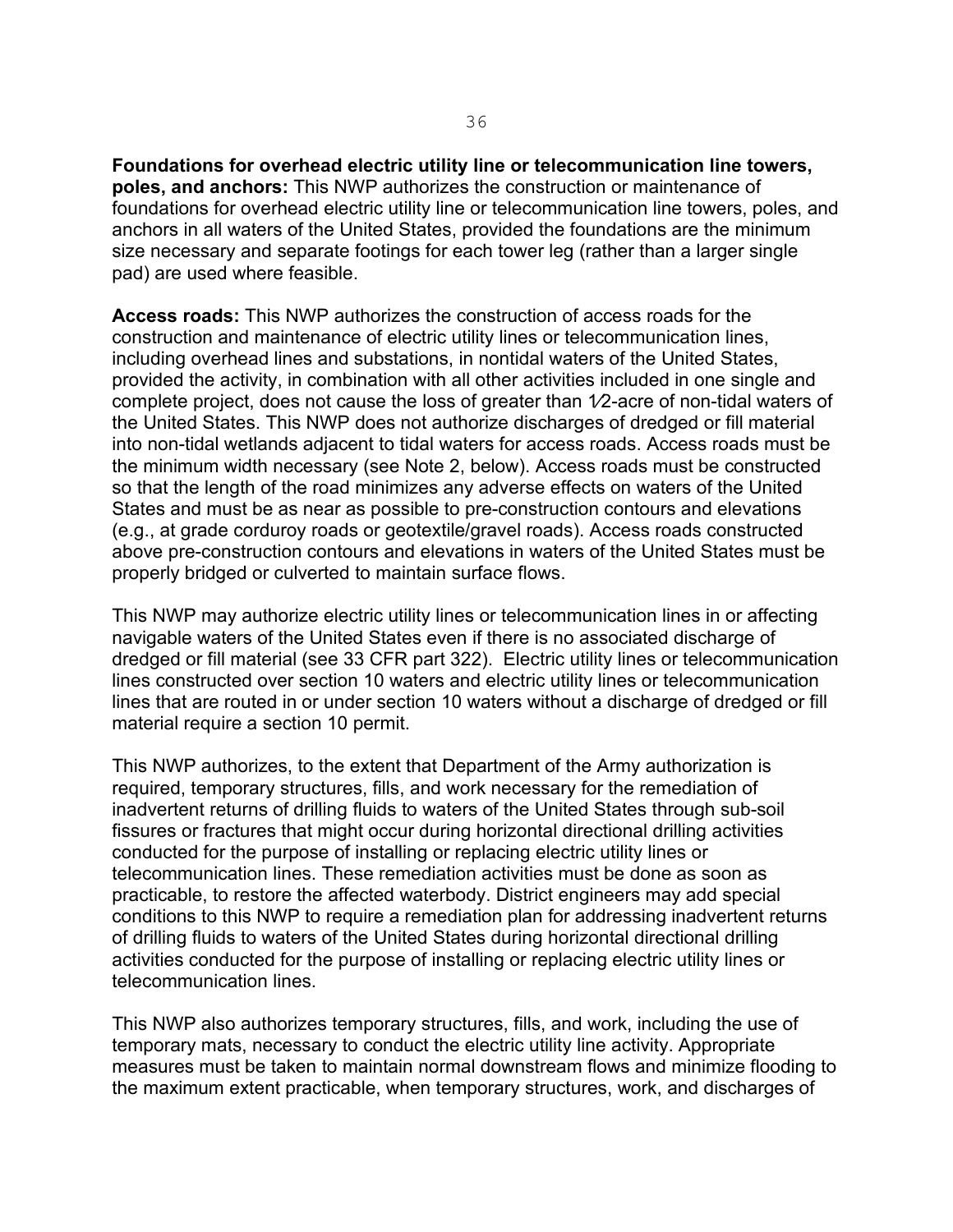**Foundations for overhead electric utility line or telecommunication line towers, poles, and anchors:** This NWP authorizes the construction or maintenance of foundations for overhead electric utility line or telecommunication line towers, poles, and anchors in all waters of the United States, provided the foundations are the minimum size necessary and separate footings for each tower leg (rather than a larger single pad) are used where feasible.

**Access roads:** This NWP authorizes the construction of access roads for the construction and maintenance of electric utility lines or telecommunication lines, including overhead lines and substations, in nontidal waters of the United States, provided the activity, in combination with all other activities included in one single and complete project, does not cause the loss of greater than 1⁄2-acre of non-tidal waters of the United States. This NWP does not authorize discharges of dredged or fill material into non-tidal wetlands adjacent to tidal waters for access roads. Access roads must be the minimum width necessary (see Note 2, below). Access roads must be constructed so that the length of the road minimizes any adverse effects on waters of the United States and must be as near as possible to pre-construction contours and elevations (e.g., at grade corduroy roads or geotextile/gravel roads). Access roads constructed above pre-construction contours and elevations in waters of the United States must be properly bridged or culverted to maintain surface flows.

This NWP may authorize electric utility lines or telecommunication lines in or affecting navigable waters of the United States even if there is no associated discharge of dredged or fill material (see 33 CFR part 322). Electric utility lines or telecommunication lines constructed over section 10 waters and electric utility lines or telecommunication lines that are routed in or under section 10 waters without a discharge of dredged or fill material require a section 10 permit.

This NWP authorizes, to the extent that Department of the Army authorization is required, temporary structures, fills, and work necessary for the remediation of inadvertent returns of drilling fluids to waters of the United States through sub-soil fissures or fractures that might occur during horizontal directional drilling activities conducted for the purpose of installing or replacing electric utility lines or telecommunication lines. These remediation activities must be done as soon as practicable, to restore the affected waterbody. District engineers may add special conditions to this NWP to require a remediation plan for addressing inadvertent returns of drilling fluids to waters of the United States during horizontal directional drilling activities conducted for the purpose of installing or replacing electric utility lines or telecommunication lines.

This NWP also authorizes temporary structures, fills, and work, including the use of temporary mats, necessary to conduct the electric utility line activity. Appropriate measures must be taken to maintain normal downstream flows and minimize flooding to the maximum extent practicable, when temporary structures, work, and discharges of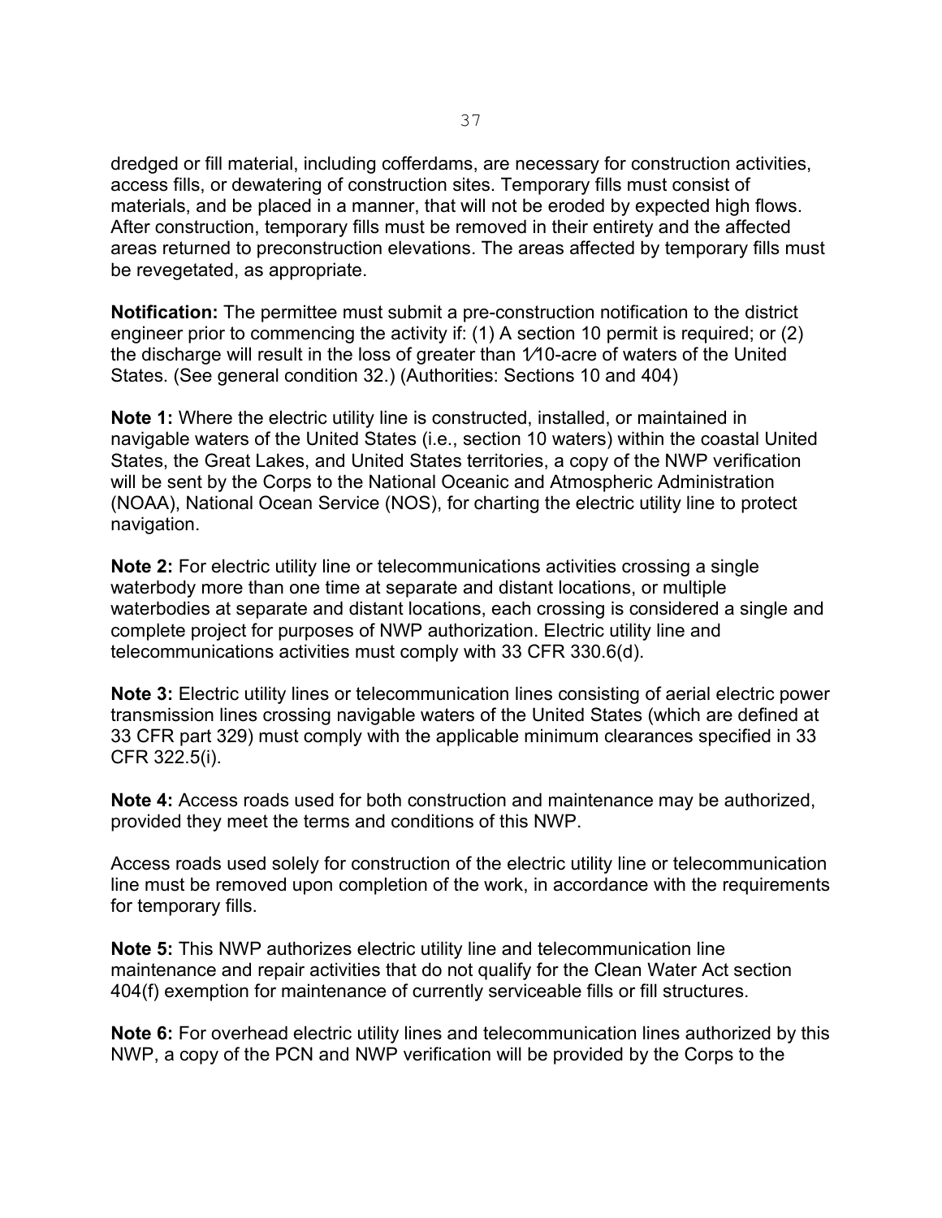dredged or fill material, including cofferdams, are necessary for construction activities, access fills, or dewatering of construction sites. Temporary fills must consist of materials, and be placed in a manner, that will not be eroded by expected high flows. After construction, temporary fills must be removed in their entirety and the affected areas returned to preconstruction elevations. The areas affected by temporary fills must be revegetated, as appropriate.

**Notification:** The permittee must submit a pre-construction notification to the district engineer prior to commencing the activity if: (1) A section 10 permit is required; or (2) the discharge will result in the loss of greater than 1⁄10-acre of waters of the United States. (See general condition 32.) (Authorities: Sections 10 and 404)

**Note 1:** Where the electric utility line is constructed, installed, or maintained in navigable waters of the United States (i.e., section 10 waters) within the coastal United States, the Great Lakes, and United States territories, a copy of the NWP verification will be sent by the Corps to the National Oceanic and Atmospheric Administration (NOAA), National Ocean Service (NOS), for charting the electric utility line to protect navigation.

**Note 2:** For electric utility line or telecommunications activities crossing a single waterbody more than one time at separate and distant locations, or multiple waterbodies at separate and distant locations, each crossing is considered a single and complete project for purposes of NWP authorization. Electric utility line and telecommunications activities must comply with 33 CFR 330.6(d).

**Note 3:** Electric utility lines or telecommunication lines consisting of aerial electric power transmission lines crossing navigable waters of the United States (which are defined at 33 CFR part 329) must comply with the applicable minimum clearances specified in 33 CFR 322.5(i).

**Note 4:** Access roads used for both construction and maintenance may be authorized, provided they meet the terms and conditions of this NWP.

Access roads used solely for construction of the electric utility line or telecommunication line must be removed upon completion of the work, in accordance with the requirements for temporary fills.

**Note 5:** This NWP authorizes electric utility line and telecommunication line maintenance and repair activities that do not qualify for the Clean Water Act section 404(f) exemption for maintenance of currently serviceable fills or fill structures.

**Note 6:** For overhead electric utility lines and telecommunication lines authorized by this NWP, a copy of the PCN and NWP verification will be provided by the Corps to the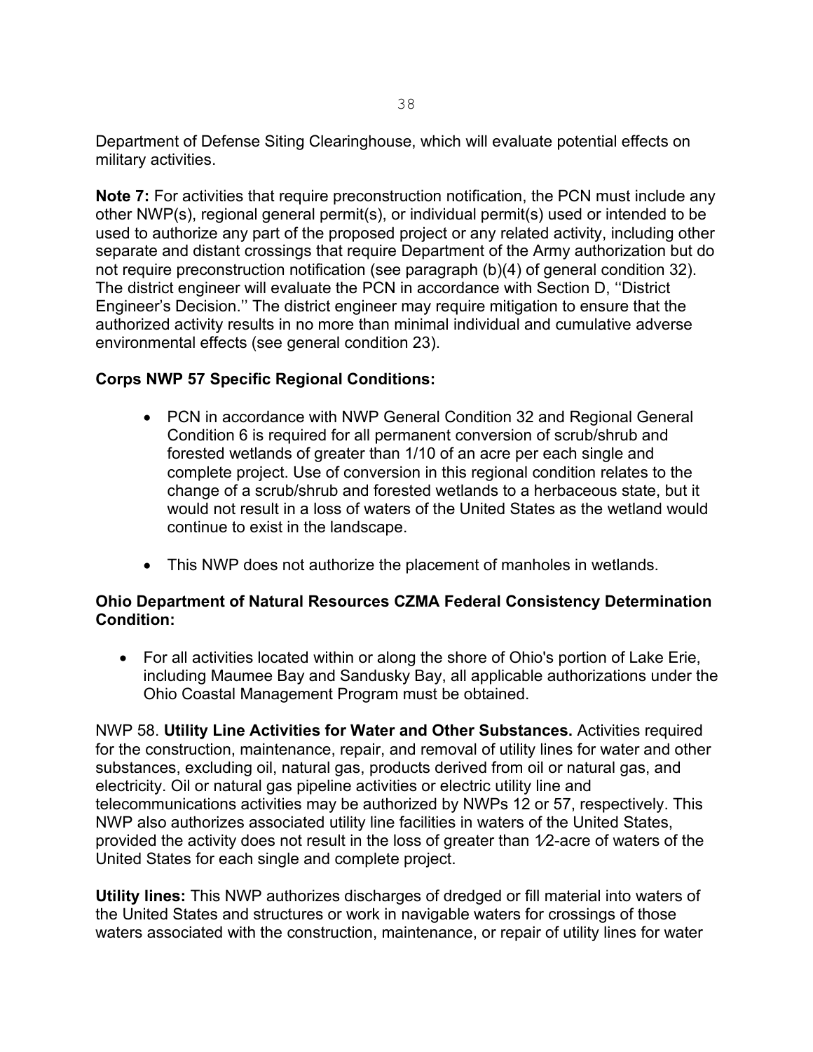Department of Defense Siting Clearinghouse, which will evaluate potential effects on military activities.

**Note 7:** For activities that require preconstruction notification, the PCN must include any other NWP(s), regional general permit(s), or individual permit(s) used or intended to be used to authorize any part of the proposed project or any related activity, including other separate and distant crossings that require Department of the Army authorization but do not require preconstruction notification (see paragraph (b)(4) of general condition 32). The district engineer will evaluate the PCN in accordance with Section D, ''District Engineer's Decision.'' The district engineer may require mitigation to ensure that the authorized activity results in no more than minimal individual and cumulative adverse environmental effects (see general condition 23).

**Corps NWP 57 Specific Regional Conditions:**

- PCN in accordance with NWP General Condition 32 and Regional General Condition 6 is required for all permanent conversion of scrub/shrub and forested wetlands of greater than 1/10 of an acre per each single and complete project. Use of conversion in this regional condition relates to the change of a scrub/shrub and forested wetlands to a herbaceous state, but it would not result in a loss of waters of the United States as the wetland would continue to exist in the landscape.
- This NWP does not authorize the placement of manholes in wetlands.

**Ohio Department of Natural Resources CZMA Federal Consistency Determination Condition:**

- For all activities located within or along the shore of Ohio's portion of Lake Erie, including Maumee Bay and Sandusky Bay, all applicable authorizations under the Ohio Coastal Management Program must be obtained.

NWP 58. **Utility Line Activities for Water and Other Substances.** Activities required for the construction, maintenance, repair, and removal of utility lines for water and other substances, excluding oil, natural gas, products derived from oil or natural gas, and electricity. Oil or natural gas pipeline activities or electric utility line and telecommunications activities may be authorized by NWPs 12 or 57, respectively. This NWP also authorizes associated utility line facilities in waters of the United States, provided the activity does not result in the loss of greater than 1⁄2-acre of waters of the United States for each single and complete project.

**Utility lines:** This NWP authorizes discharges of dredged or fill material into waters of the United States and structures or work in navigable waters for crossings of those waters associated with the construction, maintenance, or repair of utility lines for water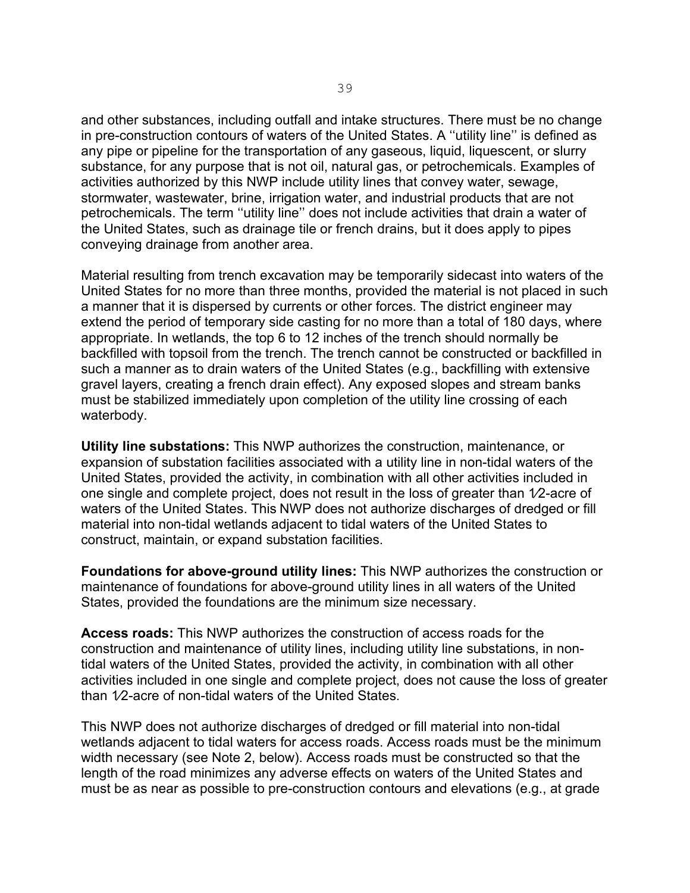and other substances, including outfall and intake structures. There must be no change in pre-construction contours of waters of the United States. A ''utility line'' is defined as any pipe or pipeline for the transportation of any gaseous, liquid, liquescent, or slurry substance, for any purpose that is not oil, natural gas, or petrochemicals. Examples of activities authorized by this NWP include utility lines that convey water, sewage, stormwater, wastewater, brine, irrigation water, and industrial products that are not petrochemicals. The term ''utility line'' does not include activities that drain a water of the United States, such as drainage tile or french drains, but it does apply to pipes conveying drainage from another area.

Material resulting from trench excavation may be temporarily sidecast into waters of the United States for no more than three months, provided the material is not placed in such a manner that it is dispersed by currents or other forces. The district engineer may extend the period of temporary side casting for no more than a total of 180 days, where appropriate. In wetlands, the top 6 to 12 inches of the trench should normally be backfilled with topsoil from the trench. The trench cannot be constructed or backfilled in such a manner as to drain waters of the United States (e.g., backfilling with extensive gravel layers, creating a french drain effect). Any exposed slopes and stream banks must be stabilized immediately upon completion of the utility line crossing of each waterbody.

**Utility line substations:** This NWP authorizes the construction, maintenance, or expansion of substation facilities associated with a utility line in non-tidal waters of the United States, provided the activity, in combination with all other activities included in one single and complete project, does not result in the loss of greater than 1⁄2-acre of waters of the United States. This NWP does not authorize discharges of dredged or fill material into non-tidal wetlands adjacent to tidal waters of the United States to construct, maintain, or expand substation facilities.

**Foundations for above-ground utility lines:** This NWP authorizes the construction or maintenance of foundations for above-ground utility lines in all waters of the United States, provided the foundations are the minimum size necessary.

**Access roads:** This NWP authorizes the construction of access roads for the construction and maintenance of utility lines, including utility line substations, in non-tidal waters of the United States, provided the activity, in combination with all other activities included in one single and complete project, does not cause the loss of greater than 1⁄2-acre of non-tidal waters of the United States.

This NWP does not authorize discharges of dredged or fill material into non-tidal wetlands adjacent to tidal waters for access roads. Access roads must be the minimum width necessary (see Note 2, below). Access roads must be constructed so that the length of the road minimizes any adverse effects on waters of the United States and must be as near as possible to pre-construction contours and elevations (e.g., at grade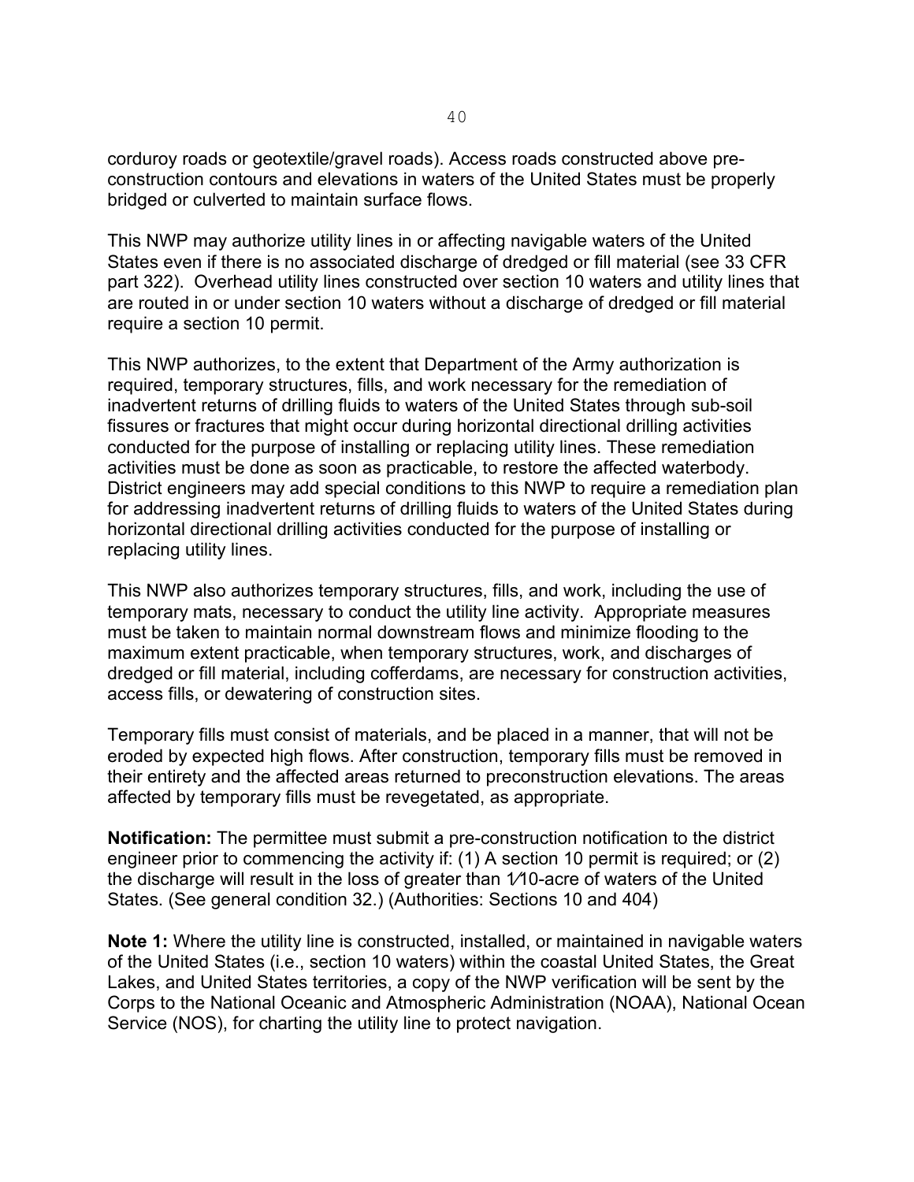corduroy roads or geotextile/gravel roads). Access roads constructed above pre-construction contours and elevations in waters of the United States must be properly bridged or culverted to maintain surface flows.

This NWP may authorize utility lines in or affecting navigable waters of the United States even if there is no associated discharge of dredged or fill material (see 33 CFR part 322). Overhead utility lines constructed over section 10 waters and utility lines that are routed in or under section 10 waters without a discharge of dredged or fill material require a section 10 permit.

This NWP authorizes, to the extent that Department of the Army authorization is required, temporary structures, fills, and work necessary for the remediation of inadvertent returns of drilling fluids to waters of the United States through sub-soil fissures or fractures that might occur during horizontal directional drilling activities conducted for the purpose of installing or replacing utility lines. These remediation activities must be done as soon as practicable, to restore the affected waterbody. District engineers may add special conditions to this NWP to require a remediation plan for addressing inadvertent returns of drilling fluids to waters of the United States during horizontal directional drilling activities conducted for the purpose of installing or replacing utility lines.

This NWP also authorizes temporary structures, fills, and work, including the use of temporary mats, necessary to conduct the utility line activity. Appropriate measures must be taken to maintain normal downstream flows and minimize flooding to the maximum extent practicable, when temporary structures, work, and discharges of dredged or fill material, including cofferdams, are necessary for construction activities, access fills, or dewatering of construction sites.

Temporary fills must consist of materials, and be placed in a manner, that will not be eroded by expected high flows. After construction, temporary fills must be removed in their entirety and the affected areas returned to preconstruction elevations. The areas affected by temporary fills must be revegetated, as appropriate.

**Notification:** The permittee must submit a pre-construction notification to the district engineer prior to commencing the activity if: (1) A section 10 permit is required; or (2) the discharge will result in the loss of greater than 1⁄10-acre of waters of the United States. (See general condition 32.) (Authorities: Sections 10 and 404)

**Note 1:** Where the utility line is constructed, installed, or maintained in navigable waters of the United States (i.e., section 10 waters) within the coastal United States, the Great Lakes, and United States territories, a copy of the NWP verification will be sent by the Corps to the National Oceanic and Atmospheric Administration (NOAA), National Ocean Service (NOS), for charting the utility line to protect navigation.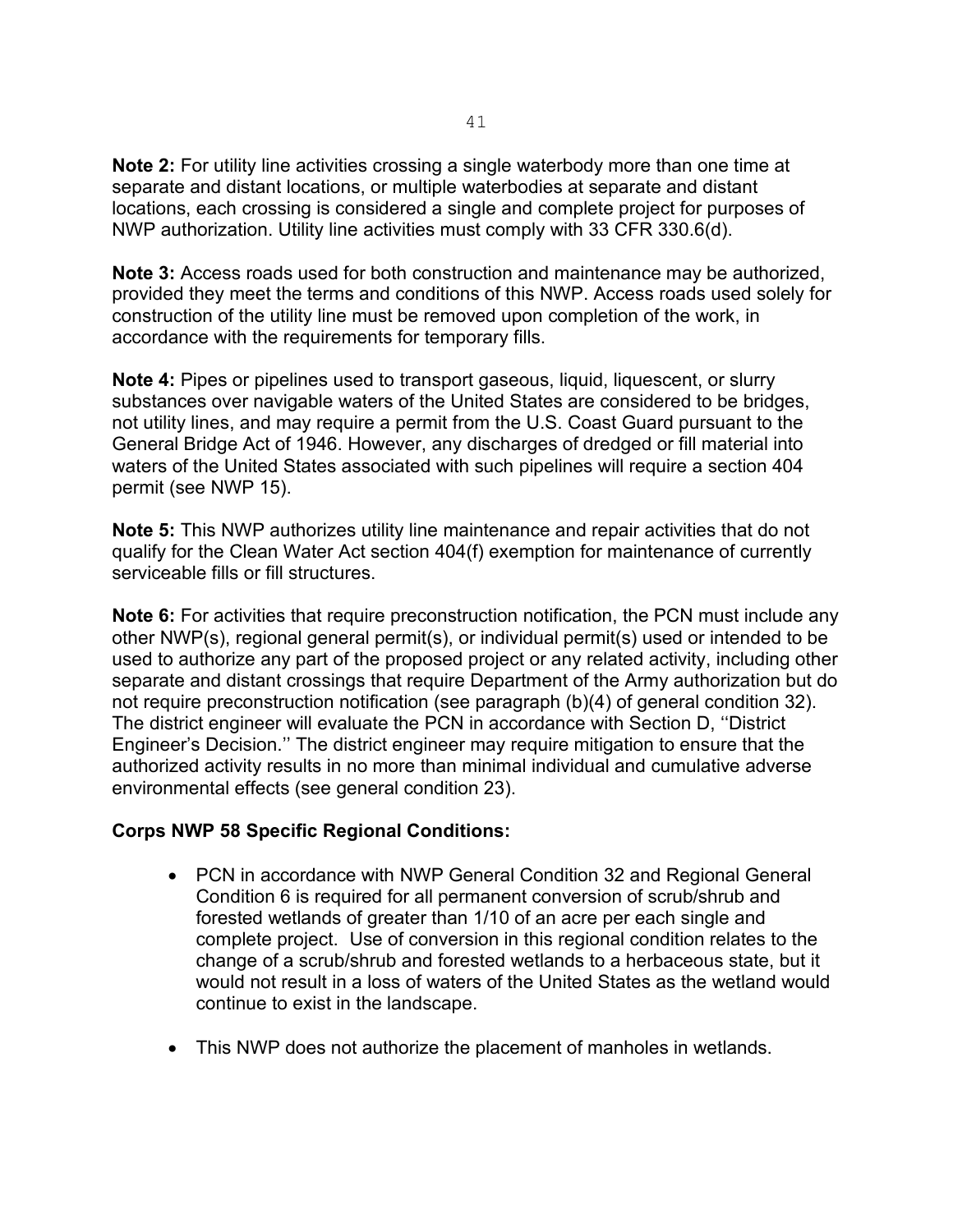**Note 2:** For utility line activities crossing a single waterbody more than one time at separate and distant locations, or multiple waterbodies at separate and distant locations, each crossing is considered a single and complete project for purposes of NWP authorization. Utility line activities must comply with 33 CFR 330.6(d).

**Note 3:** Access roads used for both construction and maintenance may be authorized, provided they meet the terms and conditions of this NWP. Access roads used solely for construction of the utility line must be removed upon completion of the work, in accordance with the requirements for temporary fills.

**Note 4:** Pipes or pipelines used to transport gaseous, liquid, liquescent, or slurry substances over navigable waters of the United States are considered to be bridges, not utility lines, and may require a permit from the U.S. Coast Guard pursuant to the General Bridge Act of 1946. However, any discharges of dredged or fill material into waters of the United States associated with such pipelines will require a section 404 permit (see NWP 15).

**Note 5:** This NWP authorizes utility line maintenance and repair activities that do not qualify for the Clean Water Act section 404(f) exemption for maintenance of currently serviceable fills or fill structures.

**Note 6:** For activities that require preconstruction notification, the PCN must include any other NWP(s), regional general permit(s), or individual permit(s) used or intended to be used to authorize any part of the proposed project or any related activity, including other separate and distant crossings that require Department of the Army authorization but do not require preconstruction notification (see paragraph (b)(4) of general condition 32). The district engineer will evaluate the PCN in accordance with Section D, ''District Engineer's Decision.'' The district engineer may require mitigation to ensure that the authorized activity results in no more than minimal individual and cumulative adverse environmental effects (see general condition 23).

**Corps NWP 58 Specific Regional Conditions:**

- PCN in accordance with NWP General Condition 32 and Regional General Condition 6 is required for all permanent conversion of scrub/shrub and forested wetlands of greater than 1/10 of an acre per each single and complete project. Use of conversion in this regional condition relates to the change of a scrub/shrub and forested wetlands to a herbaceous state, but it would not result in a loss of waters of the United States as the wetland would continue to exist in the landscape.

- This NWP does not authorize the placement of manholes in wetlands.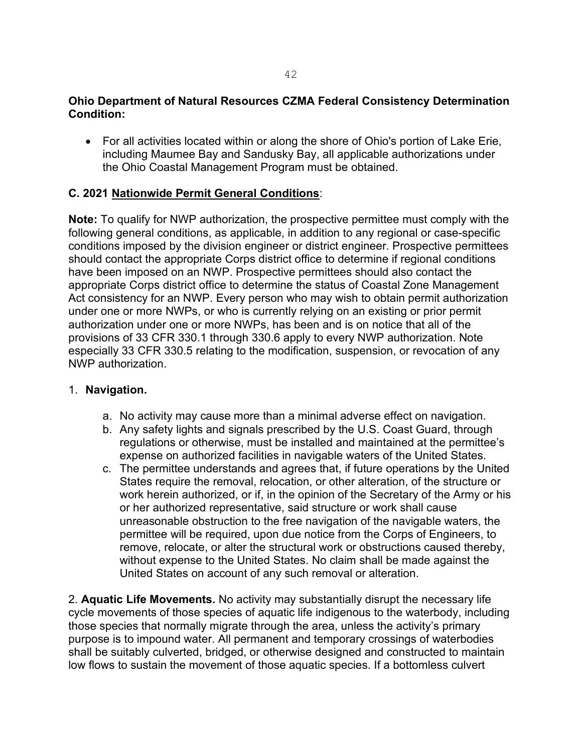**Ohio Department of Natural Resources CZMA Federal Consistency Determination Condition:**

- For all activities located within or along the shore of Ohio's portion of Lake Erie, including Maumee Bay and Sandusky Bay, all applicable authorizations under the Ohio Coastal Management Program must be obtained.

## C. 2021 Nationwide Permit General Conditions:

**Note:** To qualify for NWP authorization, the prospective permittee must comply with the following general conditions, as applicable, in addition to any regional or case-specific conditions imposed by the division engineer or district engineer. Prospective permittees should contact the appropriate Corps district office to determine if regional conditions have been imposed on an NWP. Prospective permittees should also contact the appropriate Corps district office to determine the status of Coastal Zone Management Act consistency for an NWP. Every person who may wish to obtain permit authorization under one or more NWPs, or who is currently relying on an existing or prior permit authorization under one or more NWPs, has been and is on notice that all of the provisions of 33 CFR 330.1 through 330.6 apply to every NWP authorization. Note especially 33 CFR 330.5 relating to the modification, suspension, or revocation of any NWP authorization.

1. **Navigation.**
   a. No activity may cause more than a minimal adverse effect on navigation.
   b. Any safety lights and signals prescribed by the U.S. Coast Guard, through regulations or otherwise, must be installed and maintained at the permittee's expense on authorized facilities in navigable waters of the United States.
   c. The permittee understands and agrees that, if future operations by the United States require the removal, relocation, or other alteration, of the structure or work herein authorized, or if, in the opinion of the Secretary of the Army or his or her authorized representative, said structure or work shall cause unreasonable obstruction to the free navigation of the navigable waters, the permittee will be required, upon due notice from the Corps of Engineers, to remove, relocate, or alter the structural work or obstructions caused thereby, without expense to the United States. No claim shall be made against the United States on account of any such removal or alteration.

2. **Aquatic Life Movements.** No activity may substantially disrupt the necessary life cycle movements of those species of aquatic life indigenous to the waterbody, including those species that normally migrate through the area, unless the activity's primary purpose is to impound water. All permanent and temporary crossings of waterbodies shall be suitably culverted, bridged, or otherwise designed and constructed to maintain low flows to sustain the movement of those aquatic species. If a bottomless culvert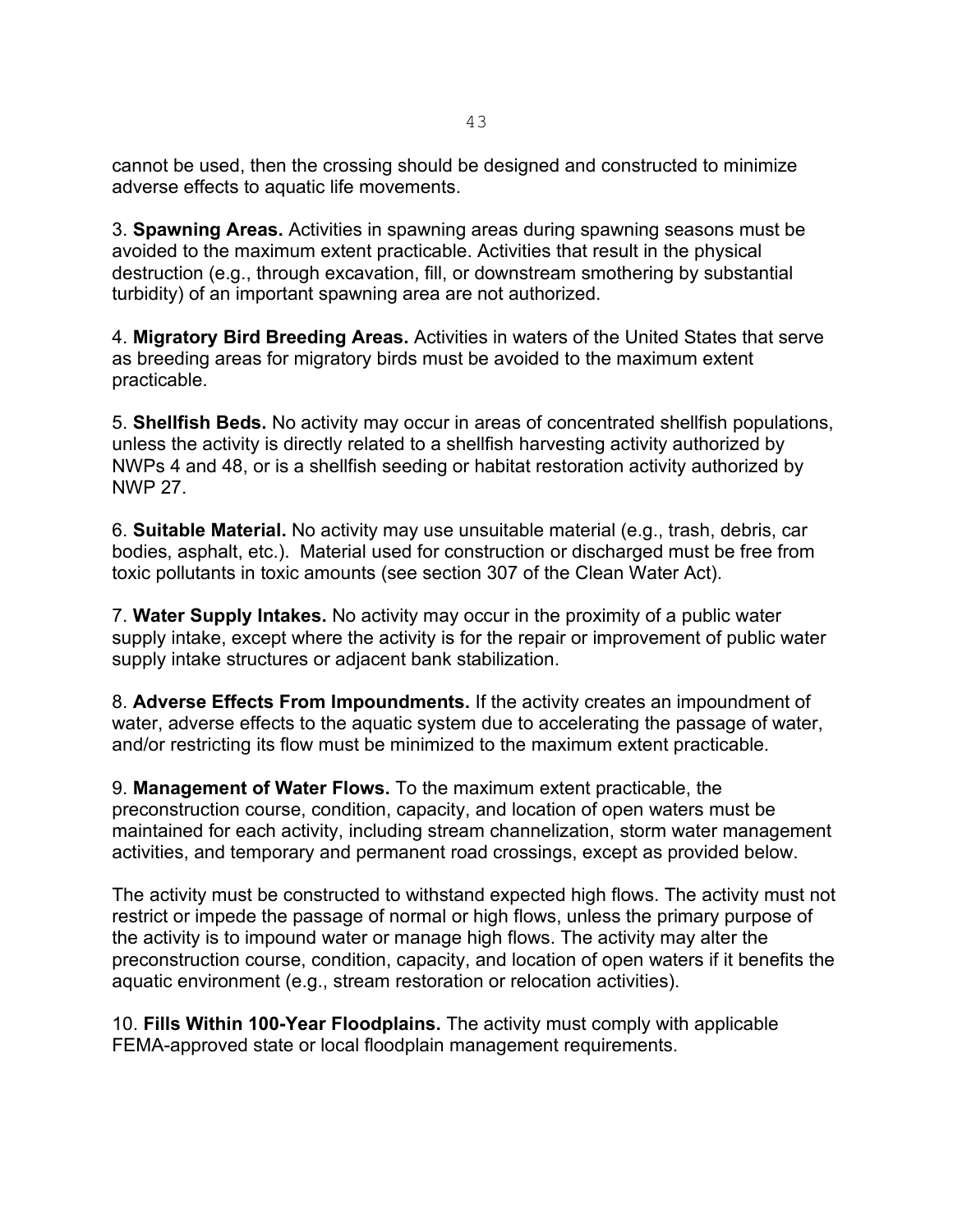cannot be used, then the crossing should be designed and constructed to minimize adverse effects to aquatic life movements.

3. **Spawning Areas.** Activities in spawning areas during spawning seasons must be avoided to the maximum extent practicable. Activities that result in the physical destruction (e.g., through excavation, fill, or downstream smothering by substantial turbidity) of an important spawning area are not authorized.

4. **Migratory Bird Breeding Areas.** Activities in waters of the United States that serve as breeding areas for migratory birds must be avoided to the maximum extent practicable.

5. **Shellfish Beds.** No activity may occur in areas of concentrated shellfish populations, unless the activity is directly related to a shellfish harvesting activity authorized by NWPs 4 and 48, or is a shellfish seeding or habitat restoration activity authorized by NWP 27.

6. **Suitable Material.** No activity may use unsuitable material (e.g., trash, debris, car bodies, asphalt, etc.). Material used for construction or discharged must be free from toxic pollutants in toxic amounts (see section 307 of the Clean Water Act).

7. **Water Supply Intakes.** No activity may occur in the proximity of a public water supply intake, except where the activity is for the repair or improvement of public water supply intake structures or adjacent bank stabilization.

8. **Adverse Effects From Impoundments.** If the activity creates an impoundment of water, adverse effects to the aquatic system due to accelerating the passage of water, and/or restricting its flow must be minimized to the maximum extent practicable.

9. **Management of Water Flows.** To the maximum extent practicable, the preconstruction course, condition, capacity, and location of open waters must be maintained for each activity, including stream channelization, storm water management activities, and temporary and permanent road crossings, except as provided below.

The activity must be constructed to withstand expected high flows. The activity must not restrict or impede the passage of normal or high flows, unless the primary purpose of the activity is to impound water or manage high flows. The activity may alter the preconstruction course, condition, capacity, and location of open waters if it benefits the aquatic environment (e.g., stream restoration or relocation activities).

10. **Fills Within 100-Year Floodplains.** The activity must comply with applicable FEMA-approved state or local floodplain management requirements.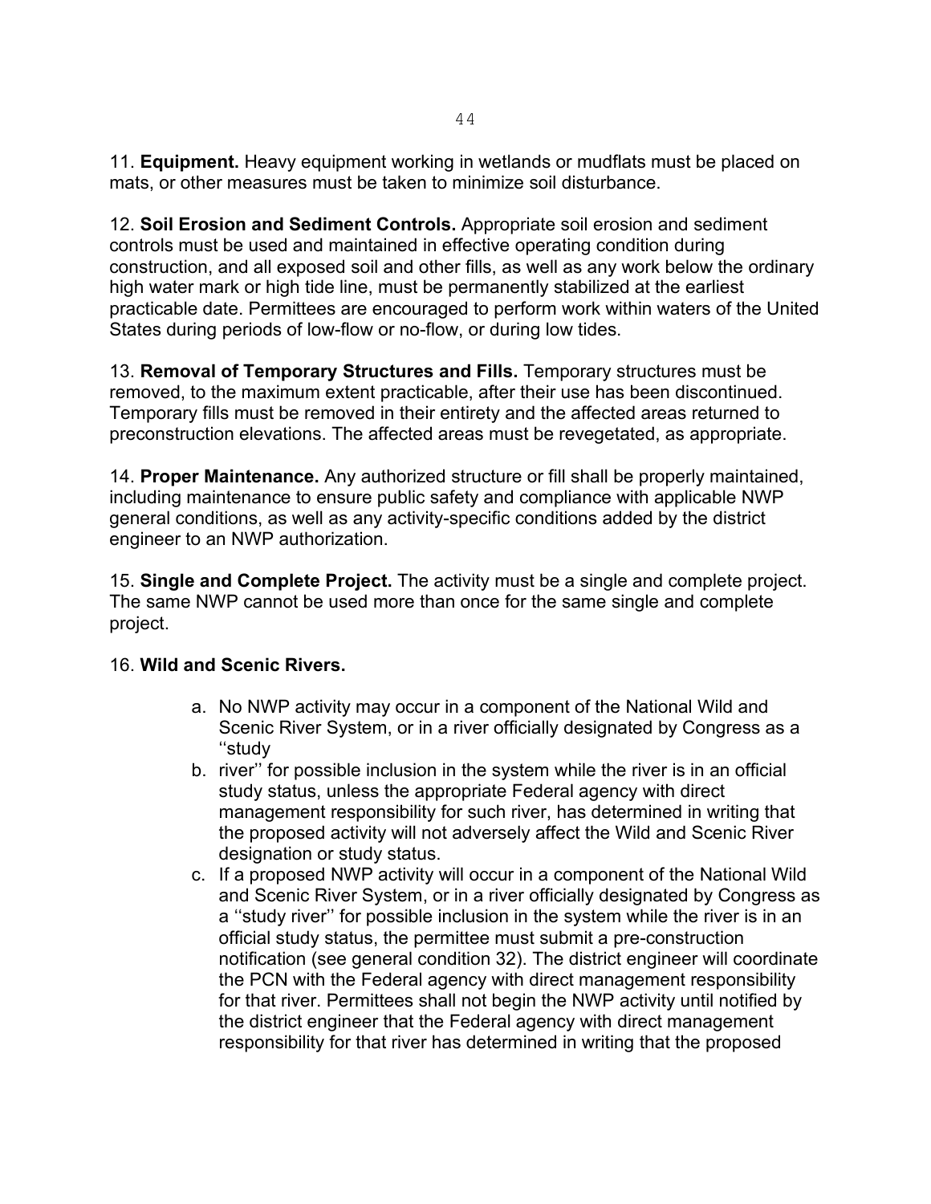11. **Equipment.** Heavy equipment working in wetlands or mudflats must be placed on mats, or other measures must be taken to minimize soil disturbance.

12. **Soil Erosion and Sediment Controls.** Appropriate soil erosion and sediment controls must be used and maintained in effective operating condition during construction, and all exposed soil and other fills, as well as any work below the ordinary high water mark or high tide line, must be permanently stabilized at the earliest practicable date. Permittees are encouraged to perform work within waters of the United States during periods of low-flow or no-flow, or during low tides.

13. **Removal of Temporary Structures and Fills.** Temporary structures must be removed, to the maximum extent practicable, after their use has been discontinued. Temporary fills must be removed in their entirety and the affected areas returned to preconstruction elevations. The affected areas must be revegetated, as appropriate.

14. **Proper Maintenance.** Any authorized structure or fill shall be properly maintained, including maintenance to ensure public safety and compliance with applicable NWP general conditions, as well as any activity-specific conditions added by the district engineer to an NWP authorization.

15. **Single and Complete Project.** The activity must be a single and complete project. The same NWP cannot be used more than once for the same single and complete project.

16. **Wild and Scenic Rivers.**

a. No NWP activity may occur in a component of the National Wild and Scenic River System, or in a river officially designated by Congress as a ‘‘study
b. river’’ for possible inclusion in the system while the river is in an official study status, unless the appropriate Federal agency with direct management responsibility for such river, has determined in writing that the proposed activity will not adversely affect the Wild and Scenic River designation or study status.
c. If a proposed NWP activity will occur in a component of the National Wild and Scenic River System, or in a river officially designated by Congress as a ‘‘study river’’ for possible inclusion in the system while the river is in an official study status, the permittee must submit a pre-construction notification (see general condition 32). The district engineer will coordinate the PCN with the Federal agency with direct management responsibility for that river. Permittees shall not begin the NWP activity until notified by the district engineer that the Federal agency with direct management responsibility for that river has determined in writing that the proposed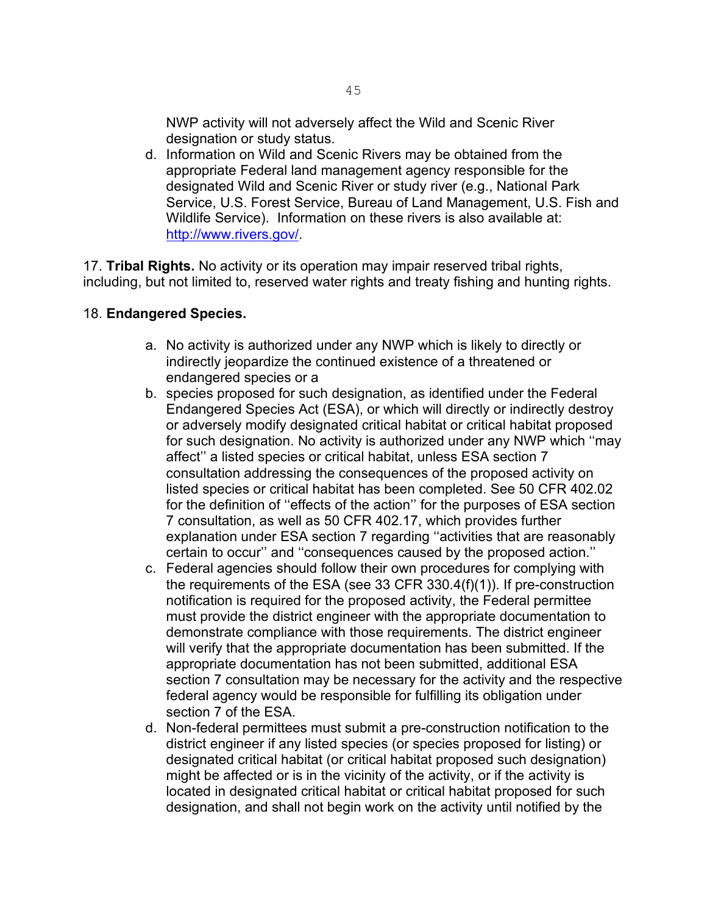NWP activity will not adversely affect the Wild and Scenic River designation or study status.

d. Information on Wild and Scenic Rivers may be obtained from the appropriate Federal land management agency responsible for the designated Wild and Scenic River or study river (e.g., National Park Service, U.S. Forest Service, Bureau of Land Management, U.S. Fish and Wildlife Service). Information on these rivers is also available at: http://www.rivers.gov/.

17. **Tribal Rights.** No activity or its operation may impair reserved tribal rights, including, but not limited to, reserved water rights and treaty fishing and hunting rights.

18. **Endangered Species.**

a. No activity is authorized under any NWP which is likely to directly or indirectly jeopardize the continued existence of a threatened or endangered species or a

b. species proposed for such designation, as identified under the Federal Endangered Species Act (ESA), or which will directly or indirectly destroy or adversely modify designated critical habitat or critical habitat proposed for such designation. No activity is authorized under any NWP which ''may affect'' a listed species or critical habitat, unless ESA section 7 consultation addressing the consequences of the proposed activity on listed species or critical habitat has been completed. See 50 CFR 402.02 for the definition of ''effects of the action'' for the purposes of ESA section 7 consultation, as well as 50 CFR 402.17, which provides further explanation under ESA section 7 regarding ''activities that are reasonably certain to occur'' and ''consequences caused by the proposed action.''

c. Federal agencies should follow their own procedures for complying with the requirements of the ESA (see 33 CFR 330.4(f)(1)). If pre-construction notification is required for the proposed activity, the Federal permittee must provide the district engineer with the appropriate documentation to demonstrate compliance with those requirements. The district engineer will verify that the appropriate documentation has been submitted. If the appropriate documentation has not been submitted, additional ESA section 7 consultation may be necessary for the activity and the respective federal agency would be responsible for fulfilling its obligation under section 7 of the ESA.

d. Non-federal permittees must submit a pre-construction notification to the district engineer if any listed species (or species proposed for listing) or designated critical habitat (or critical habitat proposed such designation) might be affected or is in the vicinity of the activity, or if the activity is located in designated critical habitat or critical habitat proposed for such designation, and shall not begin work on the activity until notified by the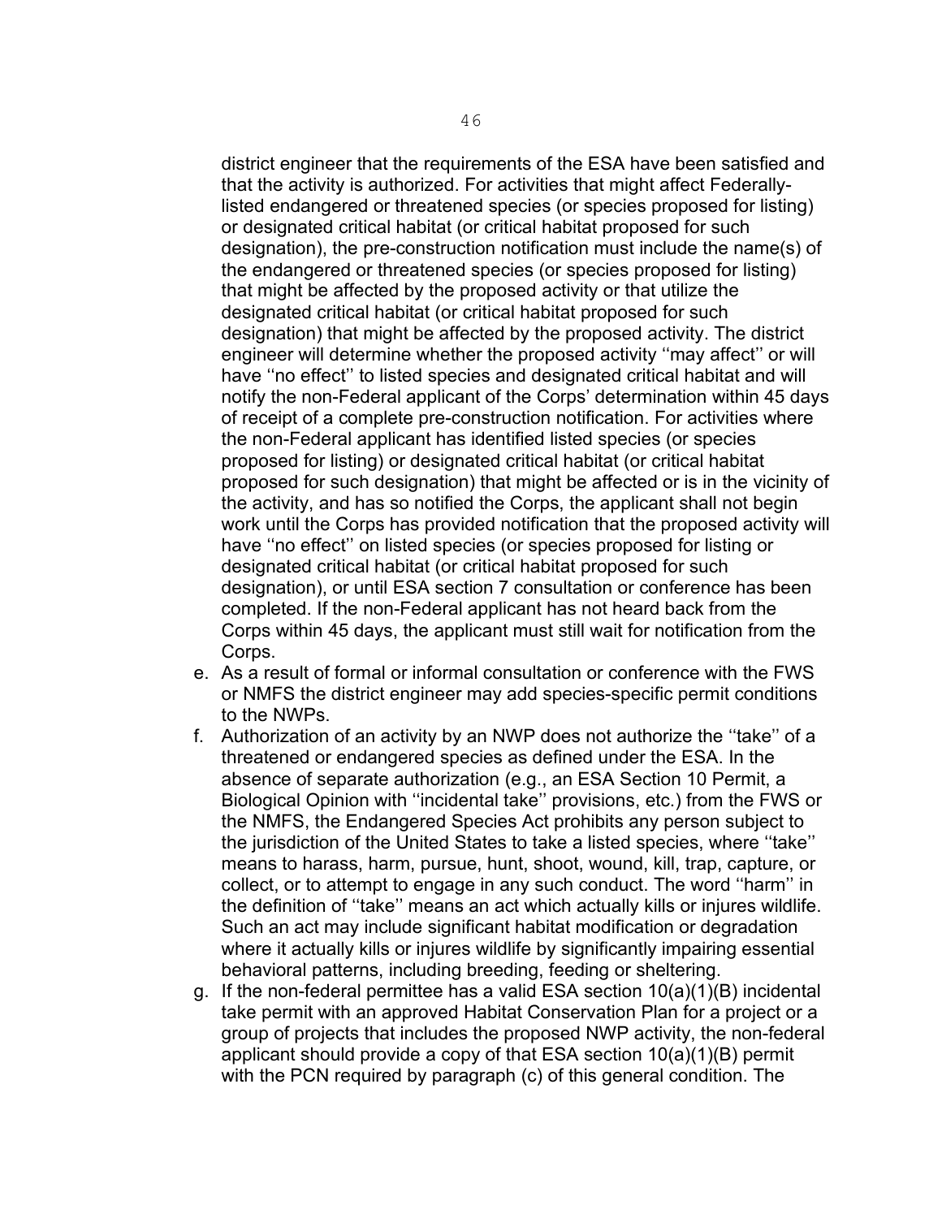district engineer that the requirements of the ESA have been satisfied and that the activity is authorized. For activities that might affect Federally-listed endangered or threatened species (or species proposed for listing) or designated critical habitat (or critical habitat proposed for such designation), the pre-construction notification must include the name(s) of the endangered or threatened species (or species proposed for listing) that might be affected by the proposed activity or that utilize the designated critical habitat (or critical habitat proposed for such designation) that might be affected by the proposed activity. The district engineer will determine whether the proposed activity ''may affect'' or will have ''no effect'' to listed species and designated critical habitat and will notify the non-Federal applicant of the Corps' determination within 45 days of receipt of a complete pre-construction notification. For activities where the non-Federal applicant has identified listed species (or species proposed for listing) or designated critical habitat (or critical habitat proposed for such designation) that might be affected or is in the vicinity of the activity, and has so notified the Corps, the applicant shall not begin work until the Corps has provided notification that the proposed activity will have ''no effect'' on listed species (or species proposed for listing or designated critical habitat (or critical habitat proposed for such designation), or until ESA section 7 consultation or conference has been completed. If the non-Federal applicant has not heard back from the Corps within 45 days, the applicant must still wait for notification from the Corps.

e. As a result of formal or informal consultation or conference with the FWS or NMFS the district engineer may add species-specific permit conditions to the NWPs.
f. Authorization of an activity by an NWP does not authorize the ''take'' of a threatened or endangered species as defined under the ESA. In the absence of separate authorization (e.g., an ESA Section 10 Permit, a Biological Opinion with ''incidental take'' provisions, etc.) from the FWS or the NMFS, the Endangered Species Act prohibits any person subject to the jurisdiction of the United States to take a listed species, where ''take'' means to harass, harm, pursue, hunt, shoot, wound, kill, trap, capture, or collect, or to attempt to engage in any such conduct. The word ''harm'' in the definition of ''take'' means an act which actually kills or injures wildlife. Such an act may include significant habitat modification or degradation where it actually kills or injures wildlife by significantly impairing essential behavioral patterns, including breeding, feeding or sheltering.
g. If the non-federal permittee has a valid ESA section 10(a)(1)(B) incidental take permit with an approved Habitat Conservation Plan for a project or a group of projects that includes the proposed NWP activity, the non-federal applicant should provide a copy of that ESA section 10(a)(1)(B) permit with the PCN required by paragraph (c) of this general condition. The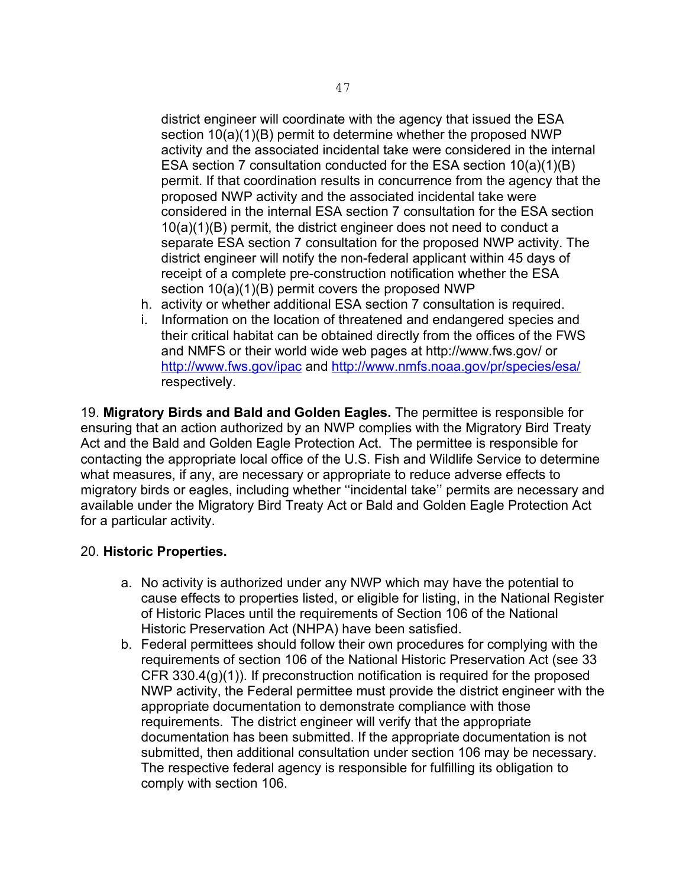district engineer will coordinate with the agency that issued the ESA section 10(a)(1)(B) permit to determine whether the proposed NWP activity and the associated incidental take were considered in the internal ESA section 7 consultation conducted for the ESA section 10(a)(1)(B) permit. If that coordination results in concurrence from the agency that the proposed NWP activity and the associated incidental take were considered in the internal ESA section 7 consultation for the ESA section 10(a)(1)(B) permit, the district engineer does not need to conduct a separate ESA section 7 consultation for the proposed NWP activity. The district engineer will notify the non-federal applicant within 45 days of receipt of a complete pre-construction notification whether the ESA section 10(a)(1)(B) permit covers the proposed NWP

h. activity or whether additional ESA section 7 consultation is required.
i. Information on the location of threatened and endangered species and their critical habitat can be obtained directly from the offices of the FWS and NMFS or their world wide web pages at http://www.fws.gov/ or http://www.fws.gov/ipac and http://www.nmfs.noaa.gov/pr/species/esa/ respectively.

19. **Migratory Birds and Bald and Golden Eagles.** The permittee is responsible for ensuring that an action authorized by an NWP complies with the Migratory Bird Treaty Act and the Bald and Golden Eagle Protection Act. The permittee is responsible for contacting the appropriate local office of the U.S. Fish and Wildlife Service to determine what measures, if any, are necessary or appropriate to reduce adverse effects to migratory birds or eagles, including whether ''incidental take'' permits are necessary and available under the Migratory Bird Treaty Act or Bald and Golden Eagle Protection Act for a particular activity.

20. **Historic Properties.**

a. No activity is authorized under any NWP which may have the potential to cause effects to properties listed, or eligible for listing, in the National Register of Historic Places until the requirements of Section 106 of the National Historic Preservation Act (NHPA) have been satisfied.
b. Federal permittees should follow their own procedures for complying with the requirements of section 106 of the National Historic Preservation Act (see 33 CFR 330.4(g)(1)). If preconstruction notification is required for the proposed NWP activity, the Federal permittee must provide the district engineer with the appropriate documentation to demonstrate compliance with those requirements. The district engineer will verify that the appropriate documentation has been submitted. If the appropriate documentation is not submitted, then additional consultation under section 106 may be necessary. The respective federal agency is responsible for fulfilling its obligation to comply with section 106.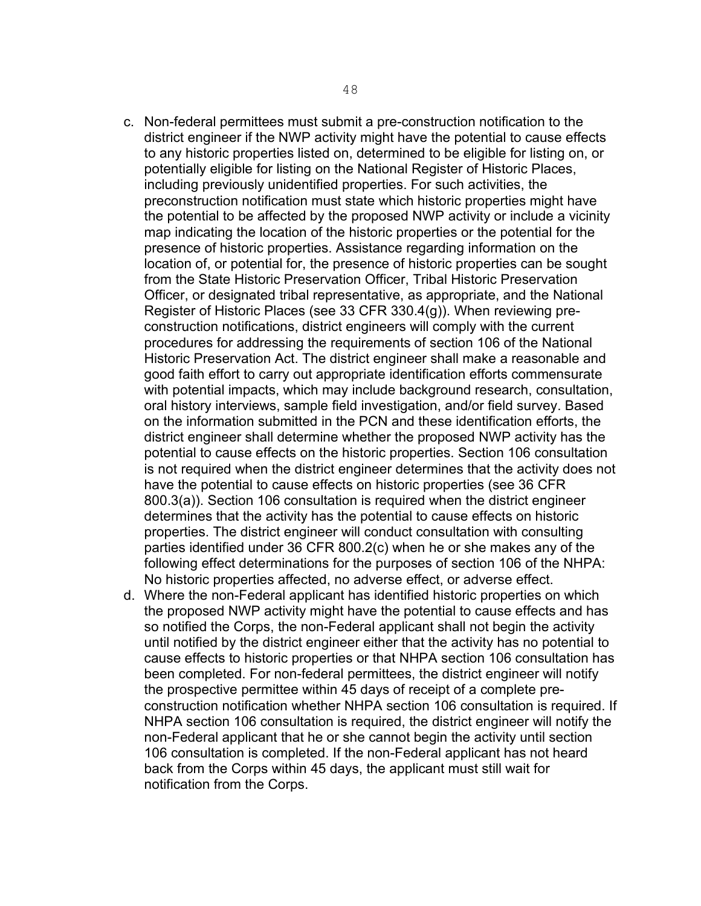c. Non-federal permittees must submit a pre-construction notification to the district engineer if the NWP activity might have the potential to cause effects to any historic properties listed on, determined to be eligible for listing on, or potentially eligible for listing on the National Register of Historic Places, including previously unidentified properties. For such activities, the preconstruction notification must state which historic properties might have the potential to be affected by the proposed NWP activity or include a vicinity map indicating the location of the historic properties or the potential for the presence of historic properties. Assistance regarding information on the location of, or potential for, the presence of historic properties can be sought from the State Historic Preservation Officer, Tribal Historic Preservation Officer, or designated tribal representative, as appropriate, and the National Register of Historic Places (see 33 CFR 330.4(g)). When reviewing pre-construction notifications, district engineers will comply with the current procedures for addressing the requirements of section 106 of the National Historic Preservation Act. The district engineer shall make a reasonable and good faith effort to carry out appropriate identification efforts commensurate with potential impacts, which may include background research, consultation, oral history interviews, sample field investigation, and/or field survey. Based on the information submitted in the PCN and these identification efforts, the district engineer shall determine whether the proposed NWP activity has the potential to cause effects on the historic properties. Section 106 consultation is not required when the district engineer determines that the activity does not have the potential to cause effects on historic properties (see 36 CFR 800.3(a)). Section 106 consultation is required when the district engineer determines that the activity has the potential to cause effects on historic properties. The district engineer will conduct consultation with consulting parties identified under 36 CFR 800.2(c) when he or she makes any of the following effect determinations for the purposes of section 106 of the NHPA: No historic properties affected, no adverse effect, or adverse effect.

d. Where the non-Federal applicant has identified historic properties on which the proposed NWP activity might have the potential to cause effects and has so notified the Corps, the non-Federal applicant shall not begin the activity until notified by the district engineer either that the activity has no potential to cause effects to historic properties or that NHPA section 106 consultation has been completed. For non-federal permittees, the district engineer will notify the prospective permittee within 45 days of receipt of a complete pre-construction notification whether NHPA section 106 consultation is required. If NHPA section 106 consultation is required, the district engineer will notify the non-Federal applicant that he or she cannot begin the activity until section 106 consultation is completed. If the non-Federal applicant has not heard back from the Corps within 45 days, the applicant must still wait for notification from the Corps.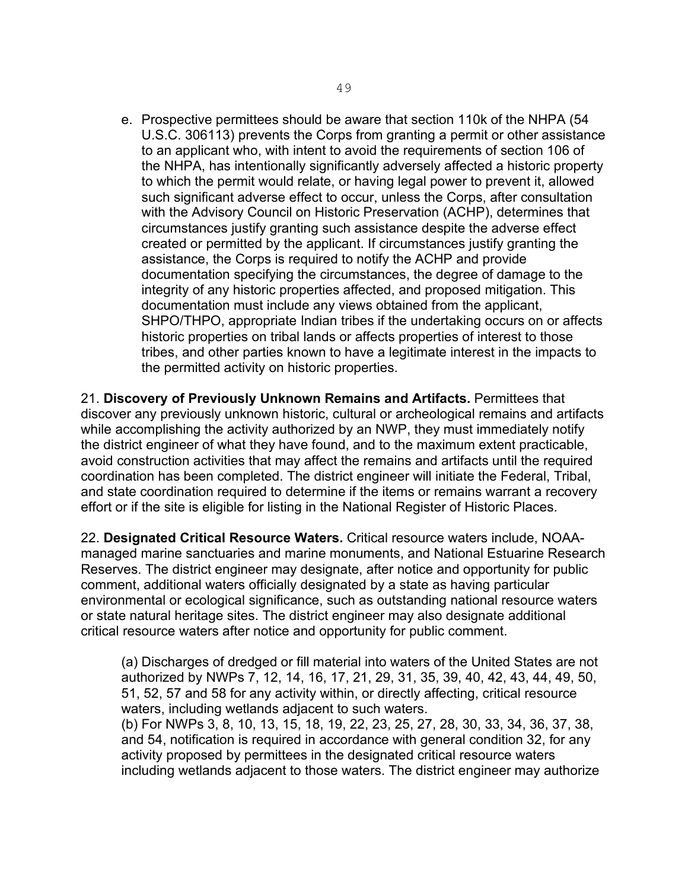e. Prospective permittees should be aware that section 110k of the NHPA (54 U.S.C. 306113) prevents the Corps from granting a permit or other assistance to an applicant who, with intent to avoid the requirements of section 106 of the NHPA, has intentionally significantly adversely affected a historic property to which the permit would relate, or having legal power to prevent it, allowed such significant adverse effect to occur, unless the Corps, after consultation with the Advisory Council on Historic Preservation (ACHP), determines that circumstances justify granting such assistance despite the adverse effect created or permitted by the applicant. If circumstances justify granting the assistance, the Corps is required to notify the ACHP and provide documentation specifying the circumstances, the degree of damage to the integrity of any historic properties affected, and proposed mitigation. This documentation must include any views obtained from the applicant, SHPO/THPO, appropriate Indian tribes if the undertaking occurs on or affects historic properties on tribal lands or affects properties of interest to those tribes, and other parties known to have a legitimate interest in the impacts to the permitted activity on historic properties.

21. **Discovery of Previously Unknown Remains and Artifacts.** Permittees that discover any previously unknown historic, cultural or archeological remains and artifacts while accomplishing the activity authorized by an NWP, they must immediately notify the district engineer of what they have found, and to the maximum extent practicable, avoid construction activities that may affect the remains and artifacts until the required coordination has been completed. The district engineer will initiate the Federal, Tribal, and state coordination required to determine if the items or remains warrant a recovery effort or if the site is eligible for listing in the National Register of Historic Places.

22. **Designated Critical Resource Waters.** Critical resource waters include, NOAA-managed marine sanctuaries and marine monuments, and National Estuarine Research Reserves. The district engineer may designate, after notice and opportunity for public comment, additional waters officially designated by a state as having particular environmental or ecological significance, such as outstanding national resource waters or state natural heritage sites. The district engineer may also designate additional critical resource waters after notice and opportunity for public comment.

(a) Discharges of dredged or fill material into waters of the United States are not authorized by NWPs 7, 12, 14, 16, 17, 21, 29, 31, 35, 39, 40, 42, 43, 44, 49, 50, 51, 52, 57 and 58 for any activity within, or directly affecting, critical resource waters, including wetlands adjacent to such waters.
(b) For NWPs 3, 8, 10, 13, 15, 18, 19, 22, 23, 25, 27, 28, 30, 33, 34, 36, 37, 38, and 54, notification is required in accordance with general condition 32, for any activity proposed by permittees in the designated critical resource waters including wetlands adjacent to those waters. The district engineer may authorize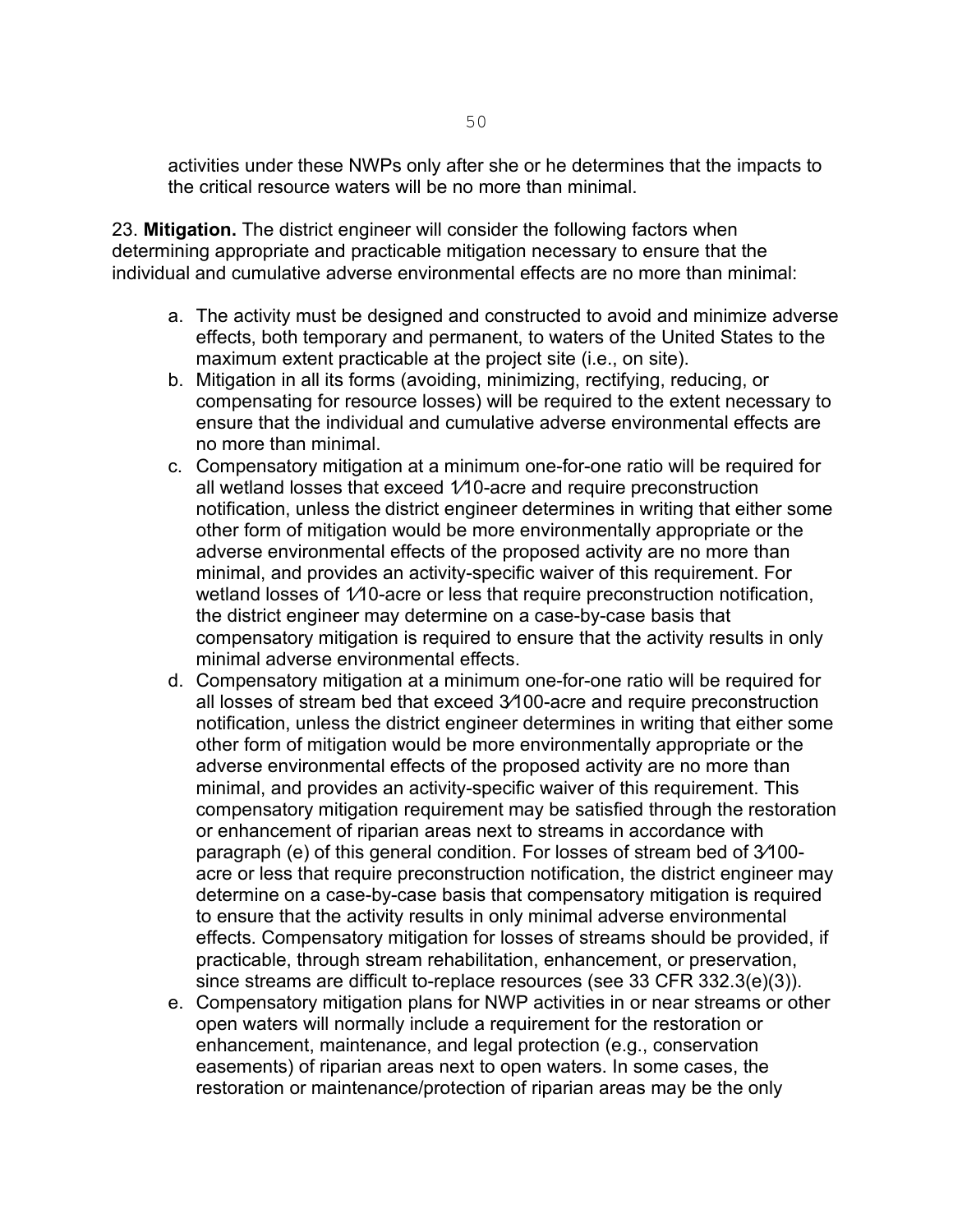activities under these NWPs only after she or he determines that the impacts to the critical resource waters will be no more than minimal.

23. **Mitigation.** The district engineer will consider the following factors when determining appropriate and practicable mitigation necessary to ensure that the individual and cumulative adverse environmental effects are no more than minimal:

a. The activity must be designed and constructed to avoid and minimize adverse effects, both temporary and permanent, to waters of the United States to the maximum extent practicable at the project site (i.e., on site).
b. Mitigation in all its forms (avoiding, minimizing, rectifying, reducing, or compensating for resource losses) will be required to the extent necessary to ensure that the individual and cumulative adverse environmental effects are no more than minimal.
c. Compensatory mitigation at a minimum one-for-one ratio will be required for all wetland losses that exceed 1⁄10-acre and require preconstruction notification, unless the district engineer determines in writing that either some other form of mitigation would be more environmentally appropriate or the adverse environmental effects of the proposed activity are no more than minimal, and provides an activity-specific waiver of this requirement. For wetland losses of 1⁄10-acre or less that require preconstruction notification, the district engineer may determine on a case-by-case basis that compensatory mitigation is required to ensure that the activity results in only minimal adverse environmental effects.
d. Compensatory mitigation at a minimum one-for-one ratio will be required for all losses of stream bed that exceed 3⁄100-acre and require preconstruction notification, unless the district engineer determines in writing that either some other form of mitigation would be more environmentally appropriate or the adverse environmental effects of the proposed activity are no more than minimal, and provides an activity-specific waiver of this requirement. This compensatory mitigation requirement may be satisfied through the restoration or enhancement of riparian areas next to streams in accordance with paragraph (e) of this general condition. For losses of stream bed of 3⁄100-acre or less that require preconstruction notification, the district engineer may determine on a case-by-case basis that compensatory mitigation is required to ensure that the activity results in only minimal adverse environmental effects. Compensatory mitigation for losses of streams should be provided, if practicable, through stream rehabilitation, enhancement, or preservation, since streams are difficult to-replace resources (see 33 CFR 332.3(e)(3)).
e. Compensatory mitigation plans for NWP activities in or near streams or other open waters will normally include a requirement for the restoration or enhancement, maintenance, and legal protection (e.g., conservation easements) of riparian areas next to open waters. In some cases, the restoration or maintenance/protection of riparian areas may be the only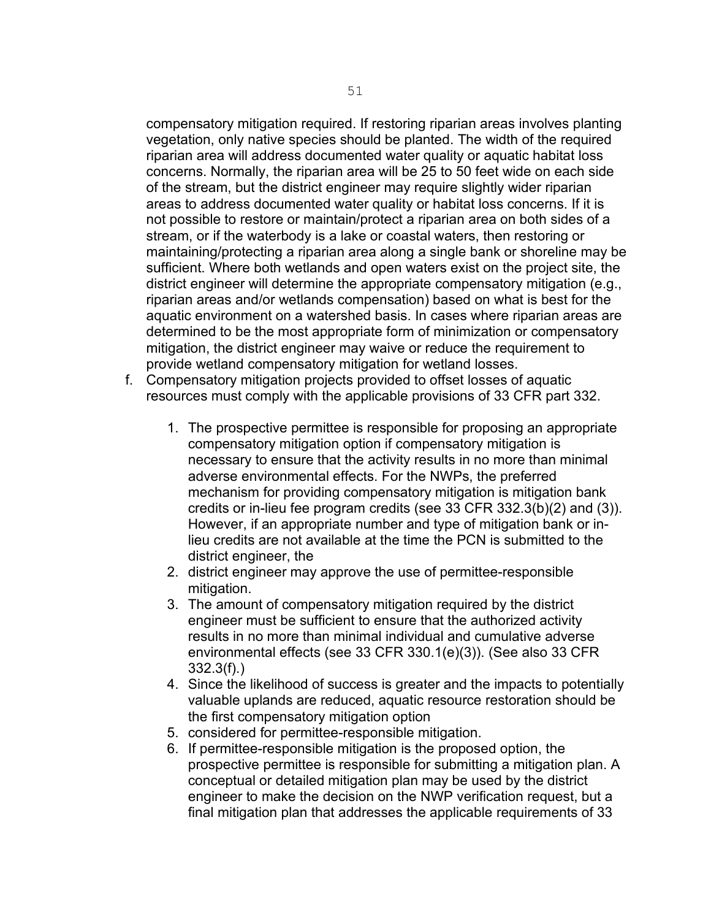compensatory mitigation required. If restoring riparian areas involves planting vegetation, only native species should be planted. The width of the required riparian area will address documented water quality or aquatic habitat loss concerns. Normally, the riparian area will be 25 to 50 feet wide on each side of the stream, but the district engineer may require slightly wider riparian areas to address documented water quality or habitat loss concerns. If it is not possible to restore or maintain/protect a riparian area on both sides of a stream, or if the waterbody is a lake or coastal waters, then restoring or maintaining/protecting a riparian area along a single bank or shoreline may be sufficient. Where both wetlands and open waters exist on the project site, the district engineer will determine the appropriate compensatory mitigation (e.g., riparian areas and/or wetlands compensation) based on what is best for the aquatic environment on a watershed basis. In cases where riparian areas are determined to be the most appropriate form of minimization or compensatory mitigation, the district engineer may waive or reduce the requirement to provide wetland compensatory mitigation for wetland losses.

f. Compensatory mitigation projects provided to offset losses of aquatic resources must comply with the applicable provisions of 33 CFR part 332.

    1. The prospective permittee is responsible for proposing an appropriate compensatory mitigation option if compensatory mitigation is necessary to ensure that the activity results in no more than minimal adverse environmental effects. For the NWPs, the preferred mechanism for providing compensatory mitigation is mitigation bank credits or in-lieu fee program credits (see 33 CFR 332.3(b)(2) and (3)). However, if an appropriate number and type of mitigation bank or in-lieu credits are not available at the time the PCN is submitted to the district engineer, the
    2. district engineer may approve the use of permittee-responsible mitigation.
    3. The amount of compensatory mitigation required by the district engineer must be sufficient to ensure that the authorized activity results in no more than minimal individual and cumulative adverse environmental effects (see 33 CFR 330.1(e)(3)). (See also 33 CFR 332.3(f).)
    4. Since the likelihood of success is greater and the impacts to potentially valuable uplands are reduced, aquatic resource restoration should be the first compensatory mitigation option
    5. considered for permittee-responsible mitigation.
    6. If permittee-responsible mitigation is the proposed option, the prospective permittee is responsible for submitting a mitigation plan. A conceptual or detailed mitigation plan may be used by the district engineer to make the decision on the NWP verification request, but a final mitigation plan that addresses the applicable requirements of 33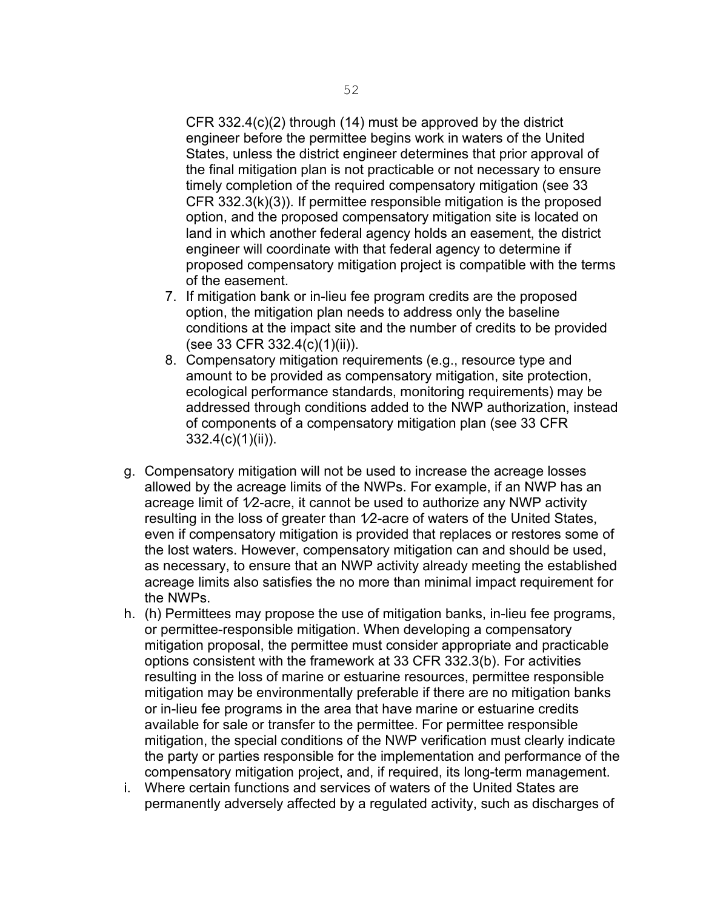CFR 332.4(c)(2) through (14) must be approved by the district engineer before the permittee begins work in waters of the United States, unless the district engineer determines that prior approval of the final mitigation plan is not practicable or not necessary to ensure timely completion of the required compensatory mitigation (see 33 CFR 332.3(k)(3)). If permittee responsible mitigation is the proposed option, and the proposed compensatory mitigation site is located on land in which another federal agency holds an easement, the district engineer will coordinate with that federal agency to determine if proposed compensatory mitigation project is compatible with the terms of the easement.

7. If mitigation bank or in-lieu fee program credits are the proposed option, the mitigation plan needs to address only the baseline conditions at the impact site and the number of credits to be provided (see 33 CFR 332.4(c)(1)(ii)).
8. Compensatory mitigation requirements (e.g., resource type and amount to be provided as compensatory mitigation, site protection, ecological performance standards, monitoring requirements) may be addressed through conditions added to the NWP authorization, instead of components of a compensatory mitigation plan (see 33 CFR 332.4(c)(1)(ii)).

g. Compensatory mitigation will not be used to increase the acreage losses allowed by the acreage limits of the NWPs. For example, if an NWP has an acreage limit of 1⁄2-acre, it cannot be used to authorize any NWP activity resulting in the loss of greater than 1⁄2-acre of waters of the United States, even if compensatory mitigation is provided that replaces or restores some of the lost waters. However, compensatory mitigation can and should be used, as necessary, to ensure that an NWP activity already meeting the established acreage limits also satisfies the no more than minimal impact requirement for the NWPs.

h. (h) Permittees may propose the use of mitigation banks, in-lieu fee programs, or permittee-responsible mitigation. When developing a compensatory mitigation proposal, the permittee must consider appropriate and practicable options consistent with the framework at 33 CFR 332.3(b). For activities resulting in the loss of marine or estuarine resources, permittee responsible mitigation may be environmentally preferable if there are no mitigation banks or in-lieu fee programs in the area that have marine or estuarine credits available for sale or transfer to the permittee. For permittee responsible mitigation, the special conditions of the NWP verification must clearly indicate the party or parties responsible for the implementation and performance of the compensatory mitigation project, and, if required, its long-term management.

i. Where certain functions and services of waters of the United States are permanently adversely affected by a regulated activity, such as discharges of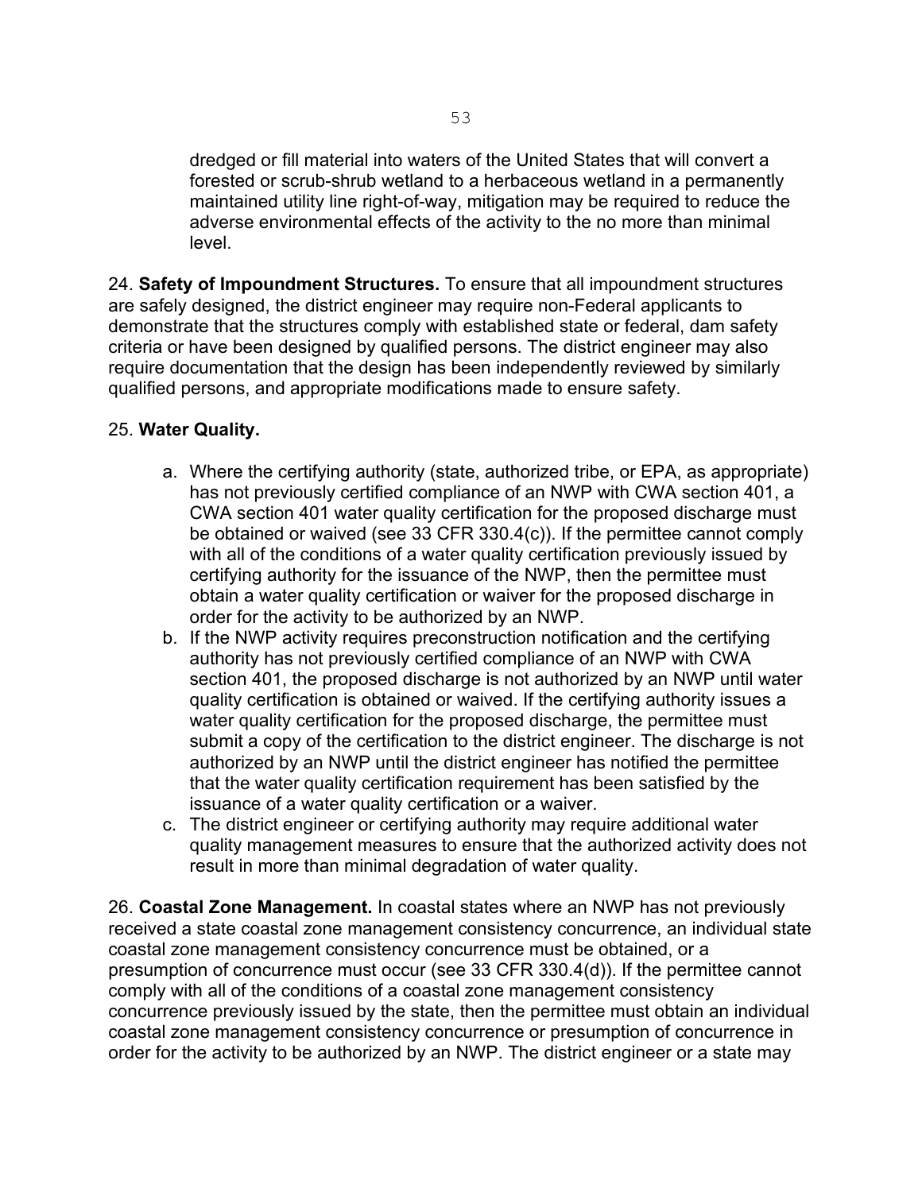dredged or fill material into waters of the United States that will convert a forested or scrub-shrub wetland to a herbaceous wetland in a permanently maintained utility line right-of-way, mitigation may be required to reduce the adverse environmental effects of the activity to the no more than minimal level.

24. **Safety of Impoundment Structures.** To ensure that all impoundment structures are safely designed, the district engineer may require non-Federal applicants to demonstrate that the structures comply with established state or federal, dam safety criteria or have been designed by qualified persons. The district engineer may also require documentation that the design has been independently reviewed by similarly qualified persons, and appropriate modifications made to ensure safety.

25. **Water Quality.**

a. Where the certifying authority (state, authorized tribe, or EPA, as appropriate) has not previously certified compliance of an NWP with CWA section 401, a CWA section 401 water quality certification for the proposed discharge must be obtained or waived (see 33 CFR 330.4(c)). If the permittee cannot comply with all of the conditions of a water quality certification previously issued by certifying authority for the issuance of the NWP, then the permittee must obtain a water quality certification or waiver for the proposed discharge in order for the activity to be authorized by an NWP.
b. If the NWP activity requires preconstruction notification and the certifying authority has not previously certified compliance of an NWP with CWA section 401, the proposed discharge is not authorized by an NWP until water quality certification is obtained or waived. If the certifying authority issues a water quality certification for the proposed discharge, the permittee must submit a copy of the certification to the district engineer. The discharge is not authorized by an NWP until the district engineer has notified the permittee that the water quality certification requirement has been satisfied by the issuance of a water quality certification or a waiver.
c. The district engineer or certifying authority may require additional water quality management measures to ensure that the authorized activity does not result in more than minimal degradation of water quality.

26. **Coastal Zone Management.** In coastal states where an NWP has not previously received a state coastal zone management consistency concurrence, an individual state coastal zone management consistency concurrence must be obtained, or a presumption of concurrence must occur (see 33 CFR 330.4(d)). If the permittee cannot comply with all of the conditions of a coastal zone management consistency concurrence previously issued by the state, then the permittee must obtain an individual coastal zone management consistency concurrence or presumption of concurrence in order for the activity to be authorized by an NWP. The district engineer or a state may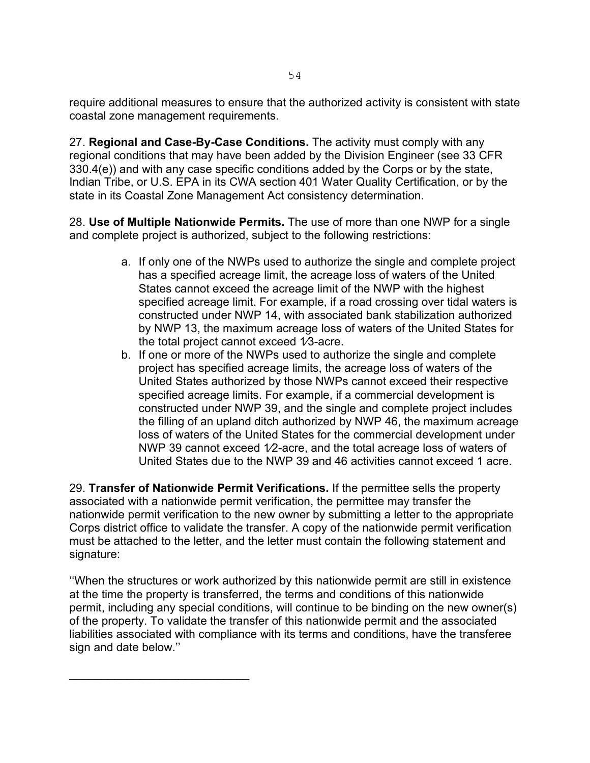require additional measures to ensure that the authorized activity is consistent with state coastal zone management requirements.

27. **Regional and Case-By-Case Conditions.** The activity must comply with any regional conditions that may have been added by the Division Engineer (see 33 CFR 330.4(e)) and with any case specific conditions added by the Corps or by the state, Indian Tribe, or U.S. EPA in its CWA section 401 Water Quality Certification, or by the state in its Coastal Zone Management Act consistency determination.

28. **Use of Multiple Nationwide Permits.** The use of more than one NWP for a single and complete project is authorized, subject to the following restrictions:

a. If only one of the NWPs used to authorize the single and complete project has a specified acreage limit, the acreage loss of waters of the United States cannot exceed the acreage limit of the NWP with the highest specified acreage limit. For example, if a road crossing over tidal waters is constructed under NWP 14, with associated bank stabilization authorized by NWP 13, the maximum acreage loss of waters of the United States for the total project cannot exceed 1⁄3-acre.

b. If one or more of the NWPs used to authorize the single and complete project has specified acreage limits, the acreage loss of waters of the United States authorized by those NWPs cannot exceed their respective specified acreage limits. For example, if a commercial development is constructed under NWP 39, and the single and complete project includes the filling of an upland ditch authorized by NWP 46, the maximum acreage loss of waters of the United States for the commercial development under NWP 39 cannot exceed 1⁄2-acre, and the total acreage loss of waters of United States due to the NWP 39 and 46 activities cannot exceed 1 acre.

29. **Transfer of Nationwide Permit Verifications.** If the permittee sells the property associated with a nationwide permit verification, the permittee may transfer the nationwide permit verification to the new owner by submitting a letter to the appropriate Corps district office to validate the transfer. A copy of the nationwide permit verification must be attached to the letter, and the letter must contain the following statement and signature:

''When the structures or work authorized by this nationwide permit are still in existence at the time the property is transferred, the terms and conditions of this nationwide permit, including any special conditions, will continue to be binding on the new owner(s) of the property. To validate the transfer of this nationwide permit and the associated liabilities associated with compliance with its terms and conditions, have the transferee sign and date below.''

______________________________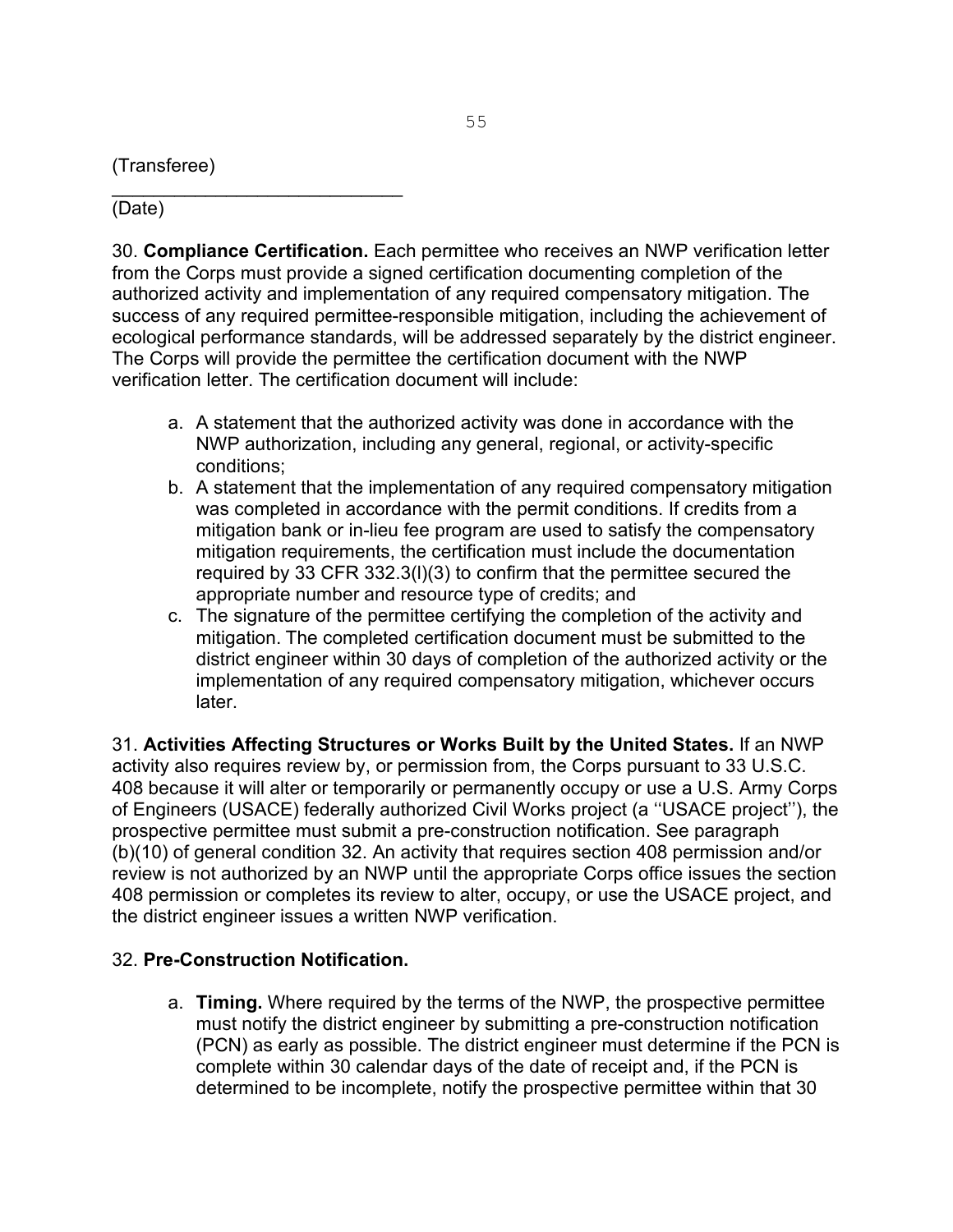(Transferee)

_____________________________
(Date)

30. **Compliance Certification.** Each permittee who receives an NWP verification letter from the Corps must provide a signed certification documenting completion of the authorized activity and implementation of any required compensatory mitigation. The success of any required permittee-responsible mitigation, including the achievement of ecological performance standards, will be addressed separately by the district engineer. The Corps will provide the permittee the certification document with the NWP verification letter. The certification document will include:

a. A statement that the authorized activity was done in accordance with the NWP authorization, including any general, regional, or activity-specific conditions;
b. A statement that the implementation of any required compensatory mitigation was completed in accordance with the permit conditions. If credits from a mitigation bank or in-lieu fee program are used to satisfy the compensatory mitigation requirements, the certification must include the documentation required by 33 CFR 332.3(l)(3) to confirm that the permittee secured the appropriate number and resource type of credits; and
c. The signature of the permittee certifying the completion of the activity and mitigation. The completed certification document must be submitted to the district engineer within 30 days of completion of the authorized activity or the implementation of any required compensatory mitigation, whichever occurs later.

31. **Activities Affecting Structures or Works Built by the United States.** If an NWP activity also requires review by, or permission from, the Corps pursuant to 33 U.S.C. 408 because it will alter or temporarily or permanently occupy or use a U.S. Army Corps of Engineers (USACE) federally authorized Civil Works project (a ''USACE project''), the prospective permittee must submit a pre-construction notification. See paragraph (b)(10) of general condition 32. An activity that requires section 408 permission and/or review is not authorized by an NWP until the appropriate Corps office issues the section 408 permission or completes its review to alter, occupy, or use the USACE project, and the district engineer issues a written NWP verification.

32. **Pre-Construction Notification.**

a. **Timing.** Where required by the terms of the NWP, the prospective permittee must notify the district engineer by submitting a pre-construction notification (PCN) as early as possible. The district engineer must determine if the PCN is complete within 30 calendar days of the date of receipt and, if the PCN is determined to be incomplete, notify the prospective permittee within that 30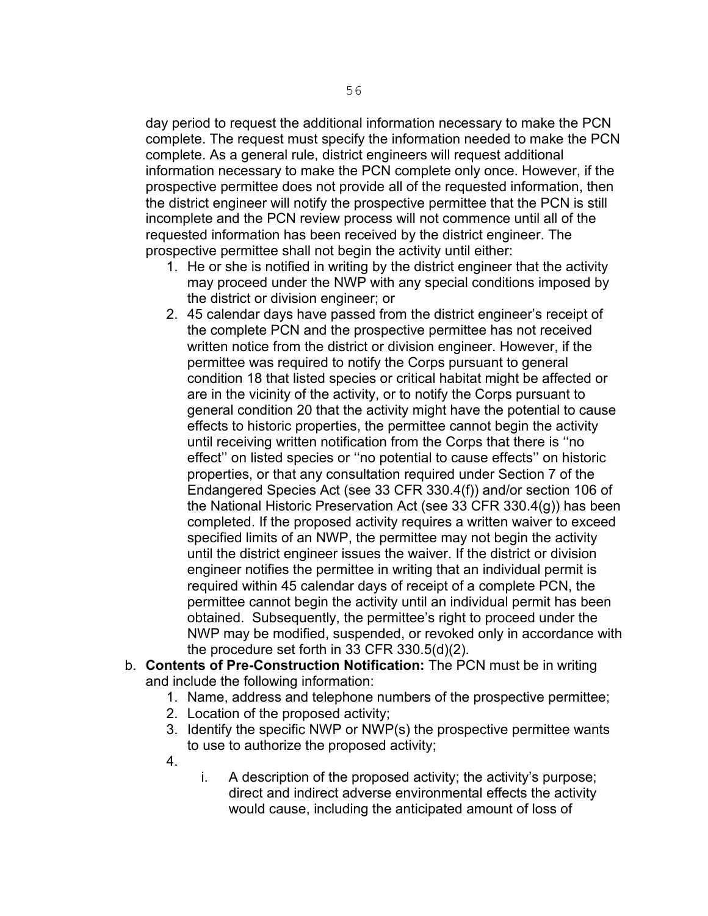day period to request the additional information necessary to make the PCN complete. The request must specify the information needed to make the PCN complete. As a general rule, district engineers will request additional information necessary to make the PCN complete only once. However, if the prospective permittee does not provide all of the requested information, then the district engineer will notify the prospective permittee that the PCN is still incomplete and the PCN review process will not commence until all of the requested information has been received by the district engineer. The prospective permittee shall not begin the activity until either:

1. He or she is notified in writing by the district engineer that the activity may proceed under the NWP with any special conditions imposed by the district or division engineer; or
2. 45 calendar days have passed from the district engineer's receipt of the complete PCN and the prospective permittee has not received written notice from the district or division engineer. However, if the permittee was required to notify the Corps pursuant to general condition 18 that listed species or critical habitat might be affected or are in the vicinity of the activity, or to notify the Corps pursuant to general condition 20 that the activity might have the potential to cause effects to historic properties, the permittee cannot begin the activity until receiving written notification from the Corps that there is ''no effect'' on listed species or ''no potential to cause effects'' on historic properties, or that any consultation required under Section 7 of the Endangered Species Act (see 33 CFR 330.4(f)) and/or section 106 of the National Historic Preservation Act (see 33 CFR 330.4(g)) has been completed. If the proposed activity requires a written waiver to exceed specified limits of an NWP, the permittee may not begin the activity until the district engineer issues the waiver. If the district or division engineer notifies the permittee in writing that an individual permit is required within 45 calendar days of receipt of a complete PCN, the permittee cannot begin the activity until an individual permit has been obtained. Subsequently, the permittee's right to proceed under the NWP may be modified, suspended, or revoked only in accordance with the procedure set forth in 33 CFR 330.5(d)(2).

b. **Contents of Pre-Construction Notification:** The PCN must be in writing and include the following information:
   1. Name, address and telephone numbers of the prospective permittee;
   2. Location of the proposed activity;
   3. Identify the specific NWP or NWP(s) the prospective permittee wants to use to authorize the proposed activity;
   4. 
      i. A description of the proposed activity; the activity's purpose; direct and indirect adverse environmental effects the activity would cause, including the anticipated amount of loss of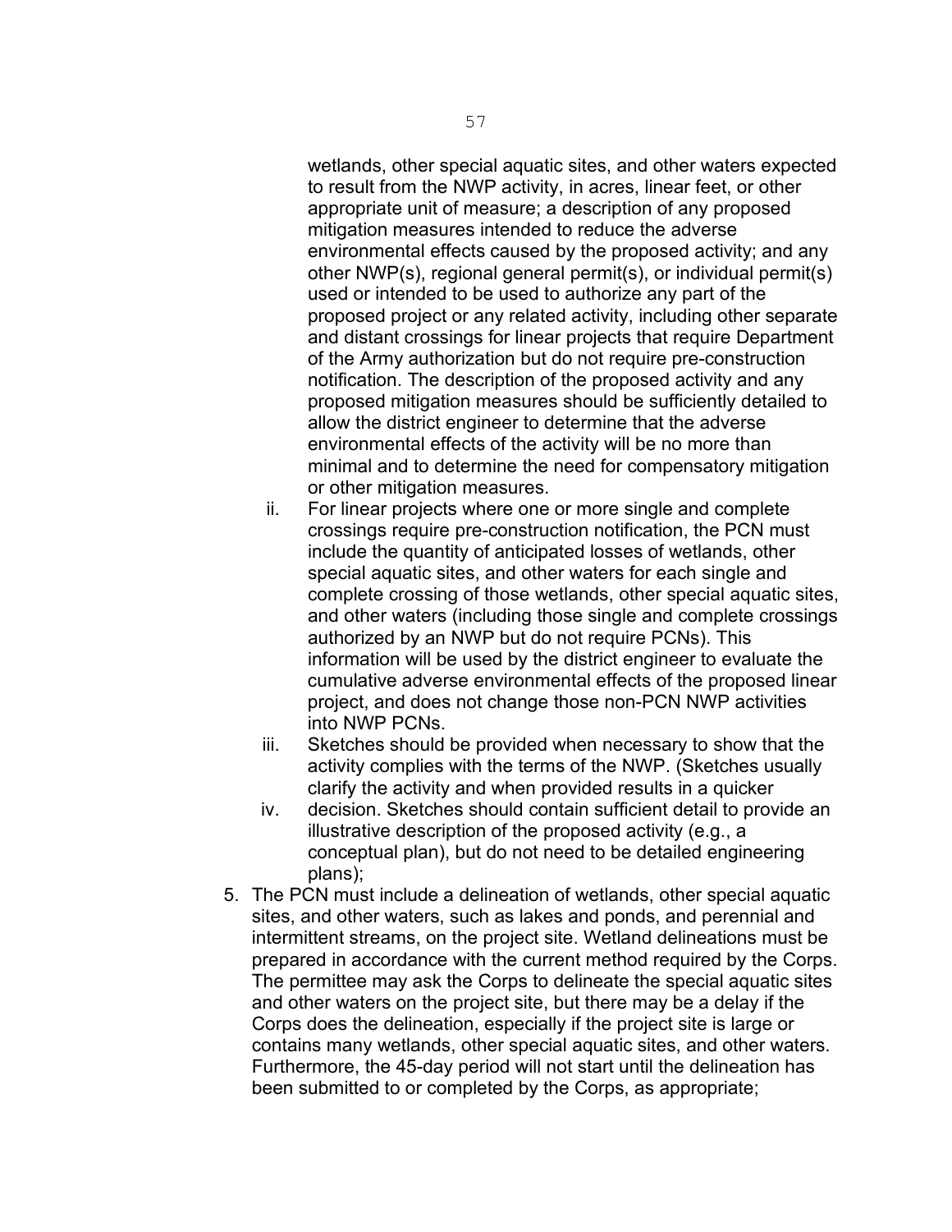wetlands, other special aquatic sites, and other waters expected to result from the NWP activity, in acres, linear feet, or other appropriate unit of measure; a description of any proposed mitigation measures intended to reduce the adverse environmental effects caused by the proposed activity; and any other NWP(s), regional general permit(s), or individual permit(s) used or intended to be used to authorize any part of the proposed project or any related activity, including other separate and distant crossings for linear projects that require Department of the Army authorization but do not require pre-construction notification. The description of the proposed activity and any proposed mitigation measures should be sufficiently detailed to allow the district engineer to determine that the adverse environmental effects of the activity will be no more than minimal and to determine the need for compensatory mitigation or other mitigation measures.

ii. For linear projects where one or more single and complete crossings require pre-construction notification, the PCN must include the quantity of anticipated losses of wetlands, other special aquatic sites, and other waters for each single and complete crossing of those wetlands, other special aquatic sites, and other waters (including those single and complete crossings authorized by an NWP but do not require PCNs). This information will be used by the district engineer to evaluate the cumulative adverse environmental effects of the proposed linear project, and does not change those non-PCN NWP activities into NWP PCNs.

iii. Sketches should be provided when necessary to show that the activity complies with the terms of the NWP. (Sketches usually clarify the activity and when provided results in a quicker

iv. decision. Sketches should contain sufficient detail to provide an illustrative description of the proposed activity (e.g., a conceptual plan), but do not need to be detailed engineering plans);

5. The PCN must include a delineation of wetlands, other special aquatic sites, and other waters, such as lakes and ponds, and perennial and intermittent streams, on the project site. Wetland delineations must be prepared in accordance with the current method required by the Corps. The permittee may ask the Corps to delineate the special aquatic sites and other waters on the project site, but there may be a delay if the Corps does the delineation, especially if the project site is large or contains many wetlands, other special aquatic sites, and other waters. Furthermore, the 45-day period will not start until the delineation has been submitted to or completed by the Corps, as appropriate;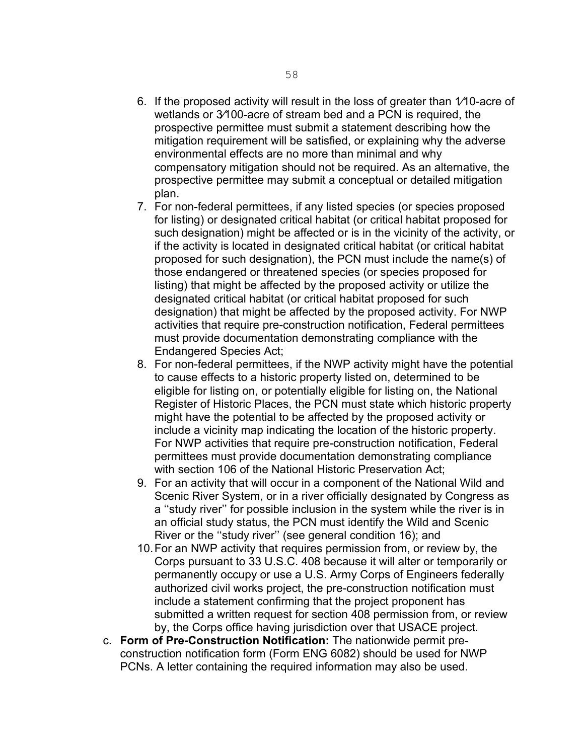6. If the proposed activity will result in the loss of greater than 1⁄10-acre of wetlands or 3⁄100-acre of stream bed and a PCN is required, the prospective permittee must submit a statement describing how the mitigation requirement will be satisfied, or explaining why the adverse environmental effects are no more than minimal and why compensatory mitigation should not be required. As an alternative, the prospective permittee may submit a conceptual or detailed mitigation plan.
7. For non-federal permittees, if any listed species (or species proposed for listing) or designated critical habitat (or critical habitat proposed for such designation) might be affected or is in the vicinity of the activity, or if the activity is located in designated critical habitat (or critical habitat proposed for such designation), the PCN must include the name(s) of those endangered or threatened species (or species proposed for listing) that might be affected by the proposed activity or utilize the designated critical habitat (or critical habitat proposed for such designation) that might be affected by the proposed activity. For NWP activities that require pre-construction notification, Federal permittees must provide documentation demonstrating compliance with the Endangered Species Act;
8. For non-federal permittees, if the NWP activity might have the potential to cause effects to a historic property listed on, determined to be eligible for listing on, or potentially eligible for listing on, the National Register of Historic Places, the PCN must state which historic property might have the potential to be affected by the proposed activity or include a vicinity map indicating the location of the historic property. For NWP activities that require pre-construction notification, Federal permittees must provide documentation demonstrating compliance with section 106 of the National Historic Preservation Act;
9. For an activity that will occur in a component of the National Wild and Scenic River System, or in a river officially designated by Congress as a ''study river'' for possible inclusion in the system while the river is in an official study status, the PCN must identify the Wild and Scenic River or the ''study river'' (see general condition 16); and
10. For an NWP activity that requires permission from, or review by, the Corps pursuant to 33 U.S.C. 408 because it will alter or temporarily or permanently occupy or use a U.S. Army Corps of Engineers federally authorized civil works project, the pre-construction notification must include a statement confirming that the project proponent has submitted a written request for section 408 permission from, or review by, the Corps office having jurisdiction over that USACE project.

c. **Form of Pre-Construction Notification:** The nationwide permit pre-construction notification form (Form ENG 6082) should be used for NWP PCNs. A letter containing the required information may also be used.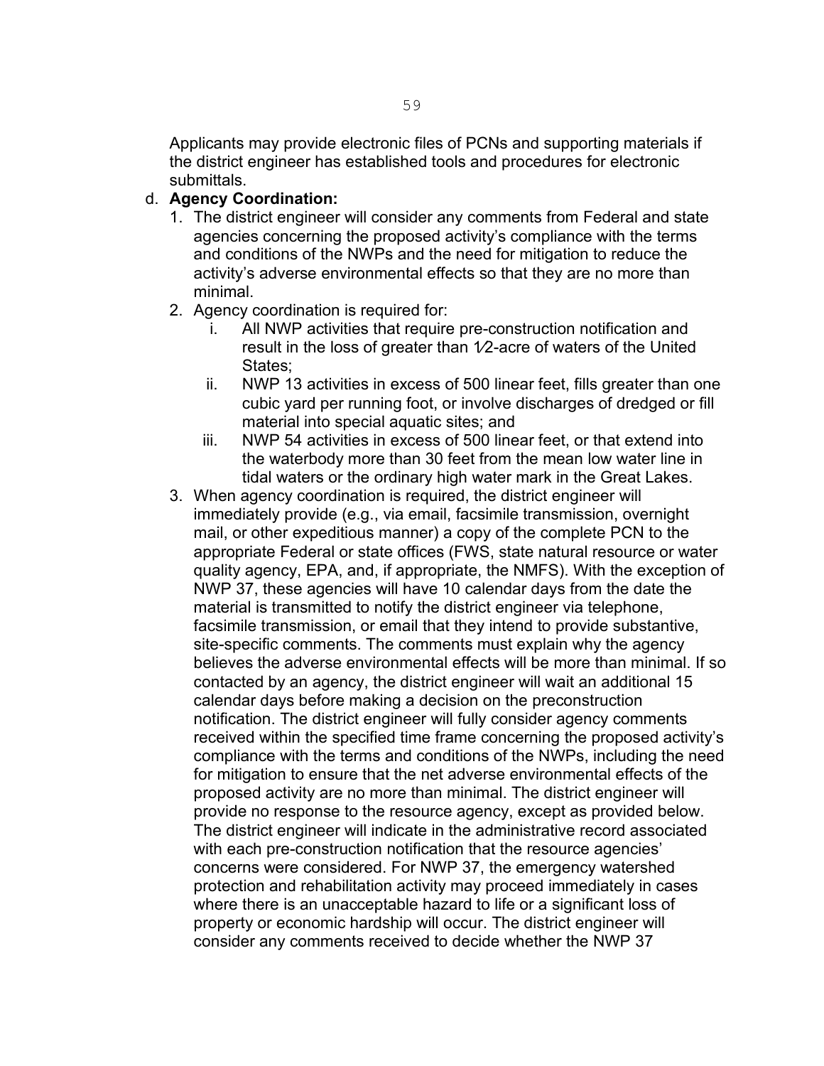Applicants may provide electronic files of PCNs and supporting materials if the district engineer has established tools and procedures for electronic submittals.

d. **Agency Coordination:**
   1. The district engineer will consider any comments from Federal and state agencies concerning the proposed activity's compliance with the terms and conditions of the NWPs and the need for mitigation to reduce the activity's adverse environmental effects so that they are no more than minimal.
   2. Agency coordination is required for:
      i. All NWP activities that require pre-construction notification and result in the loss of greater than 1⁄2-acre of waters of the United States;
      ii. NWP 13 activities in excess of 500 linear feet, fills greater than one cubic yard per running foot, or involve discharges of dredged or fill material into special aquatic sites; and
      iii. NWP 54 activities in excess of 500 linear feet, or that extend into the waterbody more than 30 feet from the mean low water line in tidal waters or the ordinary high water mark in the Great Lakes.
   3. When agency coordination is required, the district engineer will immediately provide (e.g., via email, facsimile transmission, overnight mail, or other expeditious manner) a copy of the complete PCN to the appropriate Federal or state offices (FWS, state natural resource or water quality agency, EPA, and, if appropriate, the NMFS). With the exception of NWP 37, these agencies will have 10 calendar days from the date the material is transmitted to notify the district engineer via telephone, facsimile transmission, or email that they intend to provide substantive, site-specific comments. The comments must explain why the agency believes the adverse environmental effects will be more than minimal. If so contacted by an agency, the district engineer will wait an additional 15 calendar days before making a decision on the preconstruction notification. The district engineer will fully consider agency comments received within the specified time frame concerning the proposed activity's compliance with the terms and conditions of the NWPs, including the need for mitigation to ensure that the net adverse environmental effects of the proposed activity are no more than minimal. The district engineer will provide no response to the resource agency, except as provided below. The district engineer will indicate in the administrative record associated with each pre-construction notification that the resource agencies' concerns were considered. For NWP 37, the emergency watershed protection and rehabilitation activity may proceed immediately in cases where there is an unacceptable hazard to life or a significant loss of property or economic hardship will occur. The district engineer will consider any comments received to decide whether the NWP 37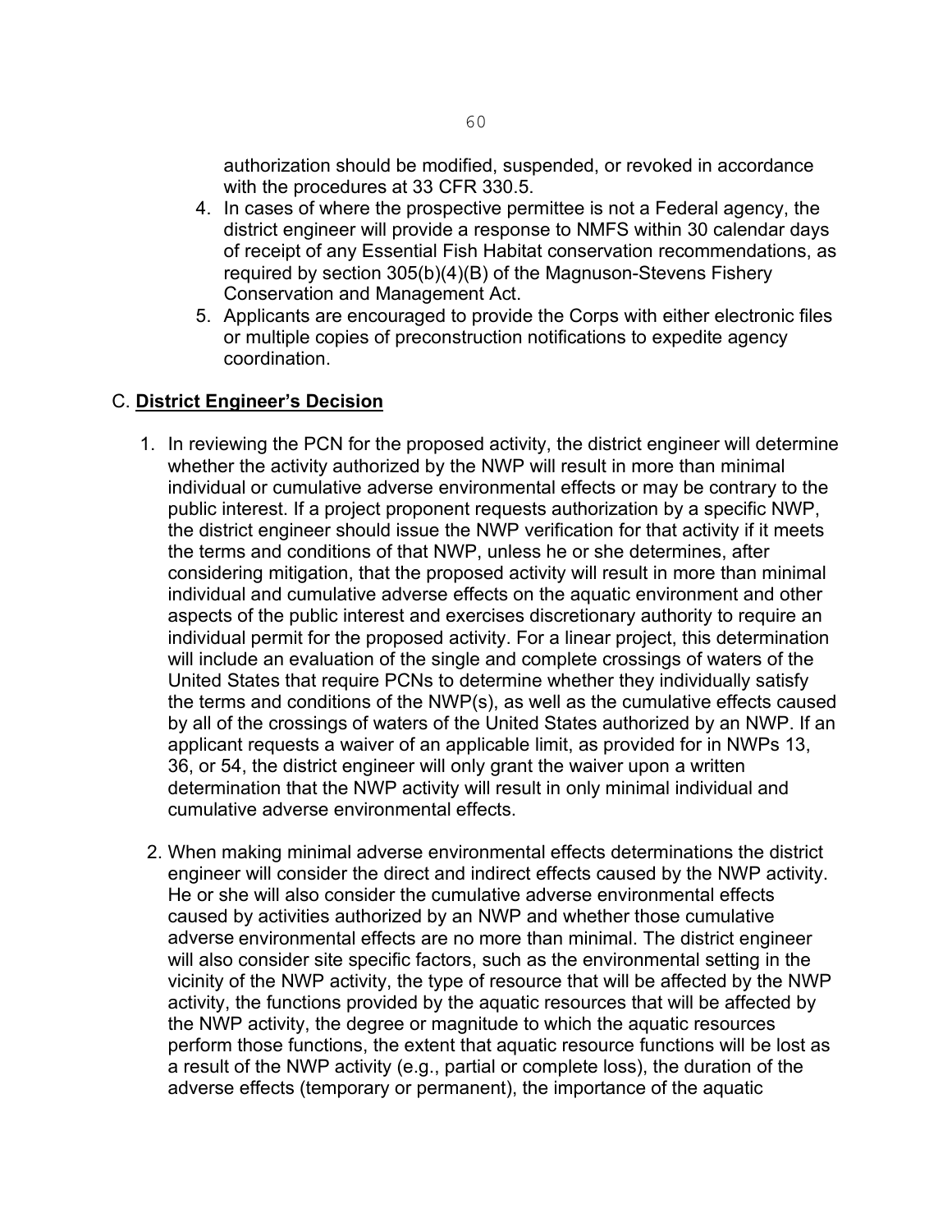authorization should be modified, suspended, or revoked in accordance with the procedures at 33 CFR 330.5.

4. In cases of where the prospective permittee is not a Federal agency, the district engineer will provide a response to NMFS within 30 calendar days of receipt of any Essential Fish Habitat conservation recommendations, as required by section 305(b)(4)(B) of the Magnuson-Stevens Fishery Conservation and Management Act.
5. Applicants are encouraged to provide the Corps with either electronic files or multiple copies of preconstruction notifications to expedite agency coordination.

C. **District Engineer's Decision**

1. In reviewing the PCN for the proposed activity, the district engineer will determine whether the activity authorized by the NWP will result in more than minimal individual or cumulative adverse environmental effects or may be contrary to the public interest. If a project proponent requests authorization by a specific NWP, the district engineer should issue the NWP verification for that activity if it meets the terms and conditions of that NWP, unless he or she determines, after considering mitigation, that the proposed activity will result in more than minimal individual and cumulative adverse effects on the aquatic environment and other aspects of the public interest and exercises discretionary authority to require an individual permit for the proposed activity. For a linear project, this determination will include an evaluation of the single and complete crossings of waters of the United States that require PCNs to determine whether they individually satisfy the terms and conditions of the NWP(s), as well as the cumulative effects caused by all of the crossings of waters of the United States authorized by an NWP. If an applicant requests a waiver of an applicable limit, as provided for in NWPs 13, 36, or 54, the district engineer will only grant the waiver upon a written determination that the NWP activity will result in only minimal individual and cumulative adverse environmental effects.

2. When making minimal adverse environmental effects determinations the district engineer will consider the direct and indirect effects caused by the NWP activity. He or she will also consider the cumulative adverse environmental effects caused by activities authorized by an NWP and whether those cumulative adverse environmental effects are no more than minimal. The district engineer will also consider site specific factors, such as the environmental setting in the vicinity of the NWP activity, the type of resource that will be affected by the NWP activity, the functions provided by the aquatic resources that will be affected by the NWP activity, the degree or magnitude to which the aquatic resources perform those functions, the extent that aquatic resource functions will be lost as a result of the NWP activity (e.g., partial or complete loss), the duration of the adverse effects (temporary or permanent), the importance of the aquatic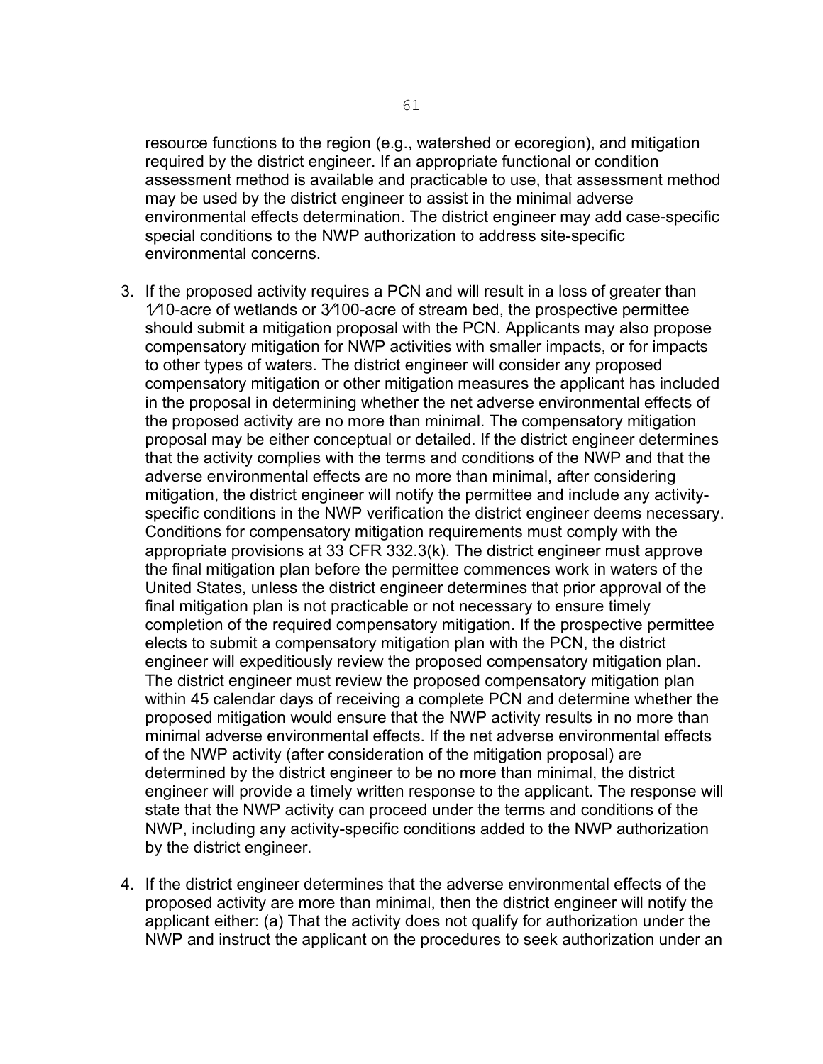resource functions to the region (e.g., watershed or ecoregion), and mitigation required by the district engineer. If an appropriate functional or condition assessment method is available and practicable to use, that assessment method may be used by the district engineer to assist in the minimal adverse environmental effects determination. The district engineer may add case-specific special conditions to the NWP authorization to address site-specific environmental concerns.

3. If the proposed activity requires a PCN and will result in a loss of greater than 1⁄10-acre of wetlands or 3⁄100-acre of stream bed, the prospective permittee should submit a mitigation proposal with the PCN. Applicants may also propose compensatory mitigation for NWP activities with smaller impacts, or for impacts to other types of waters. The district engineer will consider any proposed compensatory mitigation or other mitigation measures the applicant has included in the proposal in determining whether the net adverse environmental effects of the proposed activity are no more than minimal. The compensatory mitigation proposal may be either conceptual or detailed. If the district engineer determines that the activity complies with the terms and conditions of the NWP and that the adverse environmental effects are no more than minimal, after considering mitigation, the district engineer will notify the permittee and include any activity-specific conditions in the NWP verification the district engineer deems necessary. Conditions for compensatory mitigation requirements must comply with the appropriate provisions at 33 CFR 332.3(k). The district engineer must approve the final mitigation plan before the permittee commences work in waters of the United States, unless the district engineer determines that prior approval of the final mitigation plan is not practicable or not necessary to ensure timely completion of the required compensatory mitigation. If the prospective permittee elects to submit a compensatory mitigation plan with the PCN, the district engineer will expeditiously review the proposed compensatory mitigation plan. The district engineer must review the proposed compensatory mitigation plan within 45 calendar days of receiving a complete PCN and determine whether the proposed mitigation would ensure that the NWP activity results in no more than minimal adverse environmental effects. If the net adverse environmental effects of the NWP activity (after consideration of the mitigation proposal) are determined by the district engineer to be no more than minimal, the district engineer will provide a timely written response to the applicant. The response will state that the NWP activity can proceed under the terms and conditions of the NWP, including any activity-specific conditions added to the NWP authorization by the district engineer.

4. If the district engineer determines that the adverse environmental effects of the proposed activity are more than minimal, then the district engineer will notify the applicant either: (a) That the activity does not qualify for authorization under the NWP and instruct the applicant on the procedures to seek authorization under an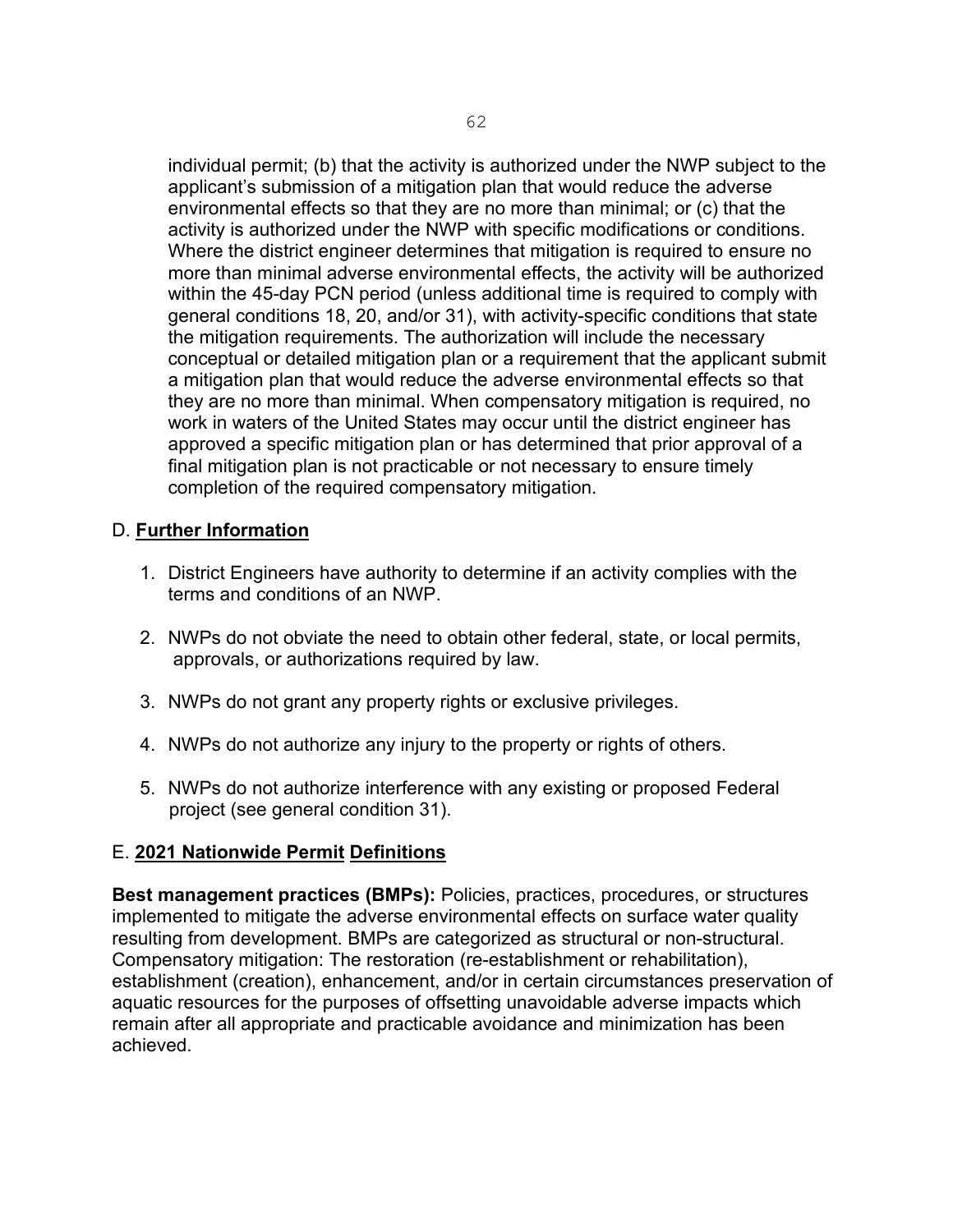individual permit; (b) that the activity is authorized under the NWP subject to the applicant's submission of a mitigation plan that would reduce the adverse environmental effects so that they are no more than minimal; or (c) that the activity is authorized under the NWP with specific modifications or conditions. Where the district engineer determines that mitigation is required to ensure no more than minimal adverse environmental effects, the activity will be authorized within the 45-day PCN period (unless additional time is required to comply with general conditions 18, 20, and/or 31), with activity-specific conditions that state the mitigation requirements. The authorization will include the necessary conceptual or detailed mitigation plan or a requirement that the applicant submit a mitigation plan that would reduce the adverse environmental effects so that they are no more than minimal. When compensatory mitigation is required, no work in waters of the United States may occur until the district engineer has approved a specific mitigation plan or has determined that prior approval of a final mitigation plan is not practicable or not necessary to ensure timely completion of the required compensatory mitigation.

## D. Further Information

1. District Engineers have authority to determine if an activity complies with the terms and conditions of an NWP.
2. NWPs do not obviate the need to obtain other federal, state, or local permits, approvals, or authorizations required by law.
3. NWPs do not grant any property rights or exclusive privileges.
4. NWPs do not authorize any injury to the property or rights of others.
5. NWPs do not authorize interference with any existing or proposed Federal project (see general condition 31).

## E. 2021 Nationwide Permit Definitions

**Best management practices (BMPs):** Policies, practices, procedures, or structures implemented to mitigate the adverse environmental effects on surface water quality resulting from development. BMPs are categorized as structural or non-structural. Compensatory mitigation: The restoration (re-establishment or rehabilitation), establishment (creation), enhancement, and/or in certain circumstances preservation of aquatic resources for the purposes of offsetting unavoidable adverse impacts which remain after all appropriate and practicable avoidance and minimization has been achieved.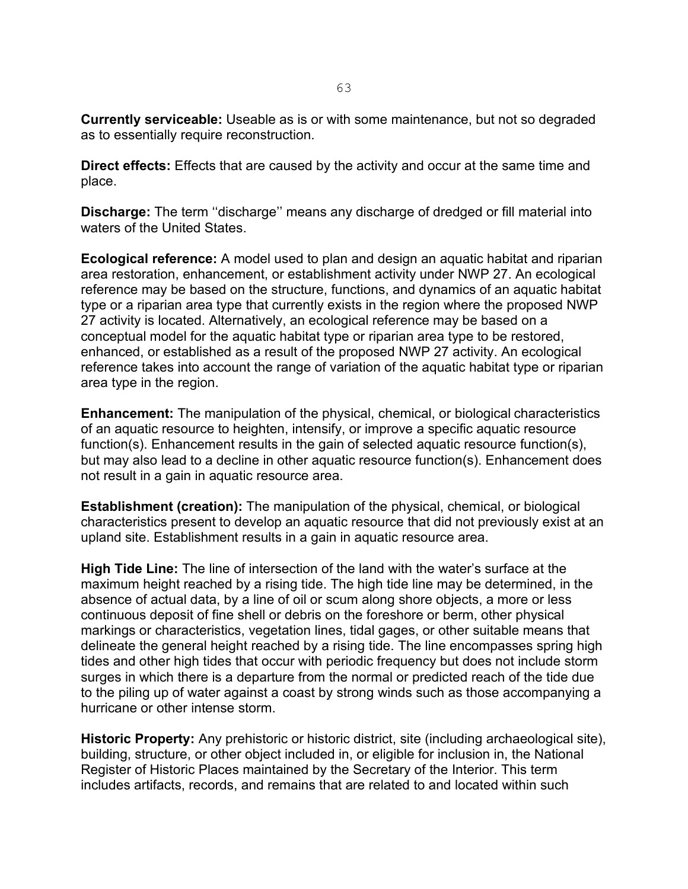**Currently serviceable:** Useable as is or with some maintenance, but not so degraded as to essentially require reconstruction.

**Direct effects:** Effects that are caused by the activity and occur at the same time and place.

**Discharge:** The term ''discharge'' means any discharge of dredged or fill material into waters of the United States.

**Ecological reference:** A model used to plan and design an aquatic habitat and riparian area restoration, enhancement, or establishment activity under NWP 27. An ecological reference may be based on the structure, functions, and dynamics of an aquatic habitat type or a riparian area type that currently exists in the region where the proposed NWP 27 activity is located. Alternatively, an ecological reference may be based on a conceptual model for the aquatic habitat type or riparian area type to be restored, enhanced, or established as a result of the proposed NWP 27 activity. An ecological reference takes into account the range of variation of the aquatic habitat type or riparian area type in the region.

**Enhancement:** The manipulation of the physical, chemical, or biological characteristics of an aquatic resource to heighten, intensify, or improve a specific aquatic resource function(s). Enhancement results in the gain of selected aquatic resource function(s), but may also lead to a decline in other aquatic resource function(s). Enhancement does not result in a gain in aquatic resource area.

**Establishment (creation):** The manipulation of the physical, chemical, or biological characteristics present to develop an aquatic resource that did not previously exist at an upland site. Establishment results in a gain in aquatic resource area.

**High Tide Line:** The line of intersection of the land with the water's surface at the maximum height reached by a rising tide. The high tide line may be determined, in the absence of actual data, by a line of oil or scum along shore objects, a more or less continuous deposit of fine shell or debris on the foreshore or berm, other physical markings or characteristics, vegetation lines, tidal gages, or other suitable means that delineate the general height reached by a rising tide. The line encompasses spring high tides and other high tides that occur with periodic frequency but does not include storm surges in which there is a departure from the normal or predicted reach of the tide due to the piling up of water against a coast by strong winds such as those accompanying a hurricane or other intense storm.

**Historic Property:** Any prehistoric or historic district, site (including archaeological site), building, structure, or other object included in, or eligible for inclusion in, the National Register of Historic Places maintained by the Secretary of the Interior. This term includes artifacts, records, and remains that are related to and located within such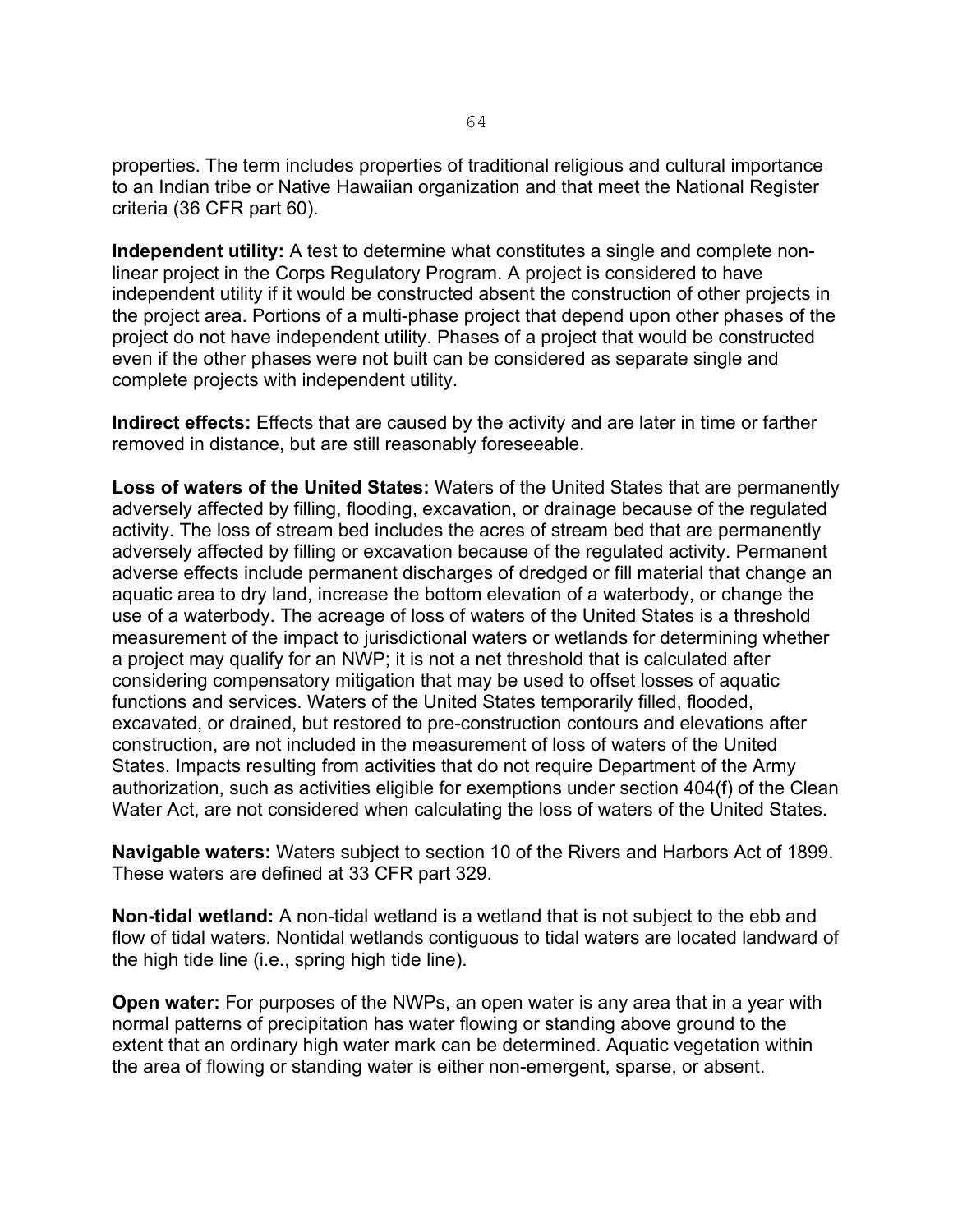properties. The term includes properties of traditional religious and cultural importance to an Indian tribe or Native Hawaiian organization and that meet the National Register criteria (36 CFR part 60).

**Independent utility:** A test to determine what constitutes a single and complete non-linear project in the Corps Regulatory Program. A project is considered to have independent utility if it would be constructed absent the construction of other projects in the project area. Portions of a multi-phase project that depend upon other phases of the project do not have independent utility. Phases of a project that would be constructed even if the other phases were not built can be considered as separate single and complete projects with independent utility.

**Indirect effects:** Effects that are caused by the activity and are later in time or farther removed in distance, but are still reasonably foreseeable.

**Loss of waters of the United States:** Waters of the United States that are permanently adversely affected by filling, flooding, excavation, or drainage because of the regulated activity. The loss of stream bed includes the acres of stream bed that are permanently adversely affected by filling or excavation because of the regulated activity. Permanent adverse effects include permanent discharges of dredged or fill material that change an aquatic area to dry land, increase the bottom elevation of a waterbody, or change the use of a waterbody. The acreage of loss of waters of the United States is a threshold measurement of the impact to jurisdictional waters or wetlands for determining whether a project may qualify for an NWP; it is not a net threshold that is calculated after considering compensatory mitigation that may be used to offset losses of aquatic functions and services. Waters of the United States temporarily filled, flooded, excavated, or drained, but restored to pre-construction contours and elevations after construction, are not included in the measurement of loss of waters of the United States. Impacts resulting from activities that do not require Department of the Army authorization, such as activities eligible for exemptions under section 404(f) of the Clean Water Act, are not considered when calculating the loss of waters of the United States.

**Navigable waters:** Waters subject to section 10 of the Rivers and Harbors Act of 1899. These waters are defined at 33 CFR part 329.

**Non-tidal wetland:** A non-tidal wetland is a wetland that is not subject to the ebb and flow of tidal waters. Nontidal wetlands contiguous to tidal waters are located landward of the high tide line (i.e., spring high tide line).

**Open water:** For purposes of the NWPs, an open water is any area that in a year with normal patterns of precipitation has water flowing or standing above ground to the extent that an ordinary high water mark can be determined. Aquatic vegetation within the area of flowing or standing water is either non-emergent, sparse, or absent.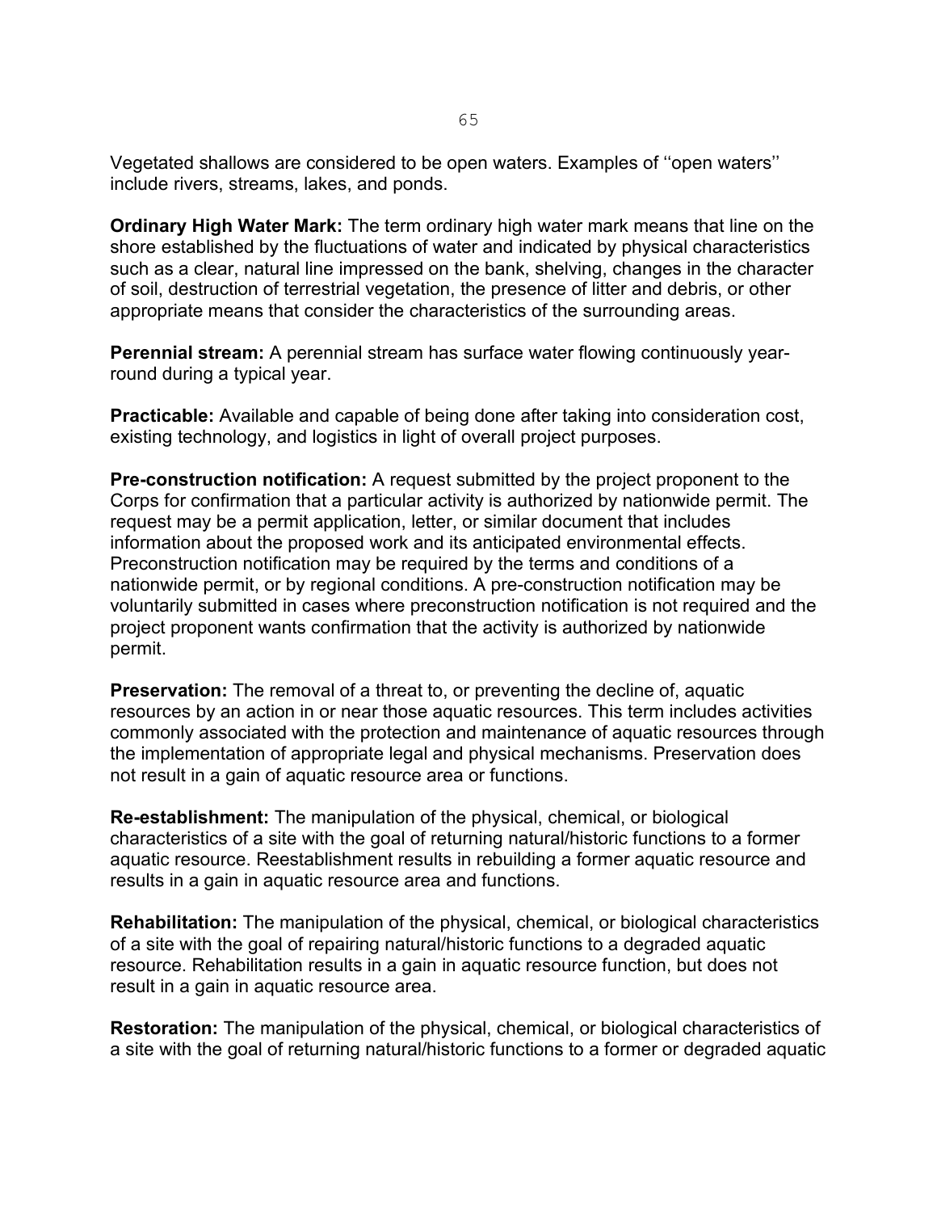Vegetated shallows are considered to be open waters. Examples of ''open waters'' include rivers, streams, lakes, and ponds.

**Ordinary High Water Mark:** The term ordinary high water mark means that line on the shore established by the fluctuations of water and indicated by physical characteristics such as a clear, natural line impressed on the bank, shelving, changes in the character of soil, destruction of terrestrial vegetation, the presence of litter and debris, or other appropriate means that consider the characteristics of the surrounding areas.

**Perennial stream:** A perennial stream has surface water flowing continuously year-round during a typical year.

**Practicable:** Available and capable of being done after taking into consideration cost, existing technology, and logistics in light of overall project purposes.

**Pre-construction notification:** A request submitted by the project proponent to the Corps for confirmation that a particular activity is authorized by nationwide permit. The request may be a permit application, letter, or similar document that includes information about the proposed work and its anticipated environmental effects. Preconstruction notification may be required by the terms and conditions of a nationwide permit, or by regional conditions. A pre-construction notification may be voluntarily submitted in cases where preconstruction notification is not required and the project proponent wants confirmation that the activity is authorized by nationwide permit.

**Preservation:** The removal of a threat to, or preventing the decline of, aquatic resources by an action in or near those aquatic resources. This term includes activities commonly associated with the protection and maintenance of aquatic resources through the implementation of appropriate legal and physical mechanisms. Preservation does not result in a gain of aquatic resource area or functions.

**Re-establishment:** The manipulation of the physical, chemical, or biological characteristics of a site with the goal of returning natural/historic functions to a former aquatic resource. Reestablishment results in rebuilding a former aquatic resource and results in a gain in aquatic resource area and functions.

**Rehabilitation:** The manipulation of the physical, chemical, or biological characteristics of a site with the goal of repairing natural/historic functions to a degraded aquatic resource. Rehabilitation results in a gain in aquatic resource function, but does not result in a gain in aquatic resource area.

**Restoration:** The manipulation of the physical, chemical, or biological characteristics of a site with the goal of returning natural/historic functions to a former or degraded aquatic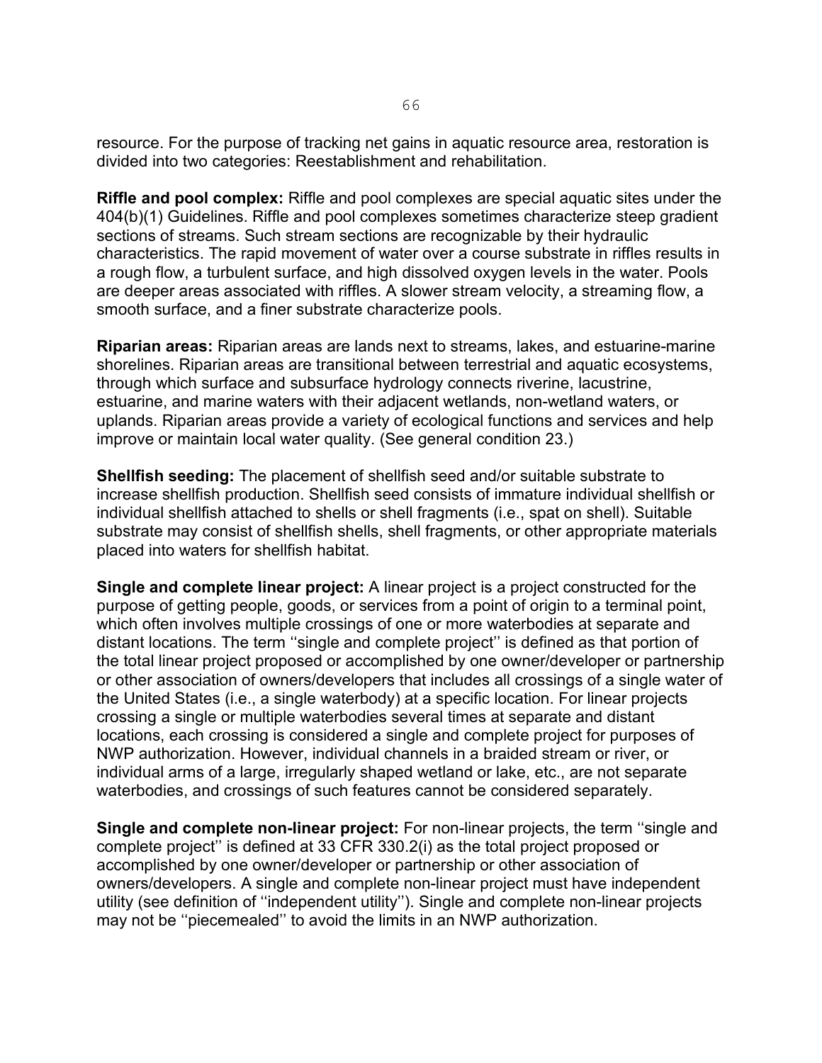resource. For the purpose of tracking net gains in aquatic resource area, restoration is divided into two categories: Reestablishment and rehabilitation.

**Riffle and pool complex:** Riffle and pool complexes are special aquatic sites under the 404(b)(1) Guidelines. Riffle and pool complexes sometimes characterize steep gradient sections of streams. Such stream sections are recognizable by their hydraulic characteristics. The rapid movement of water over a course substrate in riffles results in a rough flow, a turbulent surface, and high dissolved oxygen levels in the water. Pools are deeper areas associated with riffles. A slower stream velocity, a streaming flow, a smooth surface, and a finer substrate characterize pools.

**Riparian areas:** Riparian areas are lands next to streams, lakes, and estuarine-marine shorelines. Riparian areas are transitional between terrestrial and aquatic ecosystems, through which surface and subsurface hydrology connects riverine, lacustrine, estuarine, and marine waters with their adjacent wetlands, non-wetland waters, or uplands. Riparian areas provide a variety of ecological functions and services and help improve or maintain local water quality. (See general condition 23.)

**Shellfish seeding:** The placement of shellfish seed and/or suitable substrate to increase shellfish production. Shellfish seed consists of immature individual shellfish or individual shellfish attached to shells or shell fragments (i.e., spat on shell). Suitable substrate may consist of shellfish shells, shell fragments, or other appropriate materials placed into waters for shellfish habitat.

**Single and complete linear project:** A linear project is a project constructed for the purpose of getting people, goods, or services from a point of origin to a terminal point, which often involves multiple crossings of one or more waterbodies at separate and distant locations. The term ''single and complete project'' is defined as that portion of the total linear project proposed or accomplished by one owner/developer or partnership or other association of owners/developers that includes all crossings of a single water of the United States (i.e., a single waterbody) at a specific location. For linear projects crossing a single or multiple waterbodies several times at separate and distant locations, each crossing is considered a single and complete project for purposes of NWP authorization. However, individual channels in a braided stream or river, or individual arms of a large, irregularly shaped wetland or lake, etc., are not separate waterbodies, and crossings of such features cannot be considered separately.

**Single and complete non-linear project:** For non-linear projects, the term ''single and complete project'' is defined at 33 CFR 330.2(i) as the total project proposed or accomplished by one owner/developer or partnership or other association of owners/developers. A single and complete non-linear project must have independent utility (see definition of ''independent utility''). Single and complete non-linear projects may not be ''piecemealed'' to avoid the limits in an NWP authorization.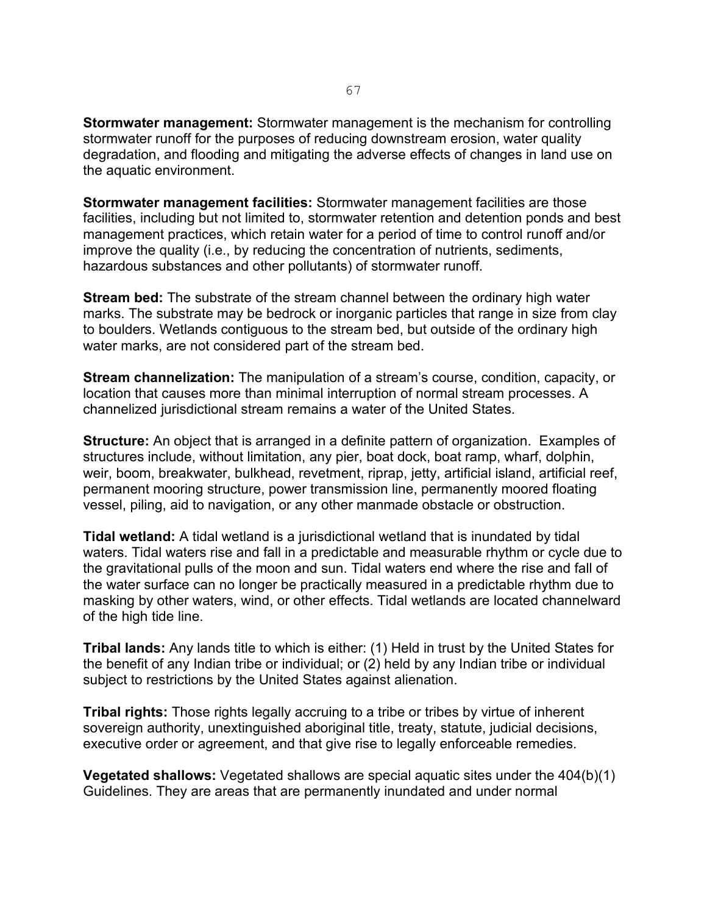**Stormwater management:** Stormwater management is the mechanism for controlling stormwater runoff for the purposes of reducing downstream erosion, water quality degradation, and flooding and mitigating the adverse effects of changes in land use on the aquatic environment.

**Stormwater management facilities:** Stormwater management facilities are those facilities, including but not limited to, stormwater retention and detention ponds and best management practices, which retain water for a period of time to control runoff and/or improve the quality (i.e., by reducing the concentration of nutrients, sediments, hazardous substances and other pollutants) of stormwater runoff.

**Stream bed:** The substrate of the stream channel between the ordinary high water marks. The substrate may be bedrock or inorganic particles that range in size from clay to boulders. Wetlands contiguous to the stream bed, but outside of the ordinary high water marks, are not considered part of the stream bed.

**Stream channelization:** The manipulation of a stream's course, condition, capacity, or location that causes more than minimal interruption of normal stream processes. A channelized jurisdictional stream remains a water of the United States.

**Structure:** An object that is arranged in a definite pattern of organization. Examples of structures include, without limitation, any pier, boat dock, boat ramp, wharf, dolphin, weir, boom, breakwater, bulkhead, revetment, riprap, jetty, artificial island, artificial reef, permanent mooring structure, power transmission line, permanently moored floating vessel, piling, aid to navigation, or any other manmade obstacle or obstruction.

**Tidal wetland:** A tidal wetland is a jurisdictional wetland that is inundated by tidal waters. Tidal waters rise and fall in a predictable and measurable rhythm or cycle due to the gravitational pulls of the moon and sun. Tidal waters end where the rise and fall of the water surface can no longer be practically measured in a predictable rhythm due to masking by other waters, wind, or other effects. Tidal wetlands are located channelward of the high tide line.

**Tribal lands:** Any lands title to which is either: (1) Held in trust by the United States for the benefit of any Indian tribe or individual; or (2) held by any Indian tribe or individual subject to restrictions by the United States against alienation.

**Tribal rights:** Those rights legally accruing to a tribe or tribes by virtue of inherent sovereign authority, unextinguished aboriginal title, treaty, statute, judicial decisions, executive order or agreement, and that give rise to legally enforceable remedies.

**Vegetated shallows:** Vegetated shallows are special aquatic sites under the 404(b)(1) Guidelines. They are areas that are permanently inundated and under normal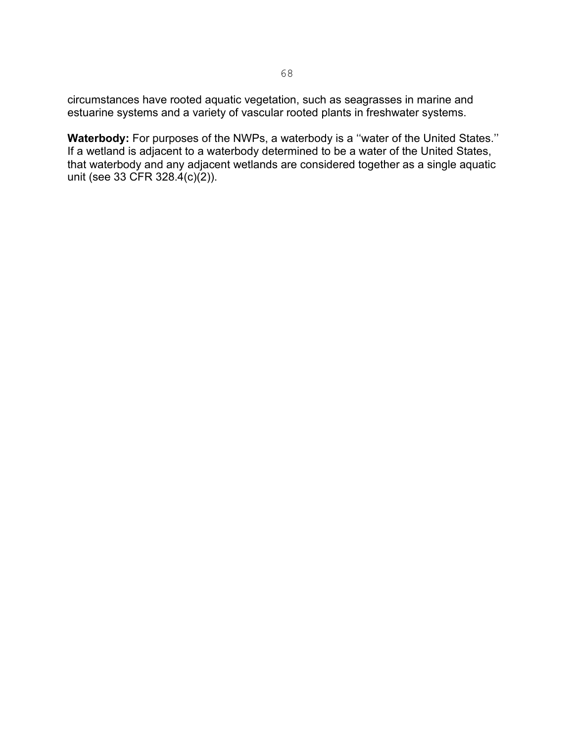circumstances have rooted aquatic vegetation, such as seagrasses in marine and estuarine systems and a variety of vascular rooted plants in freshwater systems.

**Waterbody:** For purposes of the NWPs, a waterbody is a ''water of the United States.'' If a wetland is adjacent to a waterbody determined to be a water of the United States, that waterbody and any adjacent wetlands are considered together as a single aquatic unit (see 33 CFR 328.4(c)(2)).